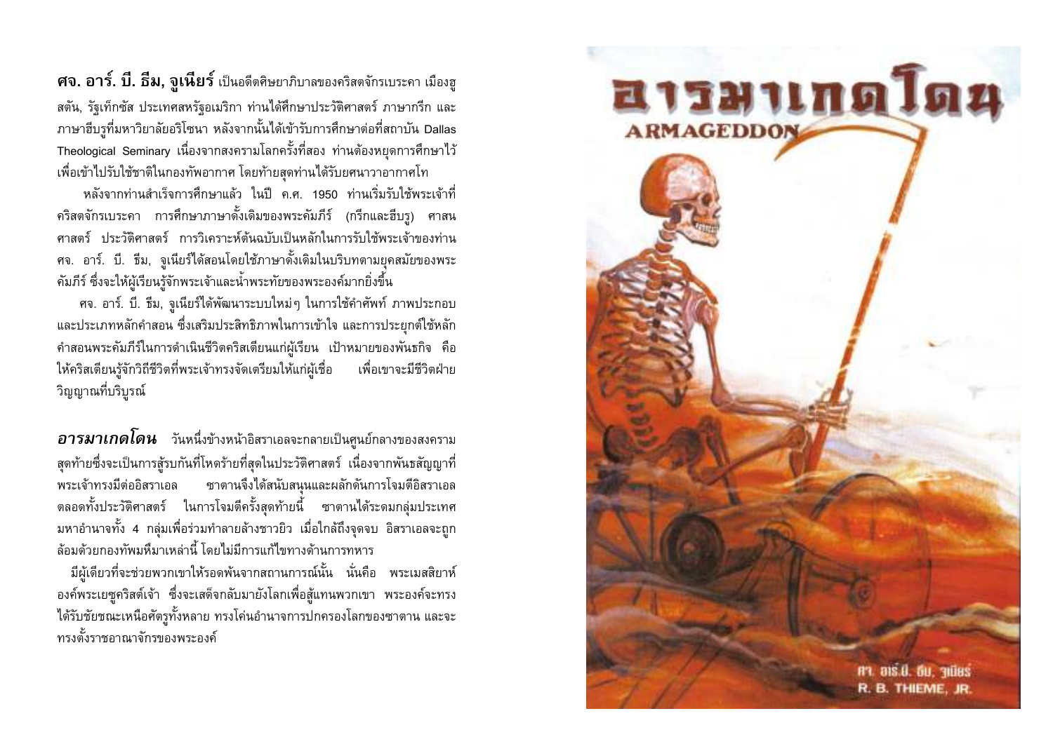**ศจ. อาร์. บี. ธีม, จูเนียร์** เป็นอดีตศิษยาภิบาลของคริสตจักรเบระคา เมืองฮูสตัน, รัฐเท็กซัส ประเทศสหรัฐอเมริกา ท่านได้ศึกษาประวัติศาสตร์ ภาษากรีก และภาษาฮีบรูที่มหาวิยาลัยอริโซนา หลังจากนั้นได้เข้ารับการศึกษาต่อที่สถาบัน Dallas Theological Seminary เนื่องจากสงครามโลกครั้งที่สอง ท่านต้องหยุดการศึกษาไว้เพื่อเข้าไปรับใช้ชาติในกองทัพอากาศ โดยท้ายสุดท่านได้รับยศนาวาอากาศโท

หลังจากท่านสำเร็จการศึกษาแล้ว ในปี ค.ศ. 1950 ท่านเริ่มรับใช้พระเจ้าที่คริสตจักรเบระคา การศึกษาภาษาดั้งเดิมของพระคัมภีร์ (กรีกและฮีบรู) ศาสนศาสตร์ ประวัติศาสตร์ การวิเคราะห์ต้นฉบับเป็นหลักในการรับใช้พระเจ้าของท่าน ศจ. อาร์. บี. ธีม, จูเนียร์ได้สอนโดยใช้ภาษาดั้งเดิมในบริบทตามยุคสมัยของพระคัมภีร์ ซึ่งจะให้ผู้เรียนรู้จักพระเจ้าและน้ำพระทัยของพระองค์มากยิ่งขึ้น

ศจ. อาร์. บี. ธีม, จูเนียร์ได้พัฒนาระบบใหม่ๆ ในการใช้คำศัพท์ ภาพประกอบ และประเภทหลักคำสอน ซึ่งเสริมประสิทธิภาพในการเข้าใจ และการประยุกต์ใช้หลักคำสอนพระคัมภีร์ในการดำเนินชีวิตคริสเตียนแก่ผู้เรียน เป้าหมายของพันธกิจ คือ ให้คริสเตียนรู้จักวิถีชีวิตที่พระเจ้าทรงจัดเตรียมให้แก่ผู้เชื่อ เพื่อเขาจะมีชีวิตฝ่ายวิญญาณที่บริบูรณ์

***อารมาเกดโดน*** วันหนึ่งข้างหน้าอิสราเอลจะกลายเป็นศูนย์กลางของสงครามสุดท้ายซึ่งจะเป็นการสู้รบกันที่โหดร้ายที่สุดในประวัติศาสตร์ เนื่องจากพันธสัญญาที่พระเจ้าทรงมีต่ออิสราเอล ซาตานจึงได้สนับสนุนและผลักดันการโจมตีอิสราเอลตลอดทั้งประวัติศาสตร์ ในการโจมตีครั้งสุดท้ายนี้ ซาตานได้ระดมกลุ่มประเทศมหาอำนาจทั้ง 4 กลุ่มเพื่อร่วมทำลายล้างชาวยิว เมื่อใกล้ถึงจุดจบ อิสราเอลจะถูกล้อมด้วยกองทัพมหึมาเหล่านี้ โดยไม่มีการแก้ไขทางด้านการทหาร

มีผู้เดียวที่จะช่วยพวกเขาให้รอดพ้นจากสถานการณ์นั้น นั่นคือ พระเมสสิยาห์ องค์พระเยซูคริสต์เจ้า ซึ่งจะเสด็จกลับมายังโลกเพื่อสู้แทนพวกเขา พระองค์จะทรงได้รับชัยชนะเหนือศัตรูทั้งหลาย ทรงโค่นอำนาจการปกครองโลกของซาตาน และจะทรงตั้งราชอาณาจักรของพระองค์

# อารมาเกดโดน
## ARMAGEDDON

ศจ. อาร์.บี. ธีม, จูเนียร์
R. B. THIEME, JR.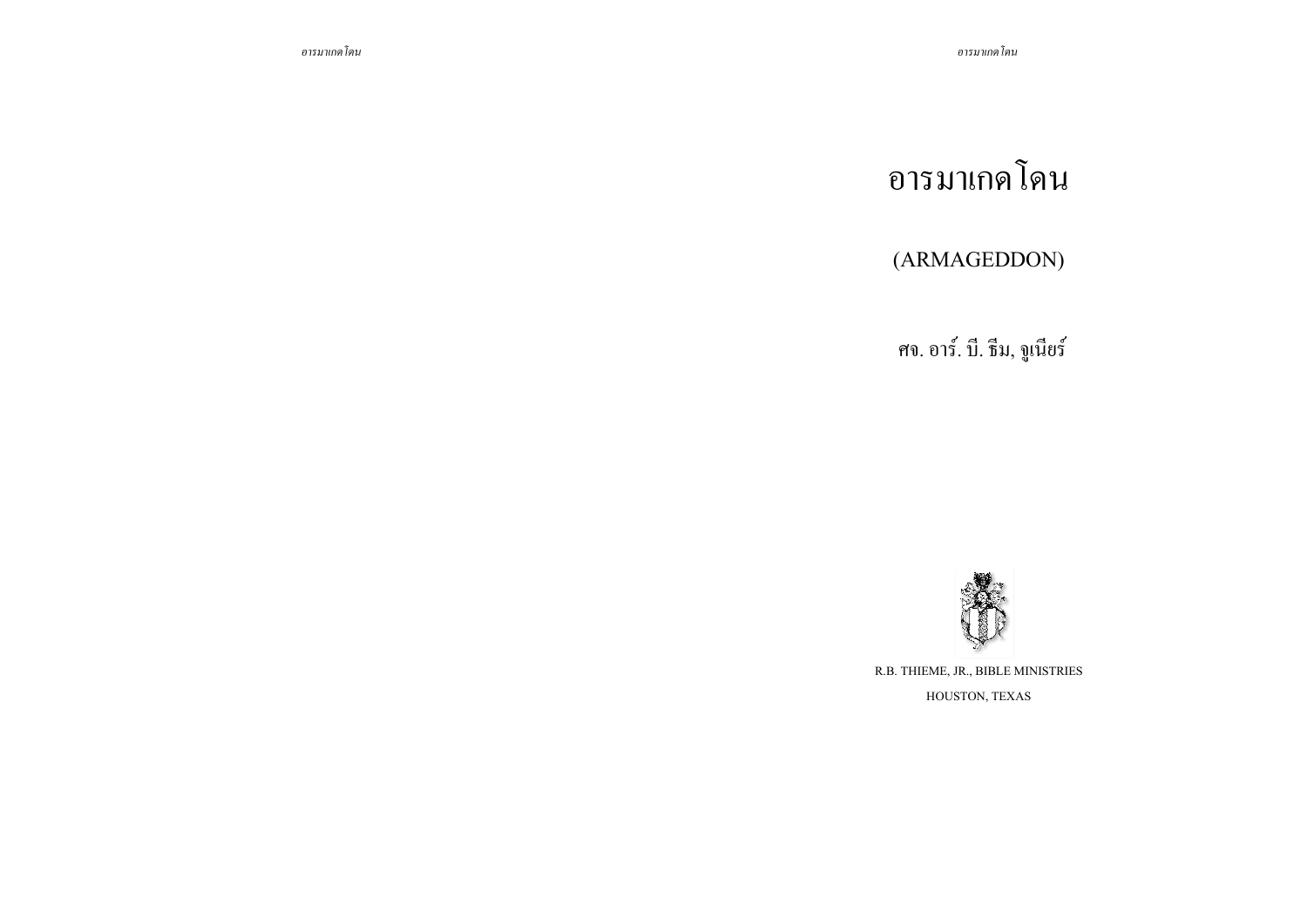# อารมาเกดโดน

## (ARMAGEDDON)

ศจ. อาร์. บี. ธีม, จูเนียร์

R.B. THIEME, JR., BIBLE MINISTRIES

HOUSTON, TEXAS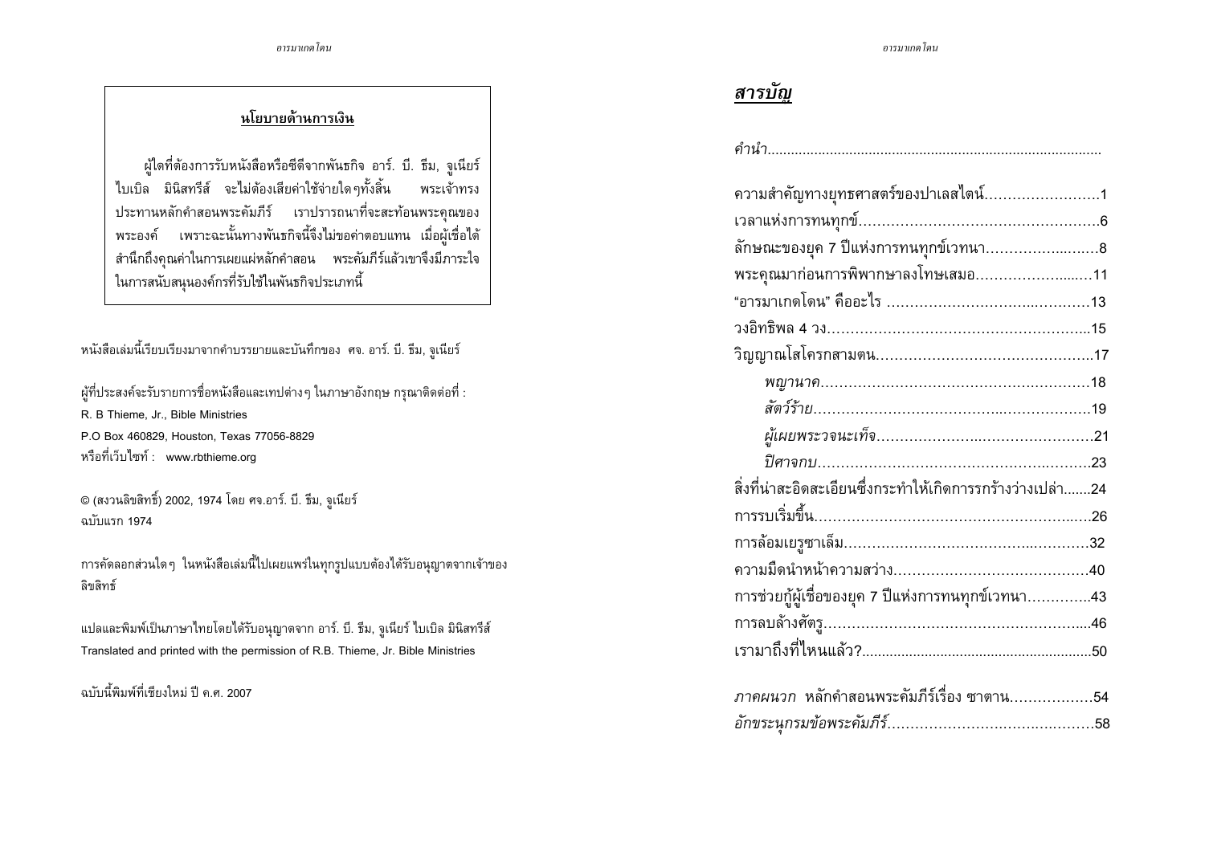**นโยบายด้านการเงิน**

ผู้ใดที่ต้องการรับหนังสือหรือซีดีจากพันธกิจ อาร์. บี. ธีม, จูเนียร์ ไบเบิล มินิสทรีส์ จะไม่ต้องเสียค่าใช้จ่ายใดๆทั้งสิ้น พระเจ้าทรงประทานหลักคำสอนพระคัมภีร์ เราปรารถนาที่จะสะท้อนพระคุณของพระองค์ เพราะฉะนั้นทางพันธกิจนี้จึงไม่ขอค่าตอบแทน เมื่อผู้เชื่อได้สำนึกถึงคุณค่าในการเผยแผ่หลักคำสอน พระคัมภีร์แล้วเขาจึงมีภาระใจในการสนับสนุนองค์กรที่รับใช้ในพันธกิจประเภทนี้

หนังสือเล่มนี้เรียบเรียงมาจากคำบรรยายและบันทึกของ ศจ. อาร์. บี. ธีม, จูเนียร์

ผู้ที่ประสงค์จะรับรายการชื่อหนังสือและเทปต่างๆ ในภาษาอังกฤษ กรุณาติดต่อที่ :
R. B Thieme, Jr., Bible Ministries
P.O Box 460829, Houston, Texas 77056-8829
หรือที่เว็บไซท์ : www.rbthieme.org

© (สงวนลิขสิทธิ์) 2002, 1974 โดย ศจ.อาร์. บี. ธีม, จูเนียร์
ฉบับแรก 1974

การคัดลอกส่วนใดๆ ในหนังสือเล่มนี้ไปเผยแพร่ในทุกรูปแบบต้องได้รับอนุญาตจากเจ้าของลิขสิทธิ์

แปลและพิมพ์เป็นภาษาไทยโดยได้รับอนุญาตจาก อาร์. บี. ธีม, จูเนียร์ ไบเบิล มินิสทรีส์
Translated and printed with the permission of R.B. Thieme, Jr. Bible Ministries

ฉบับนี้พิมพ์ที่เชียงใหม่ ปี ค.ศ. 2007

# *สารบัญ*

*คำนำ*......................................................................................

ความสำคัญทางยุทธศาสตร์ของปาเลสไตน์……………………1
เวลาแห่งการทนทุกข์…………………………………………….6
ลักษณะของยุค 7 ปีแห่งการทนทุกข์เวทนา……………..…….8
พระคุณมาก่อนการพิพากษาลงโทษเสมอ……………..…..11
"อารมาเกดโดน" คืออะไร ………………………..………..13
วงอิทธิพล 4 วง………………………………………………...15
วิญญาณโสโครกสามตน………………………………………..17
　　*พญานาค*……………………………………………………18
　　*สัตว์ร้าย*……………………………………..………………19
　　*ผู้เผยพระวจนะเท็จ*…………………..……………………21
　　*ปีศาจกบ*………………………………………..…….…..23
สิ่งที่น่าสะอิดสะเอียนซึ่งกระทำให้เกิดการรกร้างว่างเปล่า.......24
การรบเริ่มขึ้น……………………………………………………26
การล้อมเยรูซาเล็ม…………………………………..…………32
ความมืดนำหน้าความสว่าง……………………………………40
การช่วยกู้ผู้เชื่อของยุค 7 ปีแห่งการทนทุกข์เวทนา………….43
การลบล้างศัตรู………………………………………………...46
เรามาถึงที่ไหนแล้ว?...........................................................50

*ภาคผนวก* หลักคำสอนพระคัมภีร์เรื่อง ซาตาน………………54
*อักขระนุกรมข้อพระคัมภีร์*…………………………..…….…58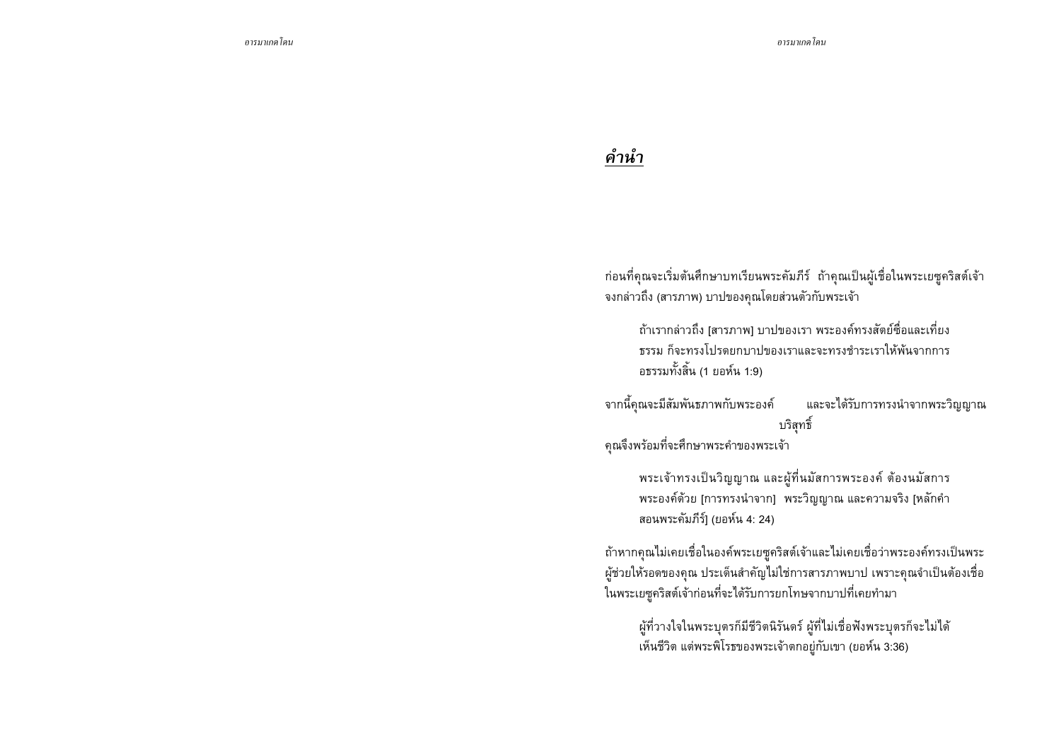## *คำนำ*

ก่อนที่คุณจะเริ่มต้นศึกษาบทเรียนพระคัมภีร์ ถ้าคุณเป็นผู้เชื่อในพระเยซูคริสต์เจ้า จงกล่าวถึง (สารภาพ) บาปของคุณโดยส่วนตัวกับพระเจ้า

> ถ้าเรากล่าวถึง [สารภาพ] บาปของเรา พระองค์ทรงสัตย์ซื่อและเที่ยงธรรม ก็จะทรงโปรดยกบาปของเราและจะทรงชำระเราให้พ้นจากการอธรรมทั้งสิ้น (1 ยอห์น 1:9)

จากนี้คุณจะมีสัมพันธภาพกับพระองค์ และจะได้รับการทรงนำจากพระวิญญาณบริสุทธิ์
คุณจึงพร้อมที่จะศึกษาพระคำของพระเจ้า

> พระเจ้าทรงเป็นวิญญาณ และผู้ที่นมัสการพระองค์ ต้องนมัสการพระองค์ด้วย [การทรงนำจาก] พระวิญญาณ และความจริง [หลักคำสอนพระคัมภีร์] (ยอห์น 4: 24)

ถ้าหากคุณไม่เคยเชื่อในองค์พระเยซูคริสต์เจ้าและไม่เคยเชื่อว่าพระองค์ทรงเป็นพระผู้ช่วยให้รอดของคุณ ประเด็นสำคัญไม่ใช่การสารภาพบาป เพราะคุณจำเป็นต้องเชื่อในพระเยซูคริสต์เจ้าก่อนที่จะได้รับการยกโทษจากบาปที่เคยทำมา

> ผู้ที่วางใจในพระบุตรก็มีชีวิตนิรันดร์ ผู้ที่ไม่เชื่อฟังพระบุตรก็จะไม่ได้เห็นชีวิต แต่พระพิโรธของพระเจ้าตกอยู่กับเขา (ยอห์น 3:36)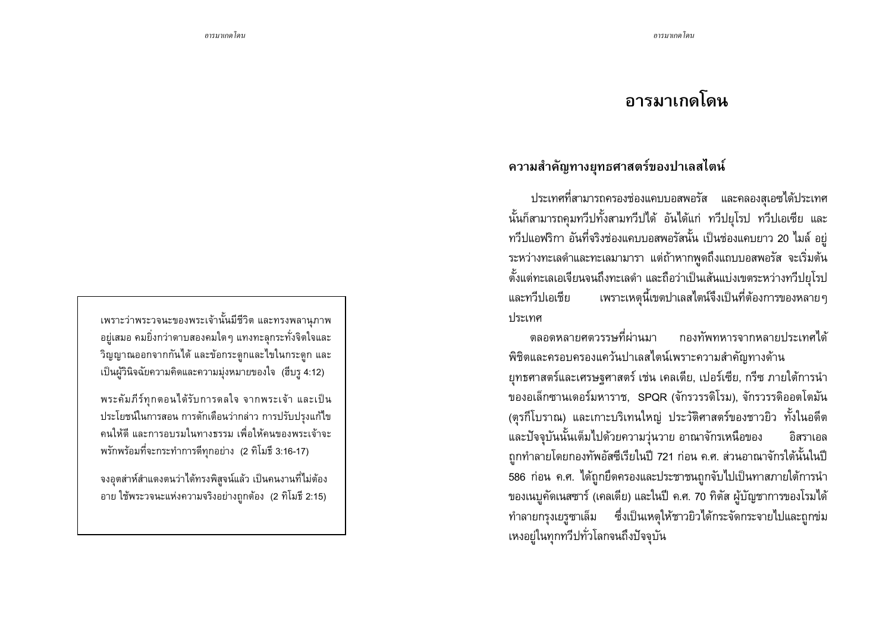เพราะว่าพระวจนะของพระเจ้านั้นมีชีวิต และทรงพลานุภาพอยู่เสมอ คมยิ่งกว่าดาบสองคมใดๆ แทงทะลุกระทั่งจิตใจและวิญญาณออกจากกันได้ และข้อกระดูกและไขในกระดูก และเป็นผู้วินิจฉัยความคิดและความมุ่งหมายของใจ (ฮีบรู 4:12)

พระคัมภีร์ทุกตอนได้รับการดลใจ จากพระเจ้า และเป็นประโยชน์ในการสอน การตักเตือนว่ากล่าว การปรับปรุงแก้ไขคนให้ดี และการอบรมในทางธรรม เพื่อให้คนของพระเจ้าจะพรักพร้อมที่จะกระทำการดีทุกอย่าง (2 ทิโมธี 3:16-17)

จงอุตส่าห์สำแดงตนว่าได้ทรงพิสูจน์แล้ว เป็นคนงานที่ไม่ต้องอาย ใช้พระวจนะแห่งความจริงอย่างถูกต้อง (2 ทิโมธี 2:15)

# อารมาเกดโดน

## ความสำคัญทางยุทธศาสตร์ของปาเลสไตน์

ประเทศที่สามารถครองช่องแคบบอสพอรัส และคลองสุเอซได้ประเทศนั้นก็สามารถคุมทวีปทั้งสามทวีปได้ อันได้แก่ ทวีปยุโรป ทวีปเอเชีย และทวีปแอฟริกา อันที่จริงช่องแคบบอสพอรัสนั้น เป็นช่องแคบยาว 20 ไมล์ อยู่ระหว่างทะเลดำและทะเลมามารา แต่ถ้าหากพูดถึงแถบบอสพอรัส จะเริ่มต้นตั้งแต่ทะเลเอเจียนจนถึงทะเลดำ และถือว่าเป็นเส้นแบ่งเขตระหว่างทวีปยุโรปและทวีปเอเชีย เพราะเหตุนี้เขตปาเลสไตน์จึงเป็นที่ต้องการของหลายๆ ประเทศ

ตลอดหลายศตวรรษที่ผ่านมา กองทัพทหารจากหลายประเทศได้พิชิตและครอบครองแคว้นปาเลสไตน์เพราะความสำคัญทางด้านยุทธศาสตร์และเศรษฐศาสตร์ เช่น เคลเดีย, เปอร์เซีย, กรีซ ภายใต้การนำของอเล็กซานเดอร์มหาราช, SPQR (จักรวรรดิโรม), จักรวรรดิออตโตมัน (ตุรกีโบราณ) และเกาะบริเทนใหญ่ ประวัติศาสตร์ของชาวยิว ทั้งในอดีตและปัจจุบันนั้นเต็มไปด้วยความวุ่นวาย อาณาจักรเหนือของ อิสราเอลถูกทำลายโดยกองทัพอัสซีเรียในปี 721 ก่อน ค.ศ. ส่วนอาณาจักรใต้นั้นในปี 586 ก่อน ค.ศ. ได้ถูกยึดครองและประชาชนถูกจับไปเป็นทาสภายใต้การนำของเนบูคัดเนสซาร์ (เคลเดีย) และในปี ค.ศ. 70 ทิตัส ผู้บัญชาการของโรมได้ทำลายกรุงเยรูซาเล็ม ซึ่งเป็นเหตุให้ชาวยิวได้กระจัดกระจายไปและถูกข่มเหงอยู่ในทุกทวีปทั่วโลกจนถึงปัจจุบัน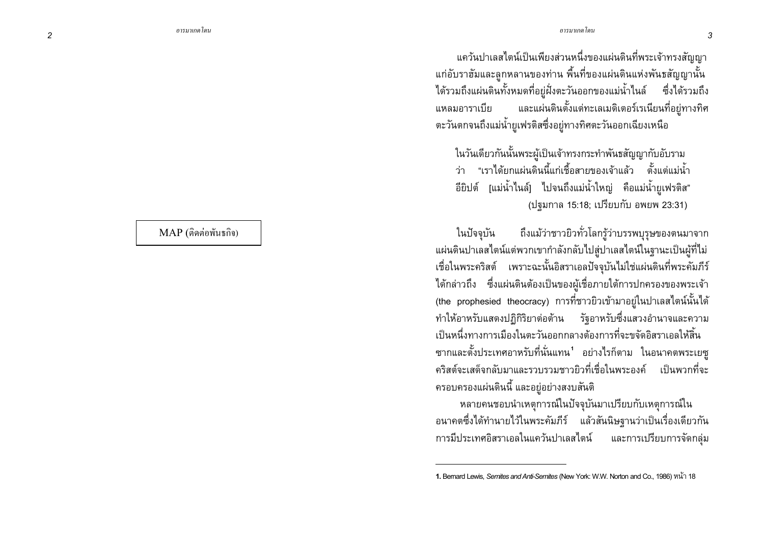MAP (ติดต่อพันธกิจ)

แคว้นปาเลสไตน์เป็นเพียงส่วนหนึ่งของแผ่นดินที่พระเจ้าทรงสัญญาแก่อับราฮัมและลูกหลานของท่าน พื้นที่ของแผ่นดินแห่งพันธสัญญานั้นได้รวมถึงแผ่นดินทั้งหมดที่อยู่ฝั่งตะวันออกของแม่น้ำไนล์ ซึ่งได้รวมถึงแหลมอาราเบีย และแผ่นดินตั้งแต่ทะเลเมดิเตอร์เรเนียนที่อยู่ทางทิศตะวันตกจนถึงแม่น้ำยูเฟรติสซึ่งอยู่ทางทิศตะวันออกเฉียงเหนือ

> ในวันเดียวกันนั้นพระผู้เป็นเจ้าทรงกระทำพันธสัญญากับอับรามว่า "เราได้ยกแผ่นดินนี้แก่เชื้อสายของเจ้าแล้ว ตั้งแต่แม่น้ำอียิปต์ [แม่น้ำไนล์] ไปจนถึงแม่น้ำใหญ่ คือแม่น้ำยูเฟรติส" (ปฐมกาล 15:18; เปรียบกับ อพยพ 23:31)

ในปัจจุบัน ถึงแม้ว่าชาวยิวทั่วโลกรู้ว่าบรรพบุรุษของตนมาจากแผ่นดินปาเลสไตน์แต่พวกเขากำลังกลับไปสู่ปาเลสไตน์ในฐานะเป็นผู้ที่ไม่เชื่อในพระคริสต์ เพราะฉะนั้นอิสราเอลปัจจุบันไม่ใช่แผ่นดินที่พระคัมภีร์ได้กล่าวถึง ซึ่งแผ่นดินต้องเป็นของผู้เชื่อภายใต้การปกครองของพระเจ้า (the prophesied theocracy) การที่ชาวยิวเข้ามาอยู่ในปาเลสไตน์นั้นได้ทำให้อาหรับแสดงปฏิกิริยาต่อต้าน รัฐอาหรับซึ่งแสวงอำนาจและความเป็นหนึ่งทางการเมืองในตะวันออกกลางต้องการที่จะขจัดอิสราเอลให้สิ้นซากและตั้งประเทศอาหรับที่นั่นแทน[1] อย่างไรก็ตาม ในอนาคตพระเยซูคริสต์จะเสด็จกลับมาและรวบรวมชาวยิวที่เชื่อในพระองค์ เป็นพวกที่จะครอบครองแผ่นดินนี้ และอยู่อย่างสงบสันติ

หลายคนชอบนำเหตุการณ์ในปัจจุบันมาเปรียบกับเหตุการณ์ในอนาคตซึ่งได้ทำนายไว้ในพระคัมภีร์ แล้วสันนิษฐานว่าเป็นเรื่องเดียวกัน การมีประเทศอิสราเอลในแคว้นปาเลสไตน์ และการเปรียบการจัดกลุ่ม

---

**1.** Bernard Lewis, *Semites and Anti-Semites* (New York: W.W. Norton and Co., 1986) หน้า 18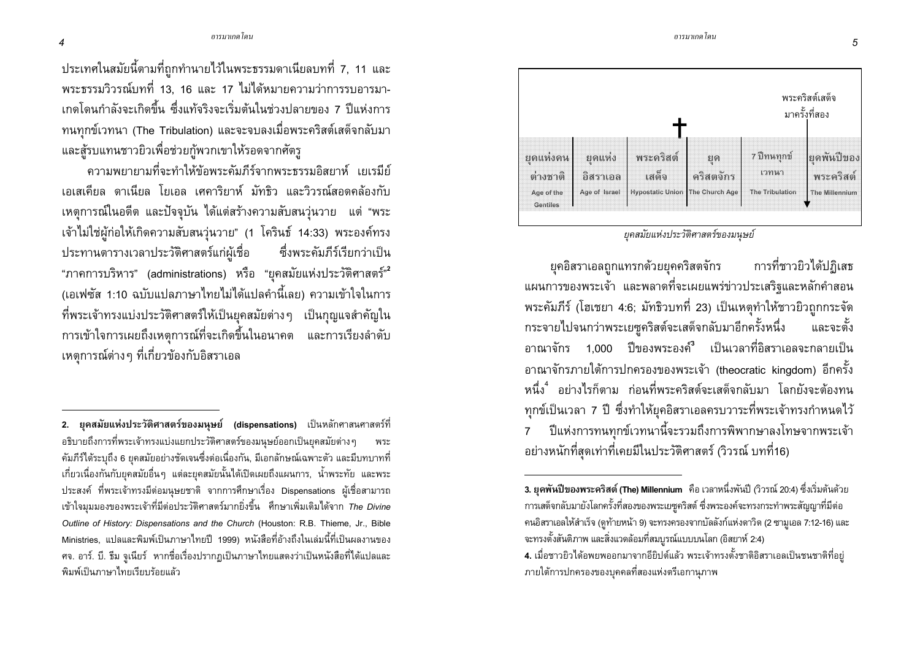ประเทศในสมัยนี้ตามที่ถูกทำนายไว้ในพระธรรมดาเนียลบทที่ 7, 11 และพระธรรมวิวรณ์บทที่ 13, 16 และ 17 ไม่ได้หมายความว่าการรบอารมาเกดโดนกำลังจะเกิดขึ้น ซึ่งแท้จริงจะเริ่มต้นในช่วงปลายของ 7 ปีแห่งการทนทุกข์เวทนา (The Tribulation) และจะจบลงเมื่อพระคริสต์เสด็จกลับมาและสู้รบแทนชาวยิวเพื่อช่วยกู้พวกเขาให้รอดจากศัตรู

ความพยายามที่จะทำให้ข้อพระคัมภีร์จากพระธรรมอิสยาห์ เยเรมีย์ เอเสเคียล ดาเนียล โยเอล เศคาริยาห์ มัทธิว และวิวรณ์สอดคล้องกับเหตุการณ์ในอดีต และปัจจุบัน ได้แต่สร้างความสับสนวุ่นวาย แต่ "พระเจ้าไม่ใช่ผู้ก่อให้เกิดความสับสนวุ่นวาย" (1 โครินธ์ 14:33) พระองค์ทรงประทานตารางเวลาประวัติศาสตร์แก่ผู้เชื่อ ซึ่งพระคัมภีร์เรียกว่าเป็น "ภาคการบริหาร" (administrations) หรือ "ยุคสมัยแห่งประวัติศาสตร์"[2] (เอเฟซัส 1:10 ฉบับแปลภาษาไทยไม่ได้แปลคำนี้เลย) ความเข้าใจในการที่พระเจ้าทรงแบ่งประวัติศาสตร์ให้เป็นยุคสมัยต่างๆ เป็นกุญแจสำคัญในการเข้าใจการเผยถึงเหตุการณ์ที่จะเกิดขึ้นในอนาคต และการเรียงลำดับเหตุการณ์ต่างๆ ที่เกี่ยวข้องกับอิสราเอล

| ยุคแห่งคนต่างชาติ Age of the Gentiles | ยุคแห่งอิสราเอล Age of Israel | พระคริสต์เสด็จ Hypostatic Union | ยุคคริสตจักร The Church Age | 7 ปีทนทุกข์เวทนา The Tribulation | ยุคพันปีของพระคริสต์ The Millennium |
|---|---|---|---|---|---|

พระคริสต์เสด็จมาครั้งที่สอง

*ยุคสมัยแห่งประวัติศาสตร์ของมนุษย์*

ยุคอิสราเอลถูกแทรกด้วยยุคคริสตจักร การที่ชาวยิวได้ปฏิเสธแผนการของพระเจ้า และพลาดที่จะเผยแพร่ข่าวประเสริฐและหลักคำสอนพระคัมภีร์ (โฮเชยา 4:6; มัทธิวบทที่ 23) เป็นเหตุทำให้ชาวยิวถูกกระจัดกระจายไปจนกว่าพระเยซูคริสต์จะเสด็จกลับมาอีกครั้งหนึ่ง และจะตั้งอาณาจักร 1,000 ปีของพระองค์[3] เป็นเวลาที่อิสราเอลจะกลายเป็นอาณาจักรภายใต้การปกครองของพระเจ้า (theocratic kingdom) อีกครั้งหนึ่ง[4] อย่างไรก็ตาม ก่อนที่พระคริสต์จะเสด็จกลับมา โลกยังจะต้องทนทุกข์เป็นเวลา 7 ปี ซึ่งทำให้ยุคอิสราเอลครบวาระที่พระเจ้าทรงกำหนดไว้ 7 ปีแห่งการทนทุกข์เวทนานี้จะรวมถึงการพิพากษาลงโทษจากพระเจ้าอย่างหนักที่สุดเท่าที่เคยมีในประวัติศาสตร์ (วิวรณ์ บทที่16)

---

**2. ยุคสมัยแห่งประวัติศาสตร์ของมนุษย์ (dispensations)** เป็นหลักศาสนศาสตร์ที่อธิบายถึงการที่พระเจ้าทรงแบ่งแยกประวัติศาสตร์ของมนุษย์ออกเป็นยุคสมัยต่างๆ พระคัมภีร์ได้ระบุถึง 6 ยุคสมัยอย่างชัดเจนซึ่งต่อเนื่องกัน, มีเอกลักษณ์เฉพาะตัว และมีบทบาทที่เกี่ยวเนื่องกันกับยุคสมัยอื่นๆ แต่ละยุคสมัยนั้นได้เปิดเผยถึงแผนการ, น้ำพระทัย และพระประสงค์ ที่พระเจ้าทรงมีต่อมนุษยชาติ จากการศึกษาเรื่อง Dispensations ผู้เชื่อสามารถเข้าใจมุมมองของพระเจ้าที่มีต่อประวัติศาสตร์มากยิ่งขึ้น ศึกษาเพิ่มเติมได้จาก *The Divine Outline of History: Dispensations and the Church* (Houston: R.B. Thieme, Jr., Bible Ministries, แปลและพิมพ์เป็นภาษาไทยปี 1999) หนังสือที่อ้างถึงในเล่มนี้ที่เป็นผลงานของ ศจ. อาร์. บี. ธีม จูเนียร์ หากชื่อเรื่องปรากฏเป็นภาษาไทยแสดงว่าเป็นหนังสือที่ได้แปลและพิมพ์เป็นภาษาไทยเรียบร้อยแล้ว

**3. ยุคพันปีของพระคริสต์ (The) Millennium** คือ เวลาหนึ่งพันปี (วิวรณ์ 20:4) ซึ่งเริ่มต้นด้วยการเสด็จกลับมายังโลกครั้งที่สองของพระเยซูคริสต์ ซึ่งพระองค์จะทรงกระทำพระสัญญาที่มีต่อคนอิสราเอลให้สำเร็จ (ดูท้ายหน้า 9) จะทรงครองจากบัลลังก์แห่งดาวิด (2 ซามูเอล 7:12-16) และจะทรงตั้งสันติภาพ และสิ่งแวดล้อมที่สมบูรณ์แบบบนโลก (อิสยาห์ 2:4)

**4.** เมื่อชาวยิวได้อพยพออกมาจากอียิปต์แล้ว พระเจ้าทรงตั้งชาติอิสราเอลเป็นชนชาติที่อยู่ภายใต้การปกครองของบุคคลที่สองแห่งตรีเอกานุภาพ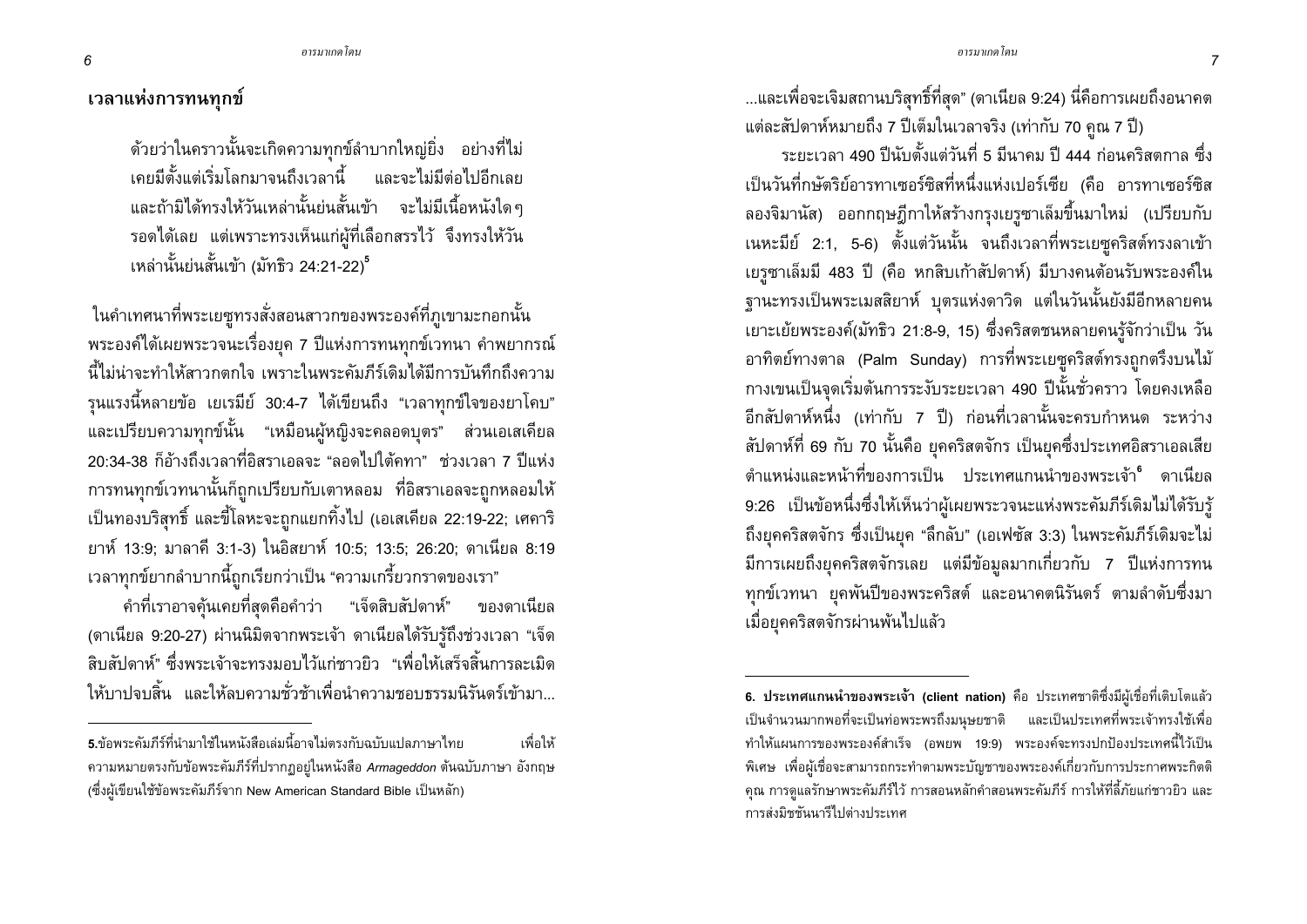## เวลาแห่งการทนทุกข์

> ด้วยว่าในคราวนั้นจะเกิดความทุกข์ลำบากใหญ่ยิ่ง อย่างที่ไม่เคยมีตั้งแต่เริ่มโลกมาจนถึงเวลานี้ และจะไม่มีต่อไปอีกเลย และถ้ามิได้ทรงให้วันเหล่านั้นย่นสั้นเข้า จะไม่มีเนื้อหนังใดๆ รอดได้เลย แต่เพราะทรงเห็นแก่ผู้ที่เลือกสรรไว้ จึงทรงให้วันเหล่านั้นย่นสั้นเข้า (มัทธิว 24:21-22)[5]

ในคำเทศนาที่พระเยซูทรงสั่งสอนสาวกของพระองค์ที่ภูเขามะกอกนั้น พระองค์ได้เผยพระวจนะเรื่องยุค 7 ปีแห่งการทนทุกข์เวทนา คำพยากรณ์นี้ไม่น่าจะทำให้สาวกตกใจ เพราะในพระคัมภีร์เดิมได้มีการบันทึกถึงความรุนแรงนี้หลายข้อ เยเรมีย์ 30:4-7 ได้เขียนถึง "เวลาทุกข์ใจของยาโคบ" และเปรียบความทุกข์นั้น "เหมือนผู้หญิงจะคลอดบุตร" ส่วนเอเสเคียล 20:34-38 ก็อ้างถึงเวลาที่อิสราเอลจะ "ลอดไปใต้คทา" ช่วงเวลา 7 ปีแห่งการทนทุกข์เวทนานั้นก็ถูกเปรียบกับเตาหลอม ที่อิสราเอลจะถูกหลอมให้เป็นทองบริสุทธิ์ และขี้โลหะจะถูกแยกทิ้งไป (เอเสเคียล 22:19-22; เศคาริยาห์ 13:9; มาลาคี 3:1-3) ในอิสยาห์ 10:5; 13:5; 26:20; ดาเนียล 8:19 เวลาทุกข์ยากลำบากนี้ถูกเรียกว่าเป็น "ความเกรี้ยวกราดของเรา"

คำที่เราอาจคุ้นเคยที่สุดคือคำว่า "เจ็ดสิบสัปดาห์" ของดาเนียล (ดาเนียล 9:20-27) ผ่านนิมิตจากพระเจ้า ดาเนียลได้รับรู้ถึงช่วงเวลา "เจ็ดสิบสัปดาห์" ซึ่งพระเจ้าจะทรงมอบไว้แก่ชาวยิว "เพื่อให้เสร็จสิ้นการละเมิดให้บาปจบสิ้น และให้ลบความชั่วช้าเพื่อนำความชอบธรรมนิรันดร์เข้ามา...และเพื่อจะเจิมสถานบริสุทธิ์ที่สุด" (ดาเนียล 9:24) นี่คือการเผยถึงอนาคต แต่ละสัปดาห์หมายถึง 7 ปีเต็มในเวลาจริง (เท่ากับ 70 คูณ 7 ปี)

ระยะเวลา 490 ปีนับตั้งแต่วันที่ 5 มีนาคม ปี 444 ก่อนคริสตกาล ซึ่งเป็นวันที่กษัตริย์อารทาเซอร์ซิสที่หนึ่งแห่งเปอร์เซีย (คือ อารทาเซอร์ซิส ลองจิมานัส) ออกกฤษฎีกาให้สร้างกรุงเยรูซาเล็มขึ้นมาใหม่ (เปรียบกับ เนหะมีย์ 2:1, 5-6) ตั้งแต่วันนั้น จนถึงเวลาที่พระเยซูคริสต์ทรงลาเข้าเยรูซาเล็มมี 483 ปี (คือ หกสิบเก้าสัปดาห์) มีบางคนต้อนรับพระองค์ในฐานะทรงเป็นพระเมสสิยาห์ บุตรแห่งดาวิด แต่ในวันนั้นยังมีอีกหลายคนเยาะเย้ยพระองค์(มัทธิว 21:8-9, 15) ซึ่งคริสตชนหลายคนรู้จักว่าเป็น วันอาทิตย์ทางตาล (Palm Sunday) การที่พระเยซูคริสต์ทรงถูกตรึงบนไม้กางเขนเป็นจุดเริ่มต้นการระงับระยะเวลา 490 ปีนั้นชั่วคราว โดยคงเหลืออีกสัปดาห์หนึ่ง (เท่ากับ 7 ปี) ก่อนที่เวลานั้นจะครบกำหนด ระหว่างสัปดาห์ที่ 69 กับ 70 นั้นคือ ยุคคริสตจักร เป็นยุคซึ่งประเทศอิสราเอลเสียตำแหน่งและหน้าที่ของการเป็น ประเทศแกนนำของพระเจ้า[6] ดาเนียล 9:26 เป็นข้อหนึ่งซึ่งให้เห็นว่าผู้เผยพระวจนะแห่งพระคัมภีร์เดิมไม่ได้รับรู้ถึงยุคคริสตจักร ซึ่งเป็นยุค "ลึกลับ" (เอเฟซัส 3:3) ในพระคัมภีร์เดิมจะไม่มีการเผยถึงยุคคริสตจักรเลย แต่มีข้อมูลมากเกี่ยวกับ 7 ปีแห่งการทนทุกข์เวทนา ยุคพันปีของพระคริสต์ และอนาคตนิรันดร์ ตามลำดับซึ่งมาเมื่อยุคคริสตจักรผ่านพ้นไปแล้ว

---

**5.**ข้อพระคัมภีร์ที่นำมาใช้ในหนังสือเล่มนี้อาจไม่ตรงกับฉบับแปลภาษาไทย เพื่อให้ความหมายตรงกับข้อพระคัมภีร์ที่ปรากฏอยู่ในหนังสือ *Armageddon* ต้นฉบับภาษา อังกฤษ (ซึ่งผู้เขียนใช้ข้อพระคัมภีร์จาก New American Standard Bible เป็นหลัก)

**6. ประเทศแกนนำของพระเจ้า (client nation)** คือ ประเทศชาติซึ่งมีผู้เชื่อที่เติบโตแล้วเป็นจำนวนมากพอที่จะเป็นท่อพระพรถึงมนุษยชาติ และเป็นประเทศที่พระเจ้าทรงใช้เพื่อทำให้แผนการของพระองค์สำเร็จ (อพยพ 19:9) พระองค์จะทรงปกป้องประเทศนี้ไว้เป็นพิเศษ เพื่อผู้เชื่อจะสามารถกระทำตามพระบัญชาของพระองค์เกี่ยวกับการประกาศพระกิตติคุณ การดูแลรักษาพระคัมภีร์ไว้ การสอนหลักคำสอนพระคัมภีร์ การให้ที่ลี้ภัยแก่ชาวยิว และการส่งมิชชันนารีไปต่างประเทศ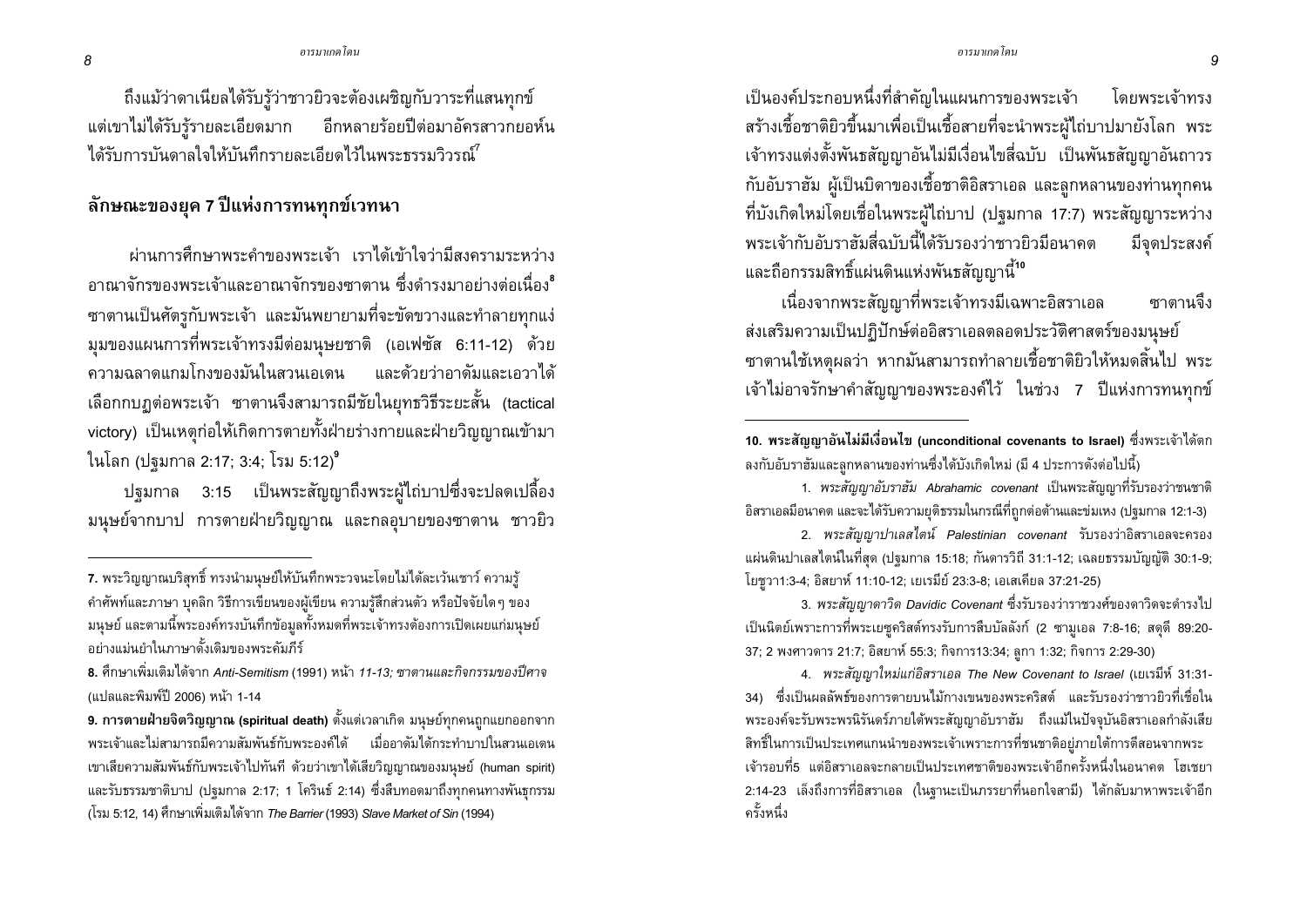ถึงแม้ว่าดาเนียลได้รับรู้ว่าชาวยิวจะต้องเผชิญกับวาระที่แสนทุกข์ แต่เขาไม่ได้รับรู้รายละเอียดมาก อีกหลายร้อยปีต่อมาอัครสาวกยอห์นได้รับการบันดาลใจให้บันทึกรายละเอียดไว้ในพระธรรมวิวรณ์[7]

## ลักษณะของยุค 7 ปีแห่งการทนทุกข์เวทนา

ผ่านการศึกษาพระคำของพระเจ้า เราได้เข้าใจว่ามีสงครามระหว่างอาณาจักรของพระเจ้าและอาณาจักรของซาตาน ซึ่งดำรงมาอย่างต่อเนื่อง[8] ซาตานเป็นศัตรูกับพระเจ้า และมันพยายามที่จะขัดขวางและทำลายทุกแง่มุมของแผนการที่พระเจ้าทรงมีต่อมนุษยชาติ (เอเฟซัส 6:11-12) ด้วยความฉลาดแกมโกงของมันในสวนเอเดน และด้วยว่าอาดัมและเอวาได้เลือกกบฏต่อพระเจ้า ซาตานจึงสามารถมีชัยในยุทธวิธีระยะสั้น (tactical victory) เป็นเหตุก่อให้เกิดการตายทั้งฝ่ายร่างกายและฝ่ายวิญญาณเข้ามาในโลก (ปฐมกาล 2:17; 3:4; โรม 5:12)[9]

ปฐมกาล 3:15 เป็นพระสัญญาถึงพระผู้ไถ่บาปซึ่งจะปลดเปลื้องมนุษย์จากบาป การตายฝ่ายวิญญาณ และกลอุบายของซาตาน ชาวยิวเป็นองค์ประกอบหนึ่งที่สำคัญในแผนการของพระเจ้า โดยพระเจ้าทรงสร้างเชื้อชาติยิวขึ้นมาเพื่อเป็นเชื้อสายที่จะนำพระผู้ไถ่บาปมายังโลก พระเจ้าทรงแต่งตั้งพันธสัญญาอันไม่มีเงื่อนไขสี่ฉบับ เป็นพันธสัญญาอันถาวรกับอับราฮัม ผู้เป็นบิดาของเชื้อชาติอิสราเอล และลูกหลานของท่านทุกคนที่บังเกิดใหม่โดยเชื่อในพระผู้ไถ่บาป (ปฐมกาล 17:7) พระสัญญาระหว่างพระเจ้ากับอับราฮัมสี่ฉบับนี้ได้รับรองว่าชาวยิวมีอนาคต มีจุดประสงค์ และถือกรรมสิทธิ์แผ่นดินแห่งพันธสัญญานี้[10]

เนื่องจากพระสัญญาที่พระเจ้าทรงมีเฉพาะอิสราเอล ซาตานจึงส่งเสริมความเป็นปฏิปักษ์ต่ออิสราเอลตลอดประวัติศาสตร์ของมนุษย์ ซาตานใช้เหตุผลว่า หากมันสามารถทำลายเชื้อชาติยิวให้หมดสิ้นไป พระเจ้าไม่อาจรักษาคำสัญญาของพระองค์ไว้ ในช่วง 7 ปีแห่งการทนทุกข์

---

**7.** พระวิญญาณบริสุทธิ์ ทรงนำมนุษย์ให้บันทึกพระวจนะโดยไม่ได้ละเว้นเชาว์ ความรู้ คำศัพท์และภาษา บุคลิก วิธีการเขียนของผู้เขียน ความรู้สึกส่วนตัว หรือปัจจัยใดๆ ของมนุษย์ และตามนี้พระองค์ทรงบันทึกข้อมูลทั้งหมดที่พระเจ้าทรงต้องการเปิดเผยแก่มนุษย์อย่างแม่นยำในภาษาดั้งเดิมของพระคัมภีร์

**8.** ศึกษาเพิ่มเติมได้จาก *Anti-Semitism* (1991) หน้า *11-13; ซาตานและกิจกรรมของปีศาจ* (แปลและพิมพ์ปี 2006) หน้า 1-14

**9. การตายฝ่ายจิตวิญญาณ (spiritual death)** ตั้งแต่เวลาเกิด มนุษย์ทุกคนถูกแยกออกจากพระเจ้าและไม่สามารถมีความสัมพันธ์กับพระองค์ได้ เมื่ออาดัมได้กระทำบาปในสวนเอเดน เขาเสียความสัมพันธ์กับพระเจ้าไปทันที ด้วยว่าเขาได้เสียวิญญาณของมนุษย์ (human spirit) และรับธรรมชาติบาป (ปฐมกาล 2:17; 1 โครินธ์ 2:14) ซึ่งสืบทอดมาถึงทุกคนทางพันธุกรรม (โรม 5:12, 14) ศึกษาเพิ่มเติมได้จาก *The Barrier* (1993) *Slave Market of Sin* (1994)

**10. พระสัญญาอันไม่มีเงื่อนไข (unconditional covenants to Israel)** ซึ่งพระเจ้าได้ตกลงกับอับราฮัมและลูกหลานของท่านซึ่งได้บังเกิดใหม่ (มี 4 ประการดังต่อไปนี้)

1. *พระสัญญาอับราฮัม Abrahamic covenant* เป็นพระสัญญาที่รับรองว่าชนชาติอิสราเอลมีอนาคต และจะได้รับความยุติธรรมในกรณีที่ถูกต่อต้านและข่มเหง (ปฐมกาล 12:1-3)
2. *พระสัญญาปาเลสไตน์ Palestinian covenant* รับรองว่าอิสราเอลจะครองแผ่นดินปาเลสไตน์ในที่สุด (ปฐมกาล 15:18; กันดารวิถี 31:1-12; เฉลยธรรมบัญญัติ 30:1-9; โยชูวา1:3-4; อิสยาห์ 11:10-12; เยเรมีย์ 23:3-8; เอเสเคียล 37:21-25)
3. *พระสัญญาดาวิด Davidic Covenant* ซึ่งรับรองว่าราชวงศ์ของดาวิดจะดำรงไปเป็นนิตย์เพราะการที่พระเยซูคริสต์ทรงรับการสืบบัลลังก์ (2 ซามูเอล 7:8-16; สดุดี 89:20-37; 2 พงศาวดาร 21:7; อิสยาห์ 55:3; กิจการ13:34; ลูกา 1:32; กิจการ 2:29-30)
4. *พระสัญญาใหม่แก่อิสราเอล The New Covenant to Israel* (เยเรมีห์ 31:31-34) ซึ่งเป็นผลลัพธ์ของการตายบนไม้กางเขนของพระคริสต์ และรับรองว่าชาวยิวที่เชื่อในพระองค์จะรับพระพรนิรันดร์ภายใต้พระสัญญาอับราฮัม ถึงแม้ในปัจจุบันอิสราเอลกำลังเสียสิทธิ์ในการเป็นประเทศแกนนำของพระเจ้าเพราะการที่ชนชาติอยู่ภายใต้การตีสอนจากพระเจ้ารอบที่5 แต่อิสราเอลจะกลายเป็นประเทศชาติของพระเจ้าอีกครั้งหนึ่งในอนาคต โฮเชยา 2:14-23 เล็งถึงการที่อิสราเอล (ในฐานะเป็นภรรยาที่นอกใจสามี) ได้กลับมาหาพระเจ้าอีกครั้งหนึ่ง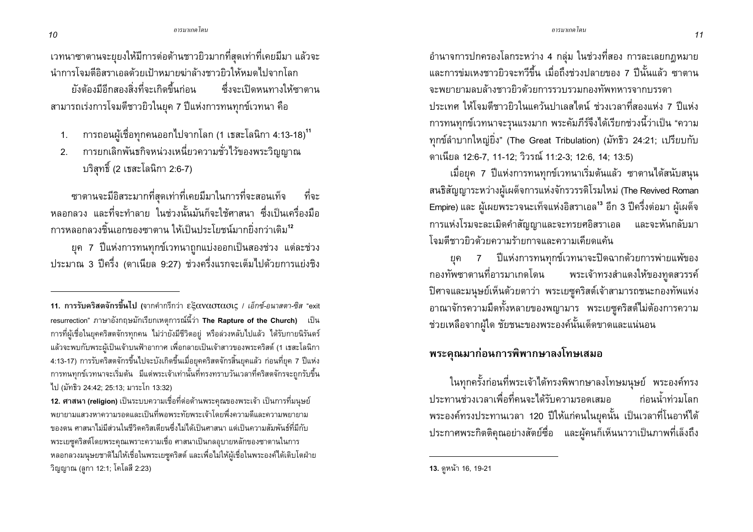เวทนาซาตานจะยุยงให้มีการต่อต้านชาวยิวมากที่สุดเท่าที่เคยมีมา แล้วจะนำการโจมตีอิสราเอลด้วยเป้าหมายฆ่าล้างชาวยิวให้หมดไปจากโลก

ยังต้องมีอีกสองสิ่งที่จะเกิดขึ้นก่อน ซึ่งจะเปิดหนทางให้ซาตานสามารถเร่งการโจมตีชาวยิวในยุค 7 ปีแห่งการทนทุกข์เวทนา คือ

1. การถอนผู้เชื่อทุกคนออกไปจากโลก (1 เธสะโลนิกา 4:13-18)[11]
2. การยกเลิกพันธกิจหน่วงเหนี่ยวความชั่วไว้ของพระวิญญาณบริสุทธิ์ (2 เธสะโลนิกา 2:6-7)

ซาตานจะมีอิสระมากที่สุดเท่าที่เคยมีมาในการที่จะสอนเท็จ ที่จะหลอกลวง และที่จะทำลาย ในช่วงนั้นมันก็จะใช้ศาสนา ซึ่งเป็นเครื่องมือการหลอกลวงชิ้นเอกของซาตาน ให้เป็นประโยชน์มากยิ่งกว่าเดิม[12]

ยุค 7 ปีแห่งการทนทุกข์เวทนาถูกแบ่งออกเป็นสองช่วง แต่ละช่วงประมาณ 3 ปีครึ่ง (ดาเนียล 9:27) ช่วงครึ่งแรกจะเต็มไปด้วยการแย่งชิงอำนาจการปกครองโลกระหว่าง 4 กลุ่ม ในช่วงที่สอง การละเลยกฎหมายและการข่มเหงชาวยิวจะทวีขึ้น เมื่อถึงช่วงปลายของ 7 ปีนั้นแล้ว ซาตานจะพยายามลบล้างชาวยิวด้วยการรวบรวมกองทัพทหารจากบรรดาประเทศ ให้โจมตีชาวยิวในแคว้นปาเลสไตน์ ช่วงเวลาที่สองแห่ง 7 ปีแห่งการทนทุกข์เวทนาจะรุนแรงมาก พระคัมภีร์จึงได้เรียกช่วงนี้ว่าเป็น "ความทุกข์ลำบากใหญ่ยิ่ง" (The Great Tribulation) (มัทธิว 24:21; เปรียบกับดาเนียล 12:6-7, 11-12; วิวรณ์ 11:2-3; 12:6, 14; 13:5)

เมื่อยุค 7 ปีแห่งการทนทุกข์เวทนาเริ่มต้นแล้ว ซาตานได้สนับสนุนสนธิสัญญาระหว่างผู้เผด็จการแห่งจักรวรรดิโรมใหม่ (The Revived Roman Empire) และ ผู้เผยพระวจนะเท็จแห่งอิสราเอล[13] อีก 3 ปีครึ่งต่อมา ผู้เผด็จการแห่งโรมจะละเมิดคำสัญญาและจะทรยศอิสราเอล และจะหันกลับมาโจมตีชาวยิวด้วยความร้ายกาจและความเคียดแค้น

ยุค 7 ปีแห่งการทนทุกข์เวทนาจะปิดฉากด้วยการพ่ายแพ้ของกองทัพซาตานที่อารมาเกดโดน พระเจ้าทรงสำแดงให้ของทูตสวรรค์ปิศาจและมนุษย์เห็นด้วยตาว่า พระเยซูคริสต์เจ้าสามารถชนะกองทัพแห่งอาณาจักรความมืดทั้งหลายของพญามาร พระเยซูคริสต์ไม่ต้องการความช่วยเหลือจากผู้ใด ชัยชนะของพระองค์นั้นเด็ดขาดและแน่นอน

## พระคุณมาก่อนการพิพากษาลงโทษเสมอ

ในทุกครั้งก่อนที่พระเจ้าได้ทรงพิพากษาลงโทษมนุษย์ พระองค์ทรงประทานช่วงเวลาเพื่อที่คนจะได้รับความรอดเสมอ ก่อนน้ำท่วมโลก พระองค์ทรงประทานเวลา 120 ปีให้แก่คนในยุคนั้น เป็นเวลาที่โนอาห์ได้ประกาศพระกิตติคุณอย่างสัตย์ซื่อ และผู้คนก็เห็นนาวาเป็นภาพที่เล็งถึง

---

**11. การรับคริสตจักรขึ้นไป** (จากคำกรีกว่า εξαναστασις / *เอ็กซ์-อนาสตา-ซิส* "exit resurrection" ภาษาอังกฤษมักเรียกเหตุการณ์นี้ว่า **The Rapture of the Church**) เป็นการที่ผู้เชื่อในยุคคริสตจักรทุกคน ไม่ว่ายังมีชีวิตอยู่ หรือล่วงหลับไปแล้ว ได้รับกายนิรันดร์แล้วจะพบกับพระผู้เป็นเจ้าบนฟ้าอากาศ เพื่อกลายเป็นเจ้าสาวของพระคริสต์ (1 เธสะโลนิกา 4:13-17) การรับคริสตจักรขึ้นไปจะบังเกิดขึ้นเมื่อยุคคริสตจักรสิ้นยุคแล้ว ก่อนที่ยุค 7 ปีแห่งการทนทุกข์เวทนาจะเริ่มต้น มีแต่พระเจ้าเท่านั้นที่ทรงทราบวันเวลาที่คริสตจักรจะถูกรับขึ้นไป (มัทธิว 24:42; 25:13; มาระโก 13:32)

**12. ศาสนา (religion)** เป็นระบบความเชื่อที่ต่อต้านพระคุณของพระเจ้า เป็นการที่มนุษย์พยายามแสวงหาความรอดและเป็นที่พอพระทัยพระเจ้าโดยพึ่งความดีและความพยายามของตน ศาสนาไม่มีส่วนในชีวิตคริสเตียนซึ่งไม่ได้เป็นศาสนา แต่เป็นความสัมพันธ์ที่มีกับพระเยซูคริสต์โดยพระคุณเพราะความเชื่อ ศาสนาเป็นกลอุบายหลักของซาตานในการหลอกลวงมนุษยชาติไม่ให้เชื่อในพระเยซูคริสต์ และเพื่อไม่ให้ผู้เชื่อในพระองค์ได้เติบโตฝ่ายวิญญาณ (ลูกา 12:1; โคโลสี 2:23)

**13.** ดูหน้า 16, 19-21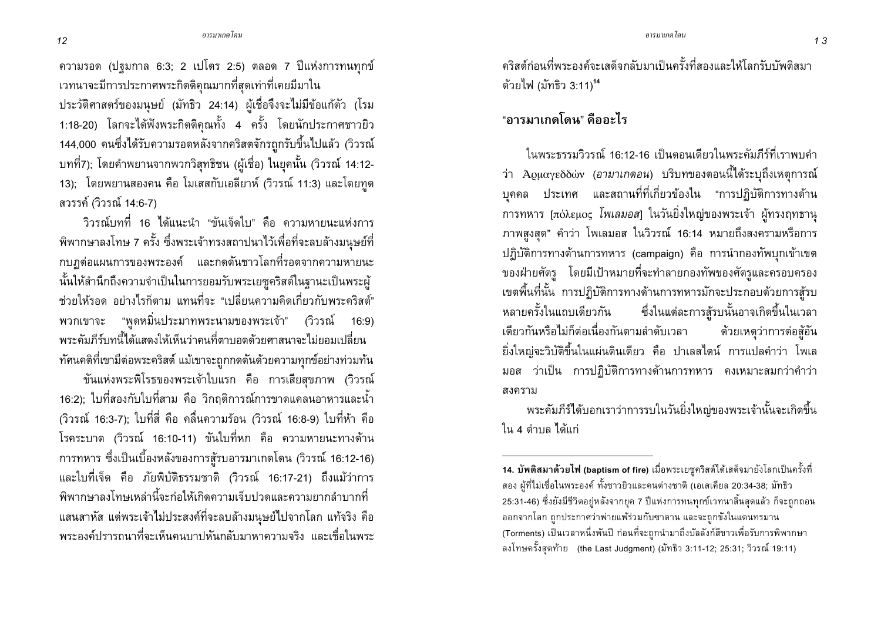ความรอด (ปฐมกาล 6:3; 2 เปโตร 2:5) ตลอด 7 ปีแห่งการทนทุกข์เวทนาจะมีการประกาศพระกิตติคุณมากที่สุดเท่าที่เคยมีมาในประวัติศาสตร์ของมนุษย์ (มัทธิว 24:14) ผู้เชื่อจึงจะไม่มีข้อแก้ตัว (โรม 1:18-20) โลกจะได้ฟังพระกิตติคุณทั้ง 4 ครั้ง โดยนักประกาศชาวยิว 144,000 คนซึ่งได้รับความรอดหลังจากคริสตจักรถูกรับขึ้นไปแล้ว (วิวรณ์บทที่7); โดยคำพยานจากพวกวิสุทธิชน (ผู้เชื่อ) ในยุคนั้น (วิวรณ์ 14:12-13); โดยพยานสองคน คือ โมเสสกับเอลียาห์ (วิวรณ์ 11:3) และโดยทูตสวรรค์ (วิวรณ์ 14:6-7)

วิวรณ์บทที่ 16 ได้แนะนำ "ขันเจ็ดใบ" คือ ความหายนะแห่งการพิพากษาลงโทษ 7 ครั้ง ซึ่งพระเจ้าทรงสถาปนาไว้เพื่อที่จะลบล้างมนุษย์ที่กบฏต่อแผนการของพระองค์ และกดดันชาวโลกที่รอดจากความหายนะนั้นให้สำนึกถึงความจำเป็นในการยอมรับพระเยซูคริสต์ในฐานะเป็นพระผู้ช่วยให้รอด อย่างไรก็ตาม แทนที่จะ "เปลี่ยนความคิดเกี่ยวกับพระคริสต์" พวกเขาจะ "พูดหมิ่นประมาทพระนามของพระเจ้า" (วิวรณ์ 16:9) พระคัมภีร์บทนี้ได้แสดงให้เห็นว่าคนที่ตาบอดด้วยศาสนาจะไม่ยอมเปลี่ยนทัศนคติที่เขามีต่อพระคริสต์ แม้เขาจะถูกกดดันด้วยความทุกข์อย่างท่วมท้น

ขันแห่งพระพิโรธของพระเจ้าใบแรก คือ การเสียสุขภาพ (วิวรณ์ 16:2); ใบที่สองกับใบที่สาม คือ วิกฤติการณ์การขาดแคลนอาหารและน้ำ (วิวรณ์ 16:3-7); ใบที่สี่ คือ คลื่นความร้อน (วิวรณ์ 16:8-9) ใบที่ห้า คือ โรคระบาด (วิวรณ์ 16:10-11) ขันใบที่หก คือ ความหายนะทางด้านการทหาร ซึ่งเป็นเบื้องหลังของการสู้รบอารมาเกดโดน (วิวรณ์ 16:12-16) และใบที่เจ็ด คือ ภัยพิบัติธรรมชาติ (วิวรณ์ 16:17-21) ถึงแม้ว่าการพิพากษาลงโทษเหล่านี้จะก่อให้เกิดความเจ็บปวดและความยากลำบากที่แสนสาหัส แต่พระเจ้าไม่ประสงค์ที่จะลบล้างมนุษย์ไปจากโลก แท้จริง คือ พระองค์ปรารถนาที่จะเห็นคนบาปหันกลับมาหาความจริง และเชื่อในพระคริสต์ก่อนที่พระองค์จะเสด็จกลับมาเป็นครั้งที่สองและให้โลกรับบัพติสมาด้วยไฟ (มัทธิว 3:11)[14]

## "อารมาเกดโดน" คืออะไร

ในพระธรรมวิวรณ์ 16:12-16 เป็นตอนเดียวในพระคัมภีร์ที่เราพบคำว่า Ἀρμαγεδδών (*อามาเกดอน*) บริบทของตอนนี้ได้ระบุถึงเหตุการณ์ บุคคล ประเทศ และสถานที่ที่เกี่ยวข้องใน "การปฏิบัติการทางด้านการทหาร [πόλεμος *โพเลมอส*] ในวันยิ่งใหญ่ของพระเจ้า ผู้ทรงฤทธานุภาพสูงสุด" คำว่า โพเลมอส ในวิวรณ์ 16:14 หมายถึงสงครามหรือการปฏิบัติการทางด้านการทหาร (campaign) คือ การนำกองทัพบุกเข้าเขตของฝ่ายศัตรู โดยมีเป้าหมายที่จะทำลายกองทัพของศัตรูและครอบครองเขตพื้นที่นั้น การปฏิบัติการทางด้านการทหารมักจะประกอบด้วยการสู้รบหลายครั้งในแถบเดียวกัน ซึ่งในแต่ละการสู้รบนั้นอาจเกิดขึ้นในเวลาเดียวกันหรือไม่ก็ต่อเนื่องกันตามลำดับเวลา ด้วยเหตุว่าการต่อสู้อันยิ่งใหญ่จะวิบัติขึ้นในแผ่นดินเดียว คือ ปาเลสไตน์ การแปลคำว่า โพเลมอส ว่าเป็น การปฏิบัติการทางด้านการทหาร คงเหมาะสมกว่าคำว่าสงคราม

พระคัมภีร์ได้บอกเราว่าการรบในวันยิ่งใหญ่ของพระเจ้านั้นจะเกิดขึ้นใน 4 ตำบล ได้แก่

---

**14. บัพติสมาด้วยไฟ (baptism of fire)** เมื่อพระเยซูคริสต์ได้เสด็จมายังโลกเป็นครั้งที่สอง ผู้ที่ไม่เชื่อในพระองค์ ทั้งชาวยิวและคนต่างชาติ (เอเสเคียล 20:34-38; มัทธิว 25:31-46) ซึ่งยังมีชีวิตอยู่หลังจากยุค 7 ปีแห่งการทนทุกข์เวทนาสิ้นสุดแล้ว ก็จะถูกถอนออกจากโลก ถูกประกาศว่าพ่ายแพ้ร่วมกับซาตาน และจะถูกขังในแดนทรมาน (Torments) เป็นเวลาหนึ่งพันปี ก่อนที่จะถูกนำมาถึงบัลลังก์สีขาวเพื่อรับการพิพากษาลงโทษครั้งสุดท้าย (the Last Judgment) (มัทธิว 3:11-12; 25:31; วิวรณ์ 19:11)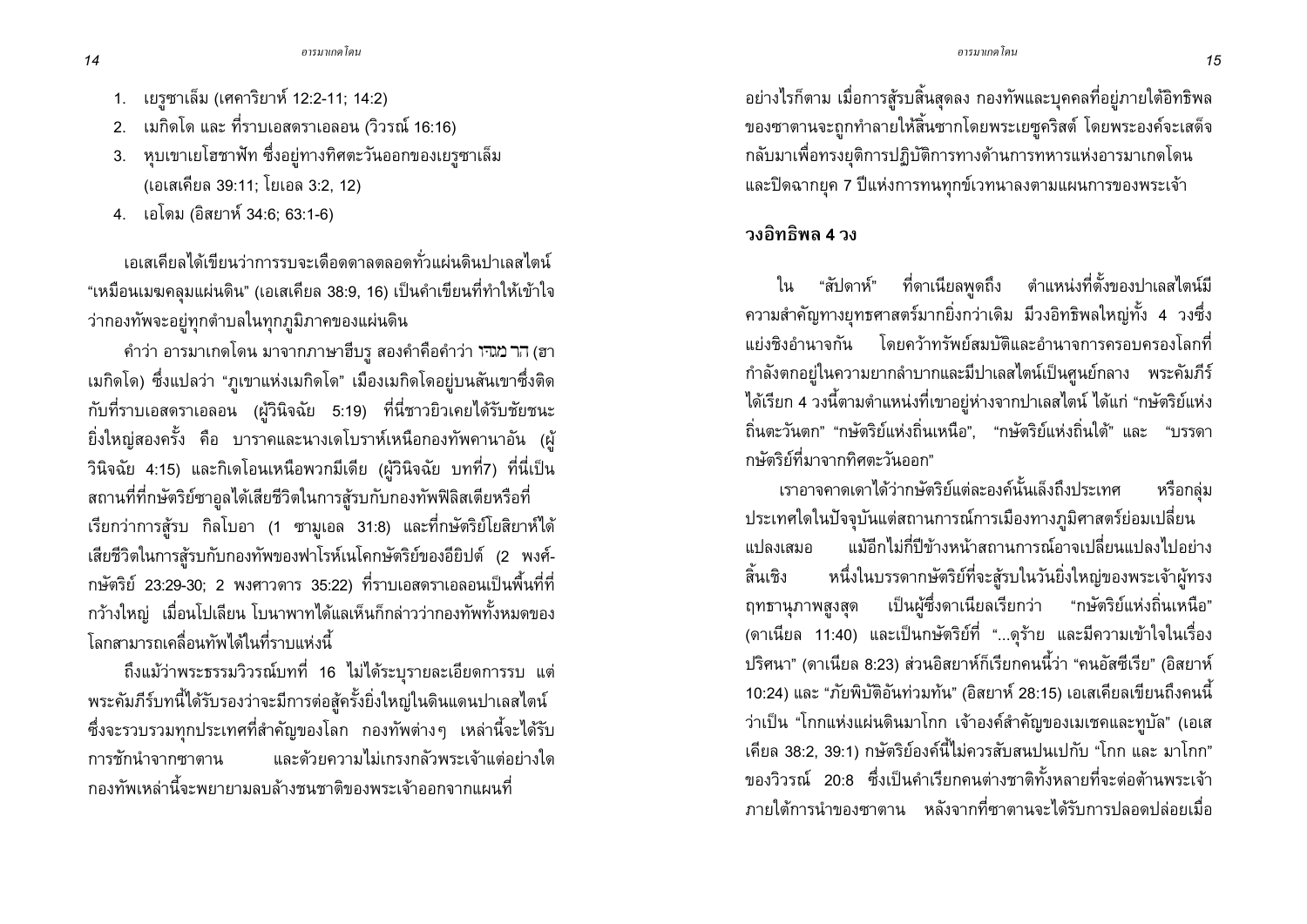1. เยรูซาเล็ม (เศคาริยาห์ 12:2-11; 14:2)
2. เมกิดโด และ ที่ราบเอสดราเอลอน (วิวรณ์ 16:16)
3. หุบเขาเยโฮชาฟัท ซึ่งอยู่ทางทิศตะวันออกของเยรูซาเล็ม (เอเสเคียล 39:11; โยเอล 3:2, 12)
4. เอโดม (อิสยาห์ 34:6; 63:1-6)

เอเสเคียลได้เขียนว่าการรบจะเดือดดาลตลอดทั่วแผ่นดินปาเลสไตน์ "เหมือนเมฆคลุมแผ่นดิน" (เอเสเคียล 38:9, 16) เป็นคำเขียนที่ทำให้เข้าใจว่ากองทัพจะอยู่ทุกตำบลในทุกภูมิภาคของแผ่นดิน

คำว่า อารมาเกดโดน มาจากภาษาฮีบรู สองคำคือคำว่า הר מגדו (ฮา เมกิดโด) ซึ่งแปลว่า "ภูเขาแห่งเมกิดโด" เมืองเมกิดโดอยู่บนสันเขาซึ่งติดกับที่ราบเอสดราเอลอน (ผู้วินิจฉัย 5:19) ที่นี่ชาวยิวเคยได้รับชัยชนะยิ่งใหญ่สองครั้ง คือ บาราคและนางเดโบราห์เหนือกองทัพคานาอัน (ผู้วินิจฉัย 4:15) และกิเดโอนเหนือพวกมีเดีย (ผู้วินิจฉัย บทที่7) ที่นี่เป็นสถานที่ที่กษัตริย์ซาอูลได้เสียชีวิตในการสู้รบกับกองทัพฟิลิสเตียหรือที่เรียกว่าการสู้รบ กิลโบอา (1 ซามูเอล 31:8) และที่กษัตริย์โยสิยาห์ได้เสียชีวิตในการสู้รบกับกองทัพของฟาโรห์เนโคกษัตริย์ของอียิปต์ (2 พงศ์กษัตริย์ 23:29-30; 2 พงศาวดาร 35:22) ที่ราบเอสดราเอลอนเป็นพื้นที่ที่กว้างใหญ่ เมื่อนโปเลียน โบนาพาทได้แลเห็นก็กล่าวว่ากองทัพทั้งหมดของโลกสามารถเคลื่อนทัพได้ในที่ราบแห่งนี้

ถึงแม้ว่าพระธรรมวิวรณ์บทที่ 16 ไม่ได้ระบุรายละเอียดการรบ แต่พระคัมภีร์บทนี้ได้รับรองว่าจะมีการต่อสู้ครั้งยิ่งใหญ่ในดินแดนปาเลสไตน์ ซึ่งจะรวบรวมทุกประเทศที่สำคัญของโลก กองทัพต่างๆ เหล่านี้จะได้รับการชักนำจากซาตาน และด้วยความไม่เกรงกลัวพระเจ้าแต่อย่างใด กองทัพเหล่านี้จะพยายามลบล้างชนชาติของพระเจ้าออกจากแผนที่

อย่างไรก็ตาม เมื่อการสู้รบสิ้นสุดลง กองทัพและบุคคลที่อยู่ภายใต้อิทธิพลของซาตานจะถูกทำลายให้สิ้นซากโดยพระเยซูคริสต์ โดยพระองค์จะเสด็จกลับมาเพื่อทรงยุติการปฏิบัติการทางด้านการทหารแห่งอารมาเกดโดน และปิดฉากยุค 7 ปีแห่งการทนทุกข์เวทนาลงตามแผนการของพระเจ้า

## วงอิทธิพล 4 วง

ใน "สัปดาห์" ที่ดาเนียลพูดถึง ตำแหน่งที่ตั้งของปาเลสไตน์มีความสำคัญทางยุทธศาสตร์มากยิ่งกว่าเดิม มีวงอิทธิพลใหญ่ทั้ง 4 วงซึ่งแย่งชิงอำนาจกัน โดยคว้าทรัพย์สมบัติและอำนาจการครอบครองโลกที่กำลังตกอยู่ในความยากลำบากและมีปาเลสไตน์เป็นศูนย์กลาง พระคัมภีร์ได้เรียก 4 วงนี้ตามตำแหน่งที่เขาอยู่ห่างจากปาเลสไตน์ ได้แก่ "กษัตริย์แห่งถิ่นตะวันตก" "กษัตริย์แห่งถิ่นเหนือ", "กษัตริย์แห่งถิ่นใต้" และ "บรรดากษัตริย์ที่มาจากทิศตะวันออก"

เราอาจคาดเดาได้ว่ากษัตริย์แต่ละองค์นั้นเล็งถึงประเทศ หรือกลุ่มประเทศใดในปัจจุบันแต่สถานการณ์การเมืองทางภูมิศาสตร์ย่อมเปลี่ยนแปลงเสมอ แม้อีกไม่กี่ปีข้างหน้าสถานการณ์อาจเปลี่ยนแปลงไปอย่างสิ้นเชิง หนึ่งในบรรดากษัตริย์ที่จะสู้รบในวันยิ่งใหญ่ของพระเจ้าผู้ทรงฤทธานุภาพสูงสุด เป็นผู้ซึ่งดาเนียลเรียกว่า "กษัตริย์แห่งถิ่นเหนือ" (ดาเนียล 11:40) และเป็นกษัตริย์ที่ "...ดุร้าย และมีความเข้าใจในเรื่องปริศนา" (ดาเนียล 8:23) ส่วนอิสยาห์ก็เรียกคนนี้ว่า "คนอัสซีเรีย" (อิสยาห์ 10:24) และ "ภัยพิบัติอันท่วมท้น" (อิสยาห์ 28:15) เอเสเคียลเขียนถึงคนนี้ว่าเป็น "โกกแห่งแผ่นดินมาโกก เจ้าองค์สำคัญของเมเชคและทูบัล" (เอเสเคียล 38:2, 39:1) กษัตริย์องค์นี้ไม่ควรสับสนปนเปกับ "โกก และ มาโกก" ของวิวรณ์ 20:8 ซึ่งเป็นคำเรียกคนต่างชาติทั้งหลายที่จะต่อต้านพระเจ้าภายใต้การนำของซาตาน หลังจากที่ซาตานจะได้รับการปลดปล่อยเมื่อ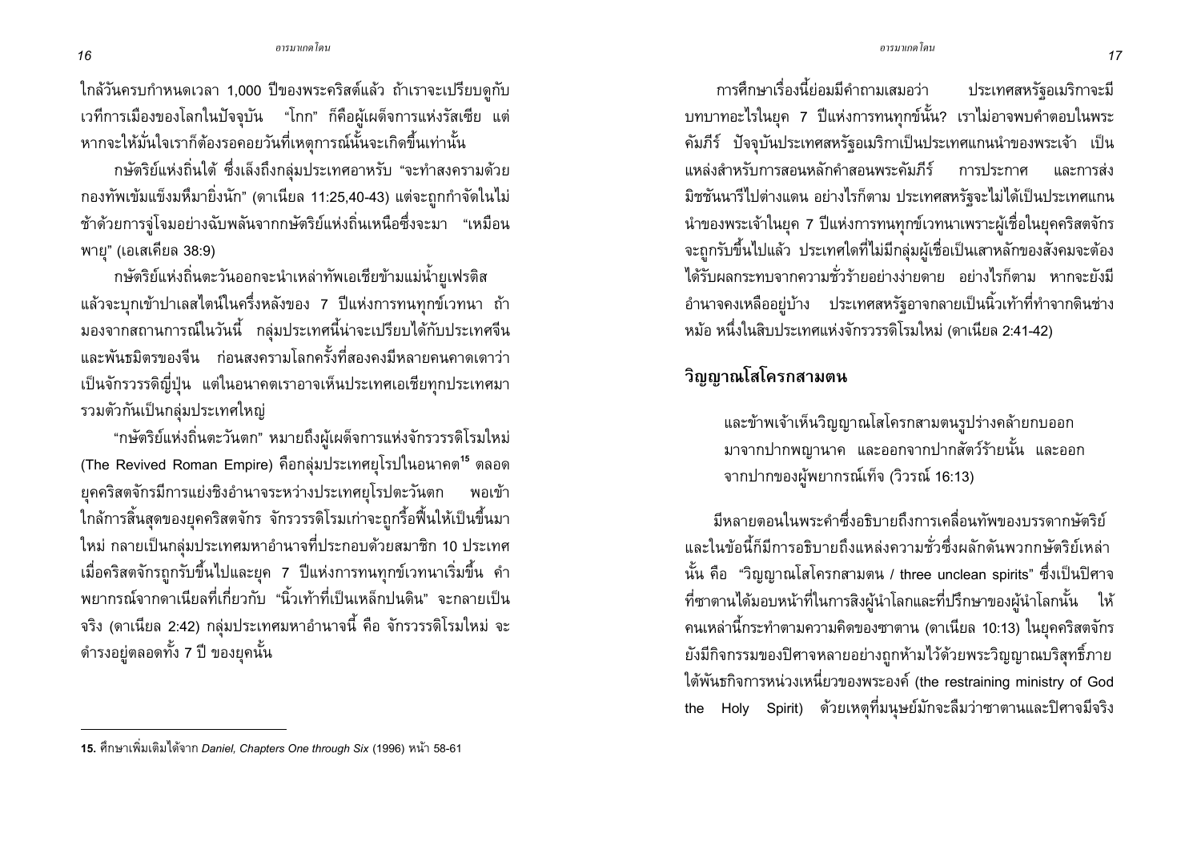ใกล้วันครบกำหนดเวลา 1,000 ปีของพระคริสต์แล้ว ถ้าเราจะเปรียบดูกับเวทีการเมืองของโลกในปัจจุบัน "โกก" ก็คือผู้เผด็จการแห่งรัสเซีย แต่หากจะให้มั่นใจเราก็ต้องรอคอยวันที่เหตุการณ์นั้นจะเกิดขึ้นเท่านั้น

กษัตริย์แห่งถิ่นใต้ ซึ่งเล็งถึงกลุ่มประเทศอาหรับ "จะทำสงครามด้วยกองทัพเข้มแข็งมหึมายิ่งนัก" (ดาเนียล 11:25,40-43) แต่จะถูกกำจัดในไม่ช้าด้วยการจู่โจมอย่างฉับพลันจากกษัตริย์แห่งถิ่นเหนือซึ่งจะมา "เหมือนพายุ" (เอเสเคียล 38:9)

กษัตริย์แห่งถิ่นตะวันออกจะนำเหล่าทัพเอเชียข้ามแม่น้ำยูเฟรติสแล้วจะบุกเข้าปาเลสไตน์ในครึ่งหลังของ 7 ปีแห่งการทนทุกข์เวทนา ถ้ามองจากสถานการณ์ในวันนี้ กลุ่มประเทศนี้น่าจะเปรียบได้กับประเทศจีนและพันธมิตรของจีน ก่อนสงครามโลกครั้งที่สองคงมีหลายคนคาดเดาว่าเป็นจักรวรรดิญี่ปุ่น แต่ในอนาคตเราอาจเห็นประเทศเอเชียทุกประเทศมารวมตัวกันเป็นกลุ่มประเทศใหญ่

"กษัตริย์แห่งถิ่นตะวันตก" หมายถึงผู้เผด็จการแห่งจักรวรรดิโรมใหม่ (The Revived Roman Empire) คือกลุ่มประเทศยุโรปในอนาคต[15] ตลอดยุคคริสตจักรมีการแย่งชิงอำนาจระหว่างประเทศยุโรปตะวันตก พอเข้าใกล้การสิ้นสุดของยุคคริสตจักร จักรวรรดิโรมเก่าจะถูกรื้อฟื้นให้เป็นขึ้นมาใหม่ กลายเป็นกลุ่มประเทศมหาอำนาจที่ประกอบด้วยสมาชิก 10 ประเทศ เมื่อคริสตจักรถูกรับขึ้นไปและยุค 7 ปีแห่งการทนทุกข์เวทนาเริ่มขึ้น คำพยากรณ์จากดาเนียลที่เกี่ยวกับ "นิ้วเท้าที่เป็นเหล็กปนดิน" จะกลายเป็นจริง (ดาเนียล 2:42) กลุ่มประเทศมหาอำนาจนี้ คือ จักรวรรดิโรมใหม่ จะดำรงอยู่ตลอดทั้ง 7 ปี ของยุคนั้น

[15] ศึกษาเพิ่มเติมได้จาก *Daniel, Chapters One through Six* (1996) หน้า 58-61

การศึกษาเรื่องนี้ย่อมมีคำถามเสมอว่า ประเทศสหรัฐอเมริกาจะมีบทบาทอะไรในยุค 7 ปีแห่งการทนทุกข์นั้น? เราไม่อาจพบคำตอบในพระคัมภีร์ ปัจจุบันประเทศสหรัฐอเมริกาเป็นประเทศแกนนำของพระเจ้า เป็นแหล่งสำหรับการสอนหลักคำสอนพระคัมภีร์ การประกาศ และการส่งมิชชันนารีไปต่างแดน อย่างไรก็ตาม ประเทศสหรัฐจะไม่ได้เป็นประเทศแกนนำของพระเจ้าในยุค 7 ปีแห่งการทนทุกข์เวทนาเพราะผู้เชื่อในยุคคริสตจักรจะถูกรับขึ้นไปแล้ว ประเทศใดที่ไม่มีกลุ่มผู้เชื่อเป็นเสาหลักของสังคมจะต้องได้รับผลกระทบจากความชั่วร้ายอย่างง่ายดาย อย่างไรก็ตาม หากจะยังมีอำนาจคงเหลืออยู่บ้าง ประเทศสหรัฐอาจกลายเป็นนิ้วเท้าที่ทำจากดินช่างหม้อ หนึ่งในสิบประเทศแห่งจักรวรรดิโรมใหม่ (ดาเนียล 2:41-42)

## วิญญาณโสโครกสามตน

> และข้าพเจ้าเห็นวิญญาณโสโครกสามตนรูปร่างคล้ายกบออกมาจากปากพญานาค และออกจากปากสัตว์ร้ายนั้น และออกจากปากของผู้พยากรณ์เท็จ (วิวรณ์ 16:13)

มีหลายตอนในพระคำซึ่งอธิบายถึงการเคลื่อนทัพของบรรดากษัตริย์ และในข้อนี้ก็มีการอธิบายถึงแหล่งความชั่วซึ่งผลักดันพวกกษัตริย์เหล่านั้น คือ "วิญญาณโสโครกสามตน / three unclean spirits" ซึ่งเป็นปิศาจที่ซาตานได้มอบหน้าที่ในการสิงผู้นำโลกและที่ปรึกษาของผู้นำโลกนั้น ให้คนเหล่านี้กระทำตามความคิดของซาตาน (ดาเนียล 10:13) ในยุคคริสตจักรยังมีกิจกรรมของปิศาจหลายอย่างถูกห้ามไว้ด้วยพระวิญญาณบริสุทธิ์ภายใต้พันธกิจการหน่วงเหนี่ยวของพระองค์ (the restraining ministry of God the Holy Spirit) ด้วยเหตุที่มนุษย์มักจะลืมว่าซาตานและปิศาจมีจริง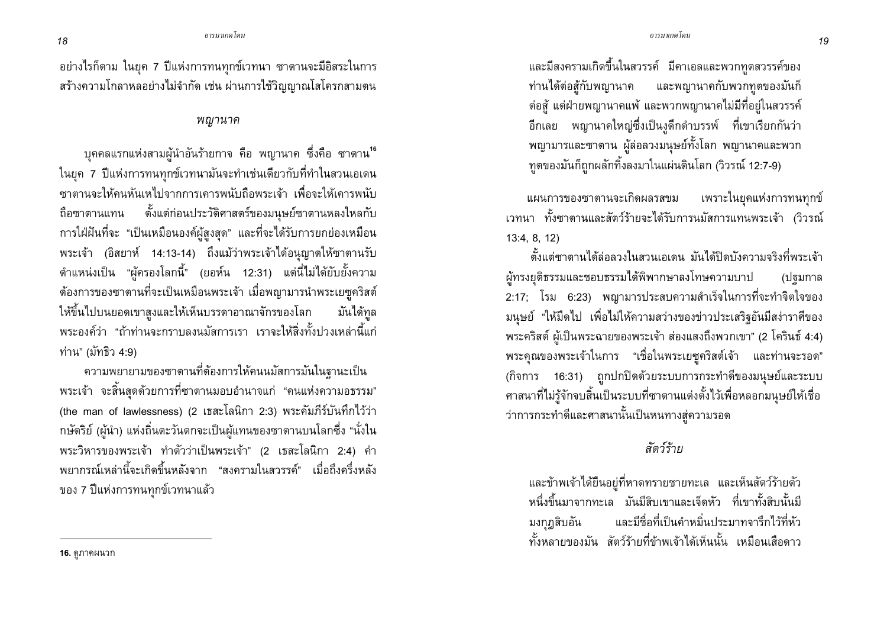อย่างไรก็ตาม ในยุค 7 ปีแห่งการทนทุกข์เวทนา ซาตานจะมีอิสระในการสร้างความโกลาหลอย่างไม่จำกัด เช่น ผ่านการใช้วิญญาณโสโครกสามตน

### *พญานาค*

บุคคลแรกแห่งสามผู้นำอันร้ายกาจ คือ พญานาค ซึ่งคือ ซาตาน[16] ในยุค 7 ปีแห่งการทนทุกข์เวทนามันจะทำเช่นเดียวกับที่ทำในสวนเอเดน ซาตานจะให้คนหันเหไปจากการเคารพนับถือพระเจ้า เพื่อจะให้เคารพนับถือซาตานแทน ตั้งแต่ก่อนประวัติศาสตร์ของมนุษย์ซาตานหลงใหลกับการใฝ่ฝันที่จะ "เป็นเหมือนองค์ผู้สูงสุด" และที่จะได้รับการยกย่องเหมือนพระเจ้า (อิสยาห์ 14:13-14) ถึงแม้ว่าพระเจ้าได้อนุญาตให้ซาตานรับตำแหน่งเป็น "ผู้ครองโลกนี้" (ยอห์น 12:31) แต่นี่ไม่ได้ยับยั้งความต้องการของซาตานที่จะเป็นเหมือนพระเจ้า เมื่อพญามารนำพระเยซูคริสต์ให้ขึ้นไปบนยอดเขาสูงและให้เห็นบรรดาอาณาจักรของโลก มันได้ทูลพระองค์ว่า "ถ้าท่านจะกราบลงนมัสการเรา เราจะให้สิ่งทั้งปวงเหล่านี้แก่ท่าน" (มัทธิว 4:9)

ความพยายามของซาตานที่ต้องการให้คนนมัสการมันในฐานะเป็นพระเจ้า จะสิ้นสุดด้วยการที่ซาตานมอบอำนาจแก่ "คนแห่งความอธรรม" (the man of lawlessness) (2 เธสะโลนิกา 2:3) พระคัมภีร์บันทึกไว้ว่ากษัตริย์ (ผู้นำ) แห่งถิ่นตะวันตกจะเป็นผู้แทนของซาตานบนโลกซึ่ง "นั่งในพระวิหารของพระเจ้า ทำตัวว่าเป็นพระเจ้า" (2 เธสะโลนิกา 2:4) คำพยากรณ์เหล่านี้จะเกิดขึ้นหลังจาก "สงครามในสวรรค์" เมื่อถึงครึ่งหลังของ 7 ปีแห่งการทนทุกข์เวทนาแล้ว

> และมีสงครามเกิดขึ้นในสวรรค์ มีคาเอลและพวกทูตสวรรค์ของท่านได้ต่อสู้กับพญานาค และพญานาคกับพวกทูตของมันก็ต่อสู้ แต่ฝ่ายพญานาคแพ้ และพวกพญานาคไม่มีที่อยู่ในสวรรค์อีกเลย พญานาคใหญ่ซึ่งเป็นงูดึกดำบรรพ์ ที่เขาเรียกกันว่าพญามารและซาตาน ผู้ล่อลวงมนุษย์ทั้งโลก พญานาคและพวกทูตของมันก็ถูกผลักทิ้งลงมาในแผ่นดินโลก (วิวรณ์ 12:7-9)

แผนการของซาตานจะเกิดผลรสขม เพราะในยุคแห่งการทนทุกข์เวทนา ทั้งซาตานและสัตว์ร้ายจะได้รับการนมัสการแทนพระเจ้า (วิวรณ์ 13:4, 8, 12)

ตั้งแต่ซาตานได้ล่อลวงในสวนเอเดน มันได้ปิดบังความจริงที่พระเจ้าผู้ทรงยุติธรรมและชอบธรรมได้พิพากษาลงโทษความบาป (ปฐมกาล 2:17; โรม 6:23) พญามารประสบความสำเร็จในการที่จะทำจิตใจของมนุษย์ "ให้มืดไป เพื่อไม่ให้ความสว่างของข่าวประเสริฐอันมีสง่าราศีของพระคริสต์ ผู้เป็นพระฉายของพระเจ้า ส่องแสงถึงพวกเขา" (2 โครินธ์ 4:4) พระคุณของพระเจ้าในการ "เชื่อในพระเยซูคริสต์เจ้า และท่านจะรอด" (กิจการ 16:31) ถูกปกปิดด้วยระบบการกระทำดีของมนุษย์และระบบศาสนาที่ไม่รู้จักจบสิ้นเป็นระบบที่ซาตานแต่งตั้งไว้เพื่อหลอกมนุษย์ให้เชื่อว่าการกระทำดีและศาสนานั้นเป็นหนทางสู่ความรอด

### *สัตว์ร้าย*

> และข้าพเจ้าได้ยืนอยู่ที่หาดทรายชายทะเล และเห็นสัตว์ร้ายตัวหนึ่งขึ้นมาจากทะเล มันมีสิบเขาและเจ็ดหัว ที่เขาทั้งสิบนั้นมีมงกุฎสิบอัน และมีชื่อที่เป็นคำหมิ่นประมาทจารึกไว้ที่หัวทั้งหลายของมัน สัตว์ร้ายที่ข้าพเจ้าได้เห็นนั้น เหมือนเสือดาว

---

16. ดูภาคผนวก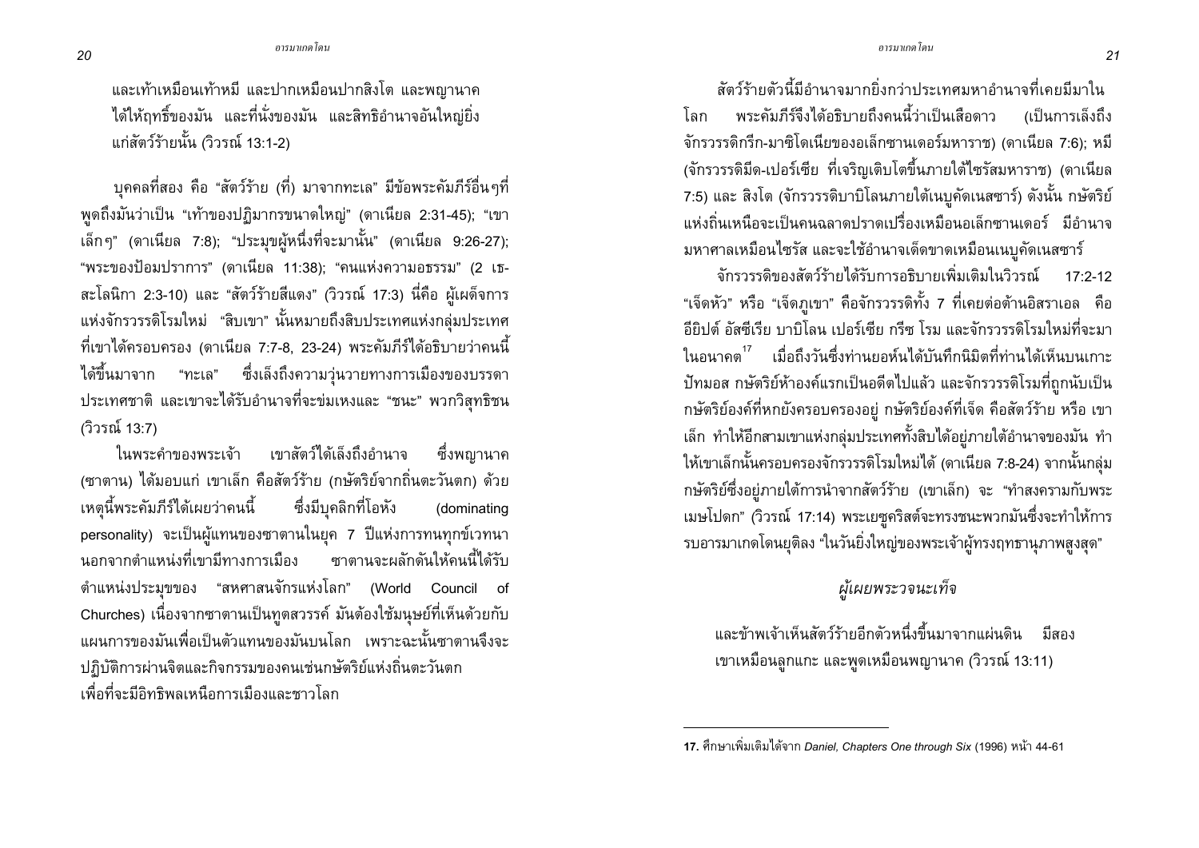และเท้าเหมือนเท้าหมี และปากเหมือนปากสิงโต และพญานาค ได้ให้ฤทธิ์ของมัน และที่นั่งของมัน และสิทธิอำนาจอันใหญ่ยิ่งแก่สัตว์ร้ายนั้น (วิวรณ์ 13:1-2)

บุคคลที่สอง คือ "สัตว์ร้าย (ที่) มาจากทะเล" มีข้อพระคัมภีร์อื่นๆที่พูดถึงมันว่าเป็น "เท้าของปฏิมากรขนาดใหญ่" (ดาเนียล 2:31-45); "เขาเล็กๆ" (ดาเนียล 7:8); "ประมุขผู้หนึ่งที่จะมานั้น" (ดาเนียล 9:26-27); "พระของป้อมปราการ" (ดาเนียล 11:38); "คนแห่งความอธรรม" (2 เธสะโลนิกา 2:3-10) และ "สัตว์ร้ายสีแดง" (วิวรณ์ 17:3) นี่คือ ผู้เผด็จการแห่งจักรวรรดิโรมใหม่ "สิบเขา" นั้นหมายถึงสิบประเทศแห่งกลุ่มประเทศที่เขาได้ครอบครอง (ดาเนียล 7:7-8, 23-24) พระคัมภีร์ได้อธิบายว่าคนนี้ได้ขึ้นมาจาก "ทะเล" ซึ่งเล็งถึงความวุ่นวายทางการเมืองของบรรดาประเทศชาติ และเขาจะได้รับอำนาจที่จะข่มเหงและ "ชนะ" พวกวิสุทธิชน (วิวรณ์ 13:7)

ในพระคำของพระเจ้า เขาสัตว์ได้เล็งถึงอำนาจ ซึ่งพญานาค (ซาตาน) ได้มอบแก่ เขาเล็ก คือสัตว์ร้าย (กษัตริย์จากถิ่นตะวันตก) ด้วยเหตุนี้พระคัมภีร์ได้เผยว่าคนนี้ ซึ่งมีบุคลิกที่โอหัง (dominating personality) จะเป็นผู้แทนของซาตานในยุค 7 ปีแห่งการทนทุกข์เวทนา นอกจากตำแหน่งที่เขามีทางการเมือง ซาตานจะผลักดันให้คนนี้ได้รับตำแหน่งประมุขของ "สหศาสนจักรแห่งโลก" (World Council of Churches) เนื่องจากซาตานเป็นทูตสวรรค์ มันต้องใช้มนุษย์ที่เห็นด้วยกับแผนการของมันเพื่อเป็นตัวแทนของมันบนโลก เพราะฉะนั้นซาตานจึงจะปฏิบัติการผ่านจิตและกิจกรรมของคนเช่นกษัตริย์แห่งถิ่นตะวันตก เพื่อที่จะมีอิทธิพลเหนือการเมืองและชาวโลก

สัตว์ร้ายตัวนี้มีอำนาจมากยิ่งกว่าประเทศมหาอำนาจที่เคยมีมาในโลก พระคัมภีร์จึงได้อธิบายถึงคนนี้ว่าเป็นเสือดาว (เป็นการเล็งถึงจักรวรรดิกรีก-มาซิโดเนียของอเล็กซานเดอร์มหาราช) (ดาเนียล 7:6); หมี (จักรวรรดิมีด-เปอร์เซีย ที่เจริญเติบโตขึ้นภายใต้ไซรัสมหาราช) (ดาเนียล 7:5) และ สิงโต (จักรวรรดิบาบิโลนภายใต้เนบูคัดเนสซาร์) ดังนั้น กษัตริย์แห่งถิ่นเหนือจะเป็นคนฉลาดปราดเปรื่องเหมือนอเล็กซานเดอร์ มีอำนาจมหาศาลเหมือนไซรัส และจะใช้อำนาจเด็ดขาดเหมือนเนบูคัดเนสซาร์

จักรวรรดิของสัตว์ร้ายได้รับการอธิบายเพิ่มเติมในวิวรณ์ 17:2-12 "เจ็ดหัว" หรือ "เจ็ดภูเขา" คือจักรวรรดิทั้ง 7 ที่เคยต่อต้านอิสราเอล คือ อียิปต์ อัสซีเรีย บาบิโลน เปอร์เซีย กรีซ โรม และจักรวรรดิโรมใหม่ที่จะมาในอนาคต[17] เมื่อถึงวันซึ่งท่านยอห์นได้บันทึกนิมิตที่ท่านได้เห็นบนเกาะปัทมอส กษัตริย์ห้าองค์แรกเป็นอดีตไปแล้ว และจักรวรรดิโรมที่ถูกนับเป็นกษัตริย์องค์ที่หกยังครอบครองอยู่ กษัตริย์องค์ที่เจ็ด คือสัตว์ร้าย หรือ เขาเล็ก ทำให้อีกสามเขาแห่งกลุ่มประเทศทั้งสิบได้อยู่ภายใต้อำนาจของมัน ทำให้เขาเล็กนั้นครอบครองจักรวรรดิโรมใหม่ได้ (ดาเนียล 7:8-24) จากนั้นกลุ่มกษัตริย์ซึ่งอยู่ภายใต้การนำจากสัตว์ร้าย (เขาเล็ก) จะ "ทำสงครามกับพระเมษโปดก" (วิวรณ์ 17:14) พระเยซูคริสต์จะทรงชนะพวกมันซึ่งจะทำให้การรบอารมาเกดโดนยุติลง "ในวันยิ่งใหญ่ของพระเจ้าผู้ทรงฤทธานุภาพสูงสุด"

## *ผู้เผยพระวจนะเท็จ*

และข้าพเจ้าเห็นสัตว์ร้ายอีกตัวหนึ่งขึ้นมาจากแผ่นดิน มีสองเขาเหมือนลูกแกะ และพูดเหมือนพญานาค (วิวรณ์ 13:11)

---

**17.** ศึกษาเพิ่มเติมได้จาก *Daniel, Chapters One through Six* (1996) หน้า 44-61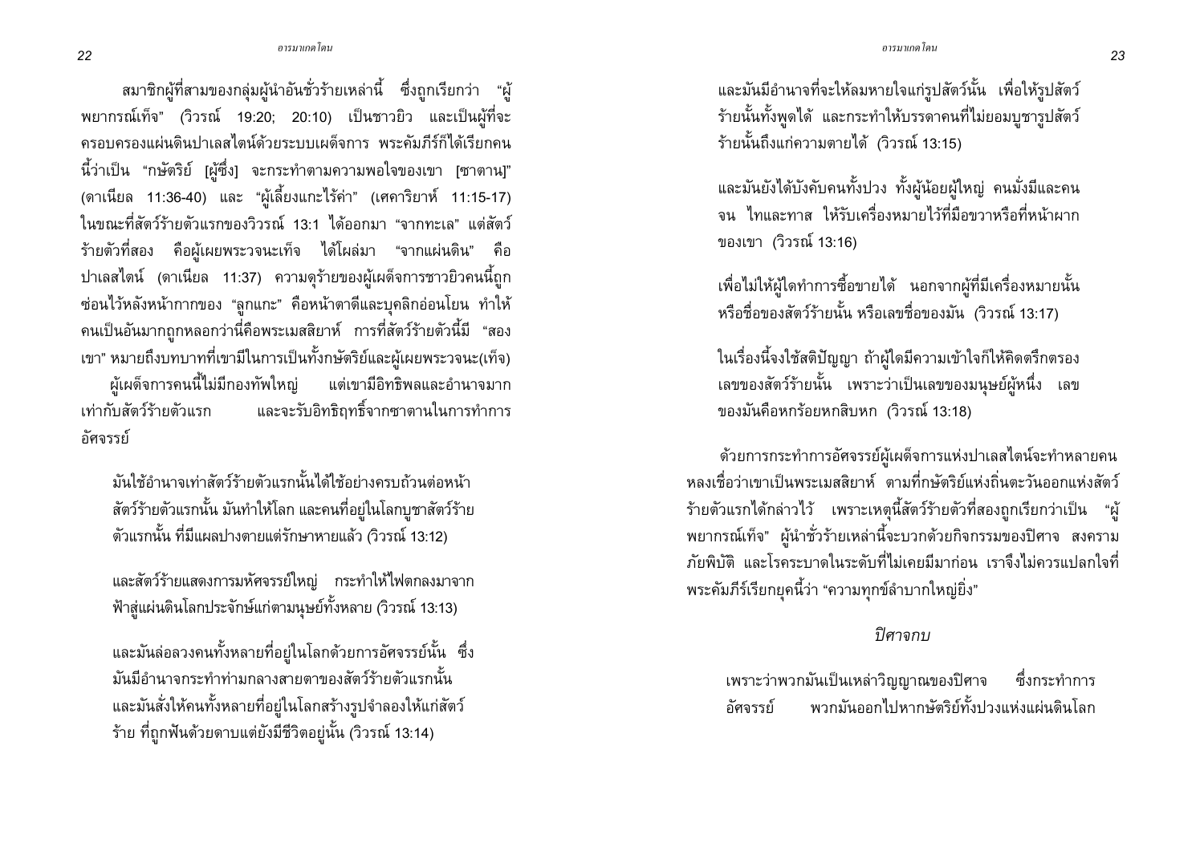สมาชิกผู้ที่สามของกลุ่มผู้นำอันชั่วร้ายเหล่านี้ ซึ่งถูกเรียกว่า "ผู้พยากรณ์เท็จ" (วิวรณ์ 19:20; 20:10) เป็นชาวยิว และเป็นผู้ที่จะครอบครองแผ่นดินปาเลสไตน์ด้วยระบบเผด็จการ พระคัมภีร์ก็ได้เรียกคนนี้ว่าเป็น "กษัตริย์ [ผู้ซึ่ง] จะกระทำตามความพอใจของเขา [ซาตาน]" (ดาเนียล 11:36-40) และ "ผู้เลี้ยงแกะไร้ค่า" (เศคาริยาห์ 11:15-17) ในขณะที่สัตว์ร้ายตัวแรกของวิวรณ์ 13:1 ได้ออกมา "จากทะเล" แต่สัตว์ร้ายตัวที่สอง คือผู้เผยพระวจนะเท็จ ได้โผล่มา "จากแผ่นดิน" คือ ปาเลสไตน์ (ดาเนียล 11:37) ความดุร้ายของผู้เผด็จการชาวยิวคนนี้ถูกซ่อนไว้หลังหน้ากากของ "ลูกแกะ" คือหน้าตาดีและบุคลิกอ่อนโยน ทำให้คนเป็นอันมากถูกหลอกว่านี่คือพระเมสสิยาห์ การที่สัตว์ร้ายตัวนี้มี "สองเขา" หมายถึงบทบาทที่เขามีในการเป็นทั้งกษัตริย์และผู้เผยพระวจนะ(เท็จ)

ผู้เผด็จการคนนี้ไม่มีกองทัพใหญ่ แต่เขามีอิทธิพลและอำนาจมากเท่ากับสัตว์ร้ายตัวแรก และจะรับอิทธิฤทธิ์จากซาตานในการทำการอัศจรรย์

> มันใช้อำนาจเท่าสัตว์ร้ายตัวแรกนั้นได้ใช้อย่างครบถ้วนต่อหน้าสัตว์ร้ายตัวแรกนั้น มันทำให้โลก และคนที่อยู่ในโลกบูชาสัตว์ร้ายตัวแรกนั้น ที่มีแผลปางตายแต่รักษาหายแล้ว (วิวรณ์ 13:12)
>
> และสัตว์ร้ายแสดงการมหัศจรรย์ใหญ่ กระทำให้ไฟตกลงมาจากฟ้าสู่แผ่นดินโลกประจักษ์แก่ตามนุษย์ทั้งหลาย (วิวรณ์ 13:13)
>
> และมันล่อลวงคนทั้งหลายที่อยู่ในโลกด้วยการอัศจรรย์นั้น ซึ่งมันมีอำนาจกระทำท่ามกลางสายตาของสัตว์ร้ายตัวแรกนั้น และมันสั่งให้คนทั้งหลายที่อยู่ในโลกสร้างรูปจำลองให้แก่สัตว์ร้าย ที่ถูกฟันด้วยดาบแต่ยังมีชีวิตอยู่นั้น (วิวรณ์ 13:14)
>
> และมันมีอำนาจที่จะให้ลมหายใจแก่รูปสัตว์นั้น เพื่อให้รูปสัตว์ร้ายนั้นทั้งพูดได้ และกระทำให้บรรดาคนที่ไม่ยอมบูชารูปสัตว์ร้ายนั้นถึงแก่ความตายได้ (วิวรณ์ 13:15)
>
> และมันยังได้บังคับคนทั้งปวง ทั้งผู้น้อยผู้ใหญ่ คนมั่งมีและคนจน ไทและทาส ให้รับเครื่องหมายไว้ที่มือขวาหรือที่หน้าผากของเขา (วิวรณ์ 13:16)
>
> เพื่อไม่ให้ผู้ใดทำการซื้อขายได้ นอกจากผู้ที่มีเครื่องหมายนั้น หรือชื่อของสัตว์ร้ายนั้น หรือเลขชื่อของมัน (วิวรณ์ 13:17)
>
> ในเรื่องนี้จงใช้สติปัญญา ถ้าผู้ใดมีความเข้าใจก็ให้คิดตรึกตรองเลขของสัตว์ร้ายนั้น เพราะว่าเป็นเลขของมนุษย์ผู้หนึ่ง เลขของมันคือหกร้อยหกสิบหก (วิวรณ์ 13:18)

ด้วยการกระทำการอัศจรรย์ผู้เผด็จการแห่งปาเลสไตน์จะทำหลายคนหลงเชื่อว่าเขาเป็นพระเมสสิยาห์ ตามที่กษัตริย์แห่งถิ่นตะวันออกแห่งสัตว์ร้ายตัวแรกได้กล่าวไว้ เพราะเหตุนี้สัตว์ร้ายตัวที่สองถูกเรียกว่าเป็น "ผู้พยากรณ์เท็จ" ผู้นำชั่วร้ายเหล่านี้จะบวกด้วยกิจกรรมของปิศาจ สงคราม ภัยพิบัติ และโรคระบาดในระดับที่ไม่เคยมีมาก่อน เราจึงไม่ควรแปลกใจที่พระคัมภีร์เรียกยุคนี้ว่า "ความทุกข์ลำบากใหญ่ยิ่ง"

### *ปิศาจกบ*

> เพราะว่าพวกมันเป็นเหล่าวิญญาณของปิศาจ ซึ่งกระทำการอัศจรรย์ พวกมันออกไปหากษัตริย์ทั้งปวงแห่งแผ่นดินโลก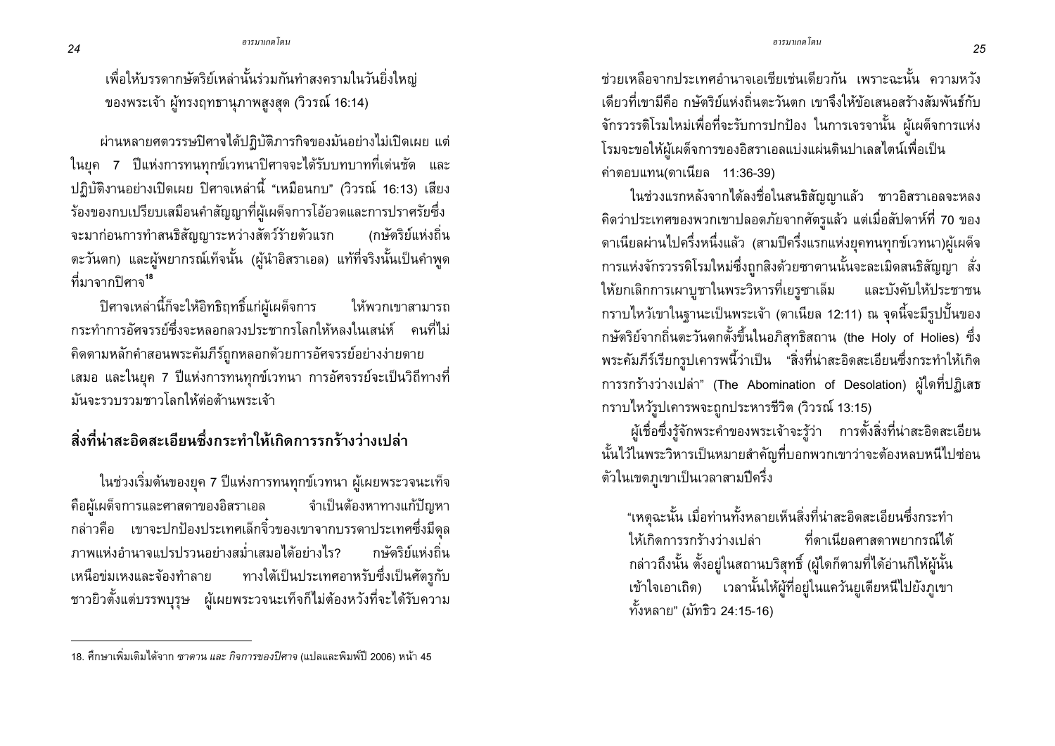เพื่อให้บรรดากษัตริย์เหล่านั้นร่วมกันทำสงครามในวันยิ่งใหญ่ของพระเจ้า ผู้ทรงฤทธานุภาพสูงสุด (วิวรณ์ 16:14)

ผ่านหลายศตวรรษปิศาจได้ปฏิบัติภารกิจของมันอย่างไม่เปิดเผย แต่ในยุค 7 ปีแห่งการทนทุกข์เวทนาปิศาจจะได้รับบทบาทที่เด่นชัด และปฏิบัติงานอย่างเปิดเผย ปิศาจเหล่านี้ "เหมือนกบ" (วิวรณ์ 16:13) เสียงร้องของกบเปรียบเสมือนคำสัญญาที่ผู้เผด็จการโอ้อวดและการปราศรัยซึ่งจะมาก่อนการทำสนธิสัญญาระหว่างสัตว์ร้ายตัวแรก (กษัตริย์แห่งถิ่นตะวันตก) และผู้พยากรณ์เท็จนั้น (ผู้นำอิสราเอล) แท้ที่จริงนั้นเป็นคำพูดที่มาจากปิศาจ[18]

ปิศาจเหล่านี้ก็จะให้อิทธิฤทธิ์แก่ผู้เผด็จการ ให้พวกเขาสามารถกระทำการอัศจรรย์ซึ่งจะหลอกลวงประชากรโลกให้หลงในเสน่ห์ คนที่ไม่คิดตามหลักคำสอนพระคัมภีร์ถูกหลอกด้วยการอัศจรรย์อย่างง่ายดายเสมอ และในยุค 7 ปีแห่งการทนทุกข์เวทนา การอัศจรรย์จะเป็นวิถีทางที่มันจะรวบรวมชาวโลกให้ต่อต้านพระเจ้า

## สิ่งที่น่าสะอิดสะเอียนซึ่งกระทำให้เกิดการรกร้างว่างเปล่า

ในช่วงเริ่มต้นของยุค 7 ปีแห่งการทนทุกข์เวทนา ผู้เผยพระวจนะเท็จคือผู้เผด็จการและศาสดาของอิสราเอล จำเป็นต้องหาทางแก้ปัญหากล่าวคือ เขาจะปกป้องประเทศเล็กจิ๋วของเขาจากบรรดาประเทศซึ่งมีดุลภาพแห่งอำนาจแปรปรวนอย่างสม่ำเสมอได้อย่างไร? กษัตริย์แห่งถิ่นเหนือข่มเหงและจ้องทำลาย ทางใต้เป็นประเทศอาหรับซึ่งเป็นศัตรูกับชาวยิวตั้งแต่บรรพบุรุษ ผู้เผยพระวจนะเท็จก็ไม่ต้องหวังที่จะได้รับความช่วยเหลือจากประเทศอำนาจเอเชียเช่นเดียวกัน เพราะฉะนั้น ความหวังเดียวที่เขามีคือ กษัตริย์แห่งถิ่นตะวันตก เขาจึงให้ข้อเสนอสร้างสัมพันธ์กับจักรวรรดิโรมใหม่เพื่อที่จะรับการปกป้อง ในการเจรจานั้น ผู้เผด็จการแห่งโรมจะขอให้ผู้เผด็จการของอิสราเอลแบ่งแผ่นดินปาเลสไตน์เพื่อเป็นค่าตอบแทน(ดาเนียล 11:36-39)

ในช่วงแรกหลังจากได้ลงชื่อในสนธิสัญญาแล้ว ชาวอิสราเอลจะหลงคิดว่าประเทศของพวกเขาปลอดภัยจากศัตรูแล้ว แต่เมื่อสัปดาห์ที่ 70 ของดาเนียลผ่านไปครึ่งหนึ่งแล้ว (สามปีครึ่งแรกแห่งยุคทนทุกข์เวทนา)ผู้เผด็จการแห่งจักรวรรดิโรมใหม่ซึ่งถูกสิงด้วยซาตานนั้นจะละเมิดสนธิสัญญา สั่งให้ยกเลิกการเผาบูชาในพระวิหารที่เยรูซาเล็ม และบังคับให้ประชาชนกราบไหว้เขาในฐานะเป็นพระเจ้า (ดาเนียล 12:11) ณ จุดนี้จะมีรูปปั้นของกษัตริย์จากถิ่นตะวันตกตั้งขึ้นในอภิสุทธิสถาน (the Holy of Holies) ซึ่งพระคัมภีร์เรียกรูปเคารพนี้ว่าเป็น "สิ่งที่น่าสะอิดสะเอียนซึ่งกระทำให้เกิดการรกร้างว่างเปล่า" (The Abomination of Desolation) ผู้ใดที่ปฏิเสธกราบไหว้รูปเคารพจะถูกประหารชีวิต (วิวรณ์ 13:15)

ผู้เชื่อซึ่งรู้จักพระคำของพระเจ้าจะรู้ว่า การตั้งสิ่งที่น่าสะอิดสะเอียนนั้นไว้ในพระวิหารเป็นหมายสำคัญที่บอกพวกเขาว่าจะต้องหลบหนีไปซ่อนตัวในเขตภูเขาเป็นเวลาสามปีครึ่ง

> "เหตุฉะนั้น เมื่อท่านทั้งหลายเห็นสิ่งที่น่าสะอิดสะเอียนซึ่งกระทำให้เกิดการรกร้างว่างเปล่า ที่ดาเนียลศาสดาพยากรณ์ได้กล่าวถึงนั้น ตั้งอยู่ในสถานบริสุทธิ์ (ผู้ใดก็ตามที่ได้อ่านก็ให้ผู้นั้นเข้าใจเอาเถิด) เวลานั้นให้ผู้ที่อยู่ในแคว้นยูเดียหนีไปยังภูเขาทั้งหลาย" (มัทธิว 24:15-16)

---

18. ศึกษาเพิ่มเติมได้จาก *ซาตาน และ กิจการของปิศาจ* (แปลและพิมพ์ปี 2006) หน้า 45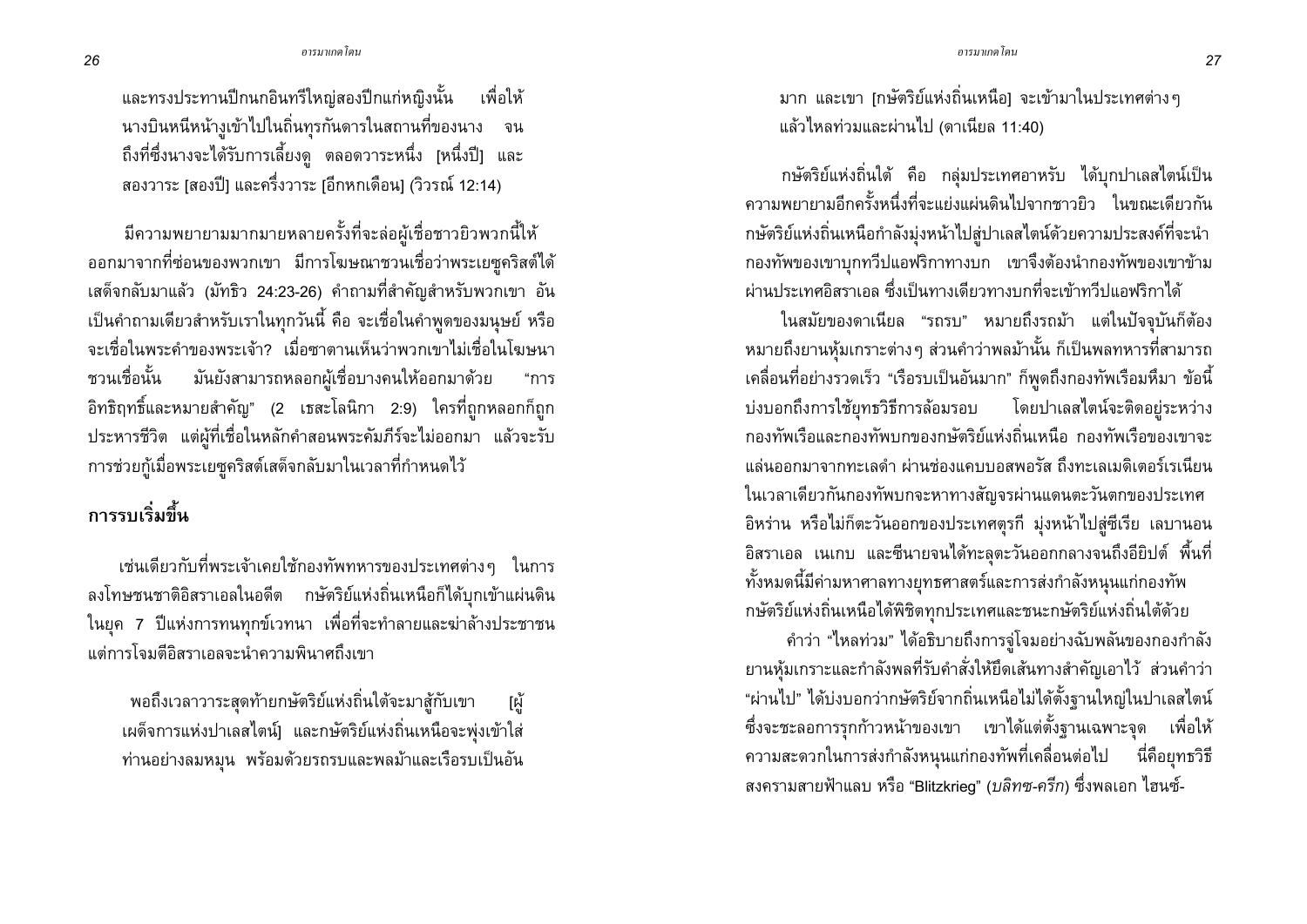และทรงประทานปีกนกอินทรีใหญ่สองปีกแก่หญิงนั้น เพื่อให้นางบินหนีหน้างูเข้าไปในถิ่นทุรกันดารในสถานที่ของนาง จนถึงที่ซึ่งนางจะได้รับการเลี้ยงดู ตลอดวาระหนึ่ง [หนึ่งปี] และสองวาระ [สองปี] และครึ่งวาระ [อีกหกเดือน] (วิวรณ์ 12:14)

มีความพยายามมากมายหลายครั้งที่จะล่อผู้เชื่อชาวยิวพวกนี้ให้ออกมาจากที่ซ่อนของพวกเขา มีการโฆษณาชวนเชื่อว่าพระเยซูคริสต์ได้เสด็จกลับมาแล้ว (มัทธิว 24:23-26) คำถามที่สำคัญสำหรับพวกเขา อันเป็นคำถามเดียวสำหรับเราในทุกวันนี้ คือ จะเชื่อในคำพูดของมนุษย์ หรือจะเชื่อในพระคำของพระเจ้า? เมื่อซาตานเห็นว่าพวกเขาไม่เชื่อในโฆษนาชวนเชื่อนั้น มันยังสามารถหลอกผู้เชื่อบางคนให้ออกมาด้วย "การอิทธิฤทธิ์และหมายสำคัญ" (2 เธสะโลนิกา 2:9) ใครที่ถูกหลอกก็ถูกประหารชีวิต แต่ผู้ที่เชื่อในหลักคำสอนพระคัมภีร์จะไม่ออกมา แล้วจะรับการช่วยกู้เมื่อพระเยซูคริสต์เสด็จกลับมาในเวลาที่กำหนดไว้

## การรบเริ่มขึ้น

เช่นเดียวกับที่พระเจ้าเคยใช้กองทัพทหารของประเทศต่างๆ ในการลงโทษชนชาติอิสราเอลในอดีต กษัตริย์แห่งถิ่นเหนือก็ได้บุกเข้าแผ่นดินในยุค 7 ปีแห่งการทนทุกข์เวทนา เพื่อที่จะทำลายและฆ่าล้างประชาชน แต่การโจมตีอิสราเอลจะนำความพินาศถึงเขา

> พอถึงเวลาวาระสุดท้ายกษัตริย์แห่งถิ่นใต้จะมาสู้กับเขา [ผู้เผด็จการแห่งปาเลสไตน์] และกษัตริย์แห่งถิ่นเหนือจะพุ่งเข้าใส่ท่านอย่างลมหมุน พร้อมด้วยรถรบและพลม้าและเรือรบเป็นอันมาก และเขา [กษัตริย์แห่งถิ่นเหนือ] จะเข้ามาในประเทศต่างๆ แล้วไหลท่วมและผ่านไป (ดาเนียล 11:40)

กษัตริย์แห่งถิ่นใต้ คือ กลุ่มประเทศอาหรับ ได้บุกปาเลสไตน์เป็นความพยายามอีกครั้งหนึ่งที่จะแย่งแผ่นดินไปจากชาวยิว ในขณะเดียวกันกษัตริย์แห่งถิ่นเหนือกำลังมุ่งหน้าไปสู่ปาเลสไตน์ด้วยความประสงค์ที่จะนำกองทัพของเขาบุกทวีปแอฟริกาทางบก เขาจึงต้องนำกองทัพของเขาข้ามผ่านประเทศอิสราเอล ซึ่งเป็นทางเดียวทางบกที่จะเข้าทวีปแอฟริกาได้

ในสมัยของดาเนียล "รถรบ" หมายถึงรถม้า แต่ในปัจจุบันก็ต้องหมายถึงยานหุ้มเกราะต่างๆ ส่วนคำว่าพลม้านั้น ก็เป็นพลทหารที่สามารถเคลื่อนที่อย่างรวดเร็ว "เรือรบเป็นอันมาก" ก็พูดถึงกองทัพเรือมหึมา ข้อนี้บ่งบอกถึงการใช้ยุทธวิธีการล้อมรอบ โดยปาเลสไตน์จะติดอยู่ระหว่างกองทัพเรือและกองทัพบกของกษัตริย์แห่งถิ่นเหนือ กองทัพเรือของเขาจะแล่นออกมาจากทะเลดำ ผ่านช่องแคบบอสพอรัส ถึงทะเลเมดิเตอร์เรเนียน ในเวลาเดียวกันกองทัพบกจะหาทางสัญจรผ่านแดนตะวันตกของประเทศอิหร่าน หรือไม่ก็ตะวันออกของประเทศตุรกี มุ่งหน้าไปสู่ซีเรีย เลบานอน อิสราเอล เนเกบ และซีนายจนได้ทะลุตะวันออกกลางจนถึงอียิปต์ พื้นที่ทั้งหมดนี้มีค่ามหาศาลทางยุทธศาสตร์และการส่งกำลังหนุนแก่กองทัพ กษัตริย์แห่งถิ่นเหนือได้พิชิตทุกประเทศและชนะกษัตริย์แห่งถิ่นใต้ด้วย

คำว่า "ไหลท่วม" ได้อธิบายถึงการจู่โจมอย่างฉับพลันของกองกำลังยานหุ้มเกราะและกำลังพลที่รับคำสั่งให้ยึดเส้นทางสำคัญเอาไว้ ส่วนคำว่า "ผ่านไป" ได้บ่งบอกว่ากษัตริย์จากถิ่นเหนือไม่ได้ตั้งฐานใหญ่ในปาเลสไตน์ ซึ่งจะชะลอการรุกก้าวหน้าของเขา เขาได้แต่ตั้งฐานเฉพาะจุด เพื่อให้ความสะดวกในการส่งกำลังหนุนแก่กองทัพที่เคลื่อนต่อไป นี่คือยุทธวิธีสงครามสายฟ้าแลบ หรือ "Blitzkrieg" (*บลิทซ-ครีก*) ซึ่งพลเอก ไฮนซ์-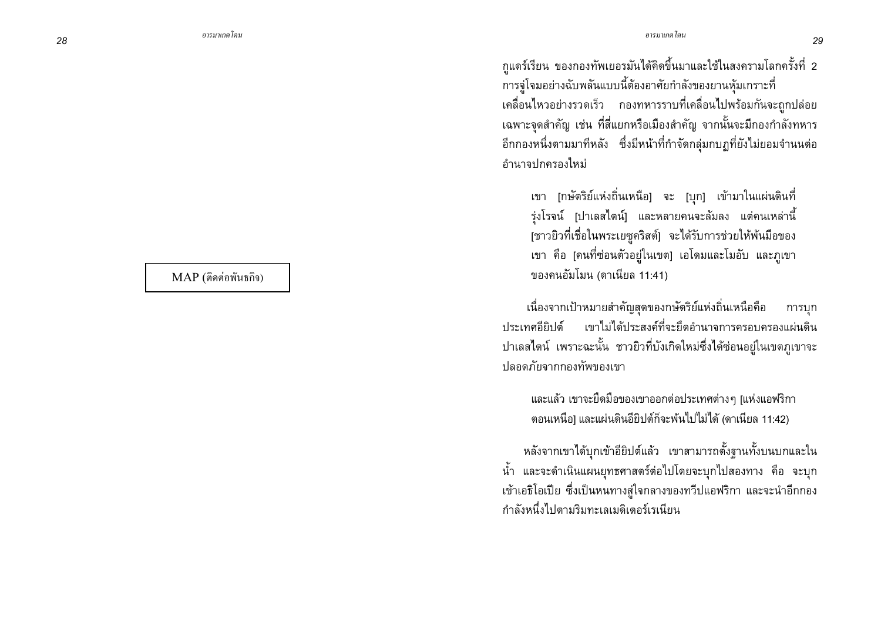MAP (ติดต่อพันธกิจ)

กูเดร์เรียน ของกองทัพเยอรมันได้คิดขึ้นมาและใช้ในสงครามโลกครั้งที่ 2 การจู่โจมอย่างฉับพลันแบบนี้ต้องอาศัยกำลังของยานหุ้มเกราะที่เคลื่อนไหวอย่างรวดเร็ว กองทหารราบที่เคลื่อนไปพร้อมกันจะถูกปล่อยเฉพาะจุดสำคัญ เช่น ที่สี่แยกหรือเมืองสำคัญ จากนั้นจะมีกองกำลังทหารอีกกองหนึ่งตามมาทีหลัง ซึ่งมีหน้าที่กำจัดกลุ่มกบฏที่ยังไม่ยอมจำนนต่ออำนาจปกครองใหม่

> เขา [กษัตริย์แห่งถิ่นเหนือ] จะ [บุก] เข้ามาในแผ่นดินที่รุ่งโรจน์ [ปาเลสไตน์] และหลายคนจะล้มลง แต่คนเหล่านี้ [ชาวยิวที่เชื่อในพระเยซูคริสต์] จะได้รับการช่วยให้พ้นมือของเขา คือ [คนที่ซ่อนตัวอยู่ในเขต] เอโดมและโมอับ และภูเขาของคนอัมโมน (ดาเนียล 11:41)

เนื่องจากเป้าหมายสำคัญสุดของกษัตริย์แห่งถิ่นเหนือคือ การบุกประเทศอียิปต์ เขาไม่ได้ประสงค์ที่จะยึดอำนาจการครอบครองแผ่นดินปาเลสไตน์ เพราะฉะนั้น ชาวยิวที่บังเกิดใหม่ซึ่งได้ซ่อนอยู่ในเขตภูเขาจะปลอดภัยจากกองทัพของเขา

> และแล้ว เขาจะยืดมือของเขาออกต่อประเทศต่างๆ [แห่งแอฟริกาตอนเหนือ] และแผ่นดินอียิปต์ก็จะพ้นไปไม่ได้ (ดาเนียล 11:42)

หลังจากเขาได้บุกเข้าอียิปต์แล้ว เขาสามารถตั้งฐานทั้งบนบกและในน้ำ และจะดำเนินแผนยุทธศาสตร์ต่อไปโดยจะบุกไปสองทาง คือ จะบุกเข้าเอธิโอเปีย ซึ่งเป็นหนทางสู่ใจกลางของทวีปแอฟริกา และจะนำอีกกองกำลังหนึ่งไปตามริมทะเลเมดิเตอร์เรเนียน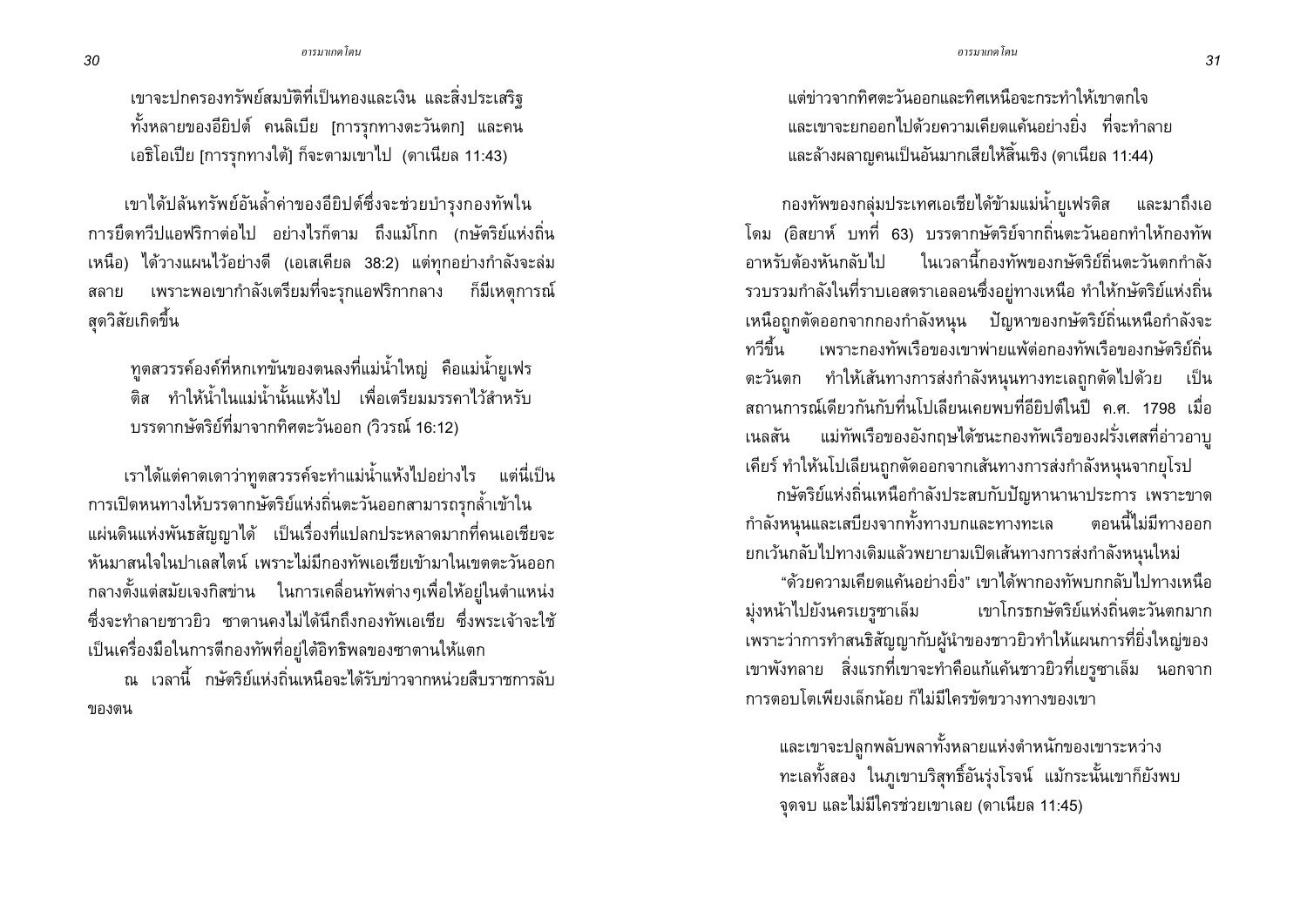เขาจะปกครองทรัพย์สมบัติที่เป็นทองและเงิน และสิ่งประเสริฐทั้งหลายของอียิปต์ คนลิเบีย [การรุกทางตะวันตก] และคนเอธิโอเปีย [การรุกทางใต้] ก็จะตามเขาไป (ดาเนียล 11:43)

เขาได้ปล้นทรัพย์อันล้ำค่าของอียิปต์ซึ่งจะช่วยบำรุงกองทัพในการยึดทวีปแอฟริกาต่อไป อย่างไรก็ตาม ถึงแม้โกก (กษัตริย์แห่งถิ่นเหนือ) ได้วางแผนไว้อย่างดี (เอเสเคียล 38:2) แต่ทุกอย่างกำลังจะล่มสลาย เพราะพอเขากำลังเตรียมที่จะรุกแอฟริกากลาง ก็มีเหตุการณ์สุดวิสัยเกิดขึ้น

ทูตสวรรค์องค์ที่หกเทขันของตนลงที่แม่น้ำใหญ่ คือแม่น้ำยูเฟรติส ทำให้น้ำในแม่น้ำนั้นแห้งไป เพื่อเตรียมมรรคาไว้สำหรับบรรดากษัตริย์ที่มาจากทิศตะวันออก (วิวรณ์ 16:12)

เราได้แต่คาดเดาว่าทูตสวรรค์จะทำแม่น้ำแห้งไปอย่างไร แต่นี่เป็นการเปิดหนทางให้บรรดากษัตริย์แห่งถิ่นตะวันออกสามารถรุกล้ำเข้าในแผ่นดินแห่งพันธสัญญาได้ เป็นเรื่องที่แปลกประหลาดมากที่คนเอเชียจะหันมาสนใจในปาเลสไตน์ เพราะไม่มีกองทัพเอเชียเข้ามาในเขตตะวันออกกลางตั้งแต่สมัยเจงกิสข่าน ในการเคลื่อนทัพต่างๆเพื่อให้อยู่ในตำแหน่งซึ่งจะทำลายชาวยิว ซาตานคงไม่ได้นึกถึงกองทัพเอเชีย ซึ่งพระเจ้าจะใช้เป็นเครื่องมือในการตีกองทัพที่อยู่ใต้อิทธิพลของซาตานให้แตก

ณ เวลานี้ กษัตริย์แห่งถิ่นเหนือจะได้รับข่าวจากหน่วยสืบราชการลับของตน

แต่ข่าวจากทิศตะวันออกและทิศเหนือจะกระทำให้เขาตกใจ และเขาจะยกออกไปด้วยความเคียดแค้นอย่างยิ่ง ที่จะทำลายและล้างผลาญคนเป็นอันมากเสียให้สิ้นเชิง (ดาเนียล 11:44)

กองทัพของกลุ่มประเทศเอเชียได้ข้ามแม่น้ำยูเฟรติส และมาถึงเอโดม (อิสยาห์ บทที่ 63) บรรดากษัตริย์จากถิ่นตะวันออกทำให้กองทัพอาหรับต้องหันกลับไป ในเวลานี้กองทัพของกษัตริย์ถิ่นตะวันตกกำลังรวบรวมกำลังในที่ราบเอสดราเอลอนซึ่งอยู่ทางเหนือ ทำให้กษัตริย์แห่งถิ่นเหนือถูกตัดออกจากกองกำลังหนุน ปัญหาของกษัตริย์ถิ่นเหนือกำลังจะทวีขึ้น เพราะกองทัพเรือของเขาพ่ายแพ้ต่อกองทัพเรือของกษัตริย์ถิ่นตะวันตก ทำให้เส้นทางการส่งกำลังหนุนทางทะเลถูกตัดไปด้วย เป็นสถานการณ์เดียวกันกับที่นโปเลียนเคยพบที่อียิปต์ในปี ค.ศ. 1798 เมื่อเนลสัน แม่ทัพเรือของอังกฤษได้ชนะกองทัพเรือของฝรั่งเศสที่อ่าวอาบูเคียร์ ทำให้นโปเลียนถูกตัดออกจากเส้นทางการส่งกำลังหนุนจากยุโรป

กษัตริย์แห่งถิ่นเหนือกำลังประสบกับปัญหานานาประการ เพราะขาดกำลังหนุนและเสบียงจากทั้งทางบกและทางทะเล ตอนนี้ไม่มีทางออกยกเว้นกลับไปทางเดิมแล้วพยายามเปิดเส้นทางการส่งกำลังหนุนใหม่

"ด้วยความเคียดแค้นอย่างยิ่ง" เขาได้พากองทัพบกกลับไปทางเหนือมุ่งหน้าไปยังนครเยรูซาเล็ม เขาโกรธกษัตริย์แห่งถิ่นตะวันตกมาก เพราะว่าการทำสนธิสัญญากับผู้นำของชาวยิวทำให้แผนการที่ยิ่งใหญ่ของเขาพังทลาย สิ่งแรกที่เขาจะทำคือแก้แค้นชาวยิวที่เยรูซาเล็ม นอกจากการตอบโตเพียงเล็กน้อย ก็ไม่มีใครขัดขวางทางของเขา

และเขาจะปลูกพลับพลาทั้งหลายแห่งตำหนักของเขาระหว่างทะเลทั้งสอง ในภูเขาบริสุทธิ์อันรุ่งโรจน์ แม้กระนั้นเขาก็ยังพบจุดจบ และไม่มีใครช่วยเขาเลย (ดาเนียล 11:45)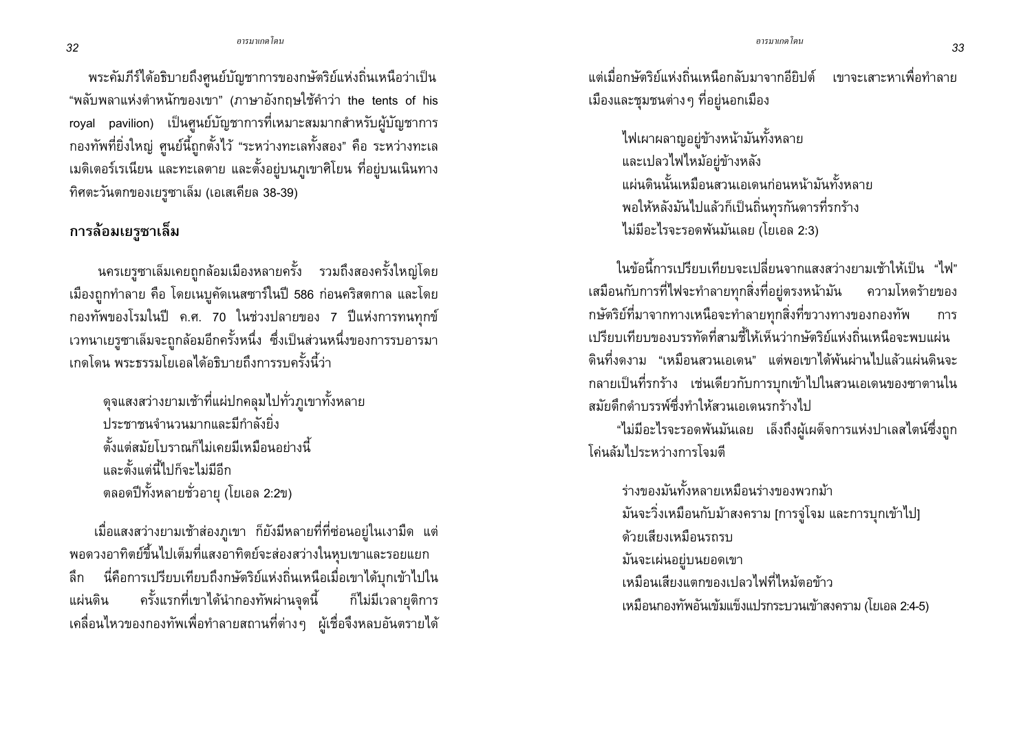พระคัมภีร์ได้อธิบายถึงศูนย์บัญชาการของกษัตริย์แห่งถิ่นเหนือว่าเป็น "พลับพลาแห่งตำหนักของเขา" (ภาษาอังกฤษใช้คำว่า the tents of his royal pavilion) เป็นศูนย์บัญชาการที่เหมาะสมมากสำหรับผู้บัญชาการกองทัพที่ยิ่งใหญ่ ศูนย์นี้ถูกตั้งไว้ "ระหว่างทะเลทั้งสอง" คือ ระหว่างทะเลเมดิเตอร์เรเนียน และทะเลตาย และตั้งอยู่บนภูเขาศิโยน ที่อยู่บนเนินทางทิศตะวันตกของเยรูซาเล็ม (เอเสเคียล 38-39)

## การล้อมเยรูซาเล็ม

นครเยรูซาเล็มเคยถูกล้อมเมืองหลายครั้ง รวมถึงสองครั้งใหญ่โดยเมืองถูกทำลาย คือ โดยเนบูคัดเนสซาร์ในปี 586 ก่อนคริสตกาล และโดยกองทัพของโรมในปี ค.ศ. 70 ในช่วงปลายของ 7 ปีแห่งการทนทุกข์เวทนาเยรูซาเล็มจะถูกล้อมอีกครั้งหนึ่ง ซึ่งเป็นส่วนหนึ่งของการรบอารมาเกดโดน พระธรรมโยเอลได้อธิบายถึงการรบครั้งนี้ว่า

> ดุจแสงสว่างยามเช้าที่แผ่ปกคลุมไปทั่วภูเขาทั้งหลาย
> ประชาชนจำนวนมากและมีกำลังยิ่ง
> ตั้งแต่สมัยโบราณก็ไม่เคยมีเหมือนอย่างนี้
> และตั้งแต่นี้ไปก็จะไม่มีอีก
> ตลอดปีทั้งหลายชั่วอายุ (โยเอล 2:2ข)

เมื่อแสงสว่างยามเช้าส่องภูเขา ก็ยังมีหลายที่ที่ซ่อนอยู่ในเงามืด แต่พอดวงอาทิตย์ขึ้นไปเต็มที่แสงอาทิตย์จะส่องสว่างในหุบเขาและรอยแยกลึก นี่คือการเปรียบเทียบถึงกษัตริย์แห่งถิ่นเหนือเมื่อเขาได้บุกเข้าไปในแผ่นดิน ครั้งแรกที่เขาได้นำกองทัพผ่านจุดนี้ ก็ไม่มีเวลายุติการเคลื่อนไหวของกองทัพเพื่อทำลายสถานที่ต่างๆ ผู้เชื่อจึงหลบอันตรายได้ แต่เมื่อกษัตริย์แห่งถิ่นเหนือกลับมาจากอียิปต์ เขาจะเสาะหาเพื่อทำลายเมืองและชุมชนต่างๆ ที่อยู่นอกเมือง

> ไฟเผาผลาญอยู่ข้างหน้ามันทั้งหลาย
> และเปลวไฟไหม้อยู่ข้างหลัง
> แผ่นดินนั้นเหมือนสวนเอเดนก่อนหน้ามันทั้งหลาย
> พอให้หลังมันไปแล้วก็เป็นถิ่นทุรกันดารที่รกร้าง
> ไม่มีอะไรจะรอดพ้นมันเลย (โยเอล 2:3)

ในข้อนี้การเปรียบเทียบจะเปลี่ยนจากแสงสว่างยามเช้าให้เป็น "ไฟ" เสมือนกับการที่ไฟจะทำลายทุกสิ่งที่อยู่ตรงหน้ามัน ความโหดร้ายของกษัตริย์ที่มาจากทางเหนือจะทำลายทุกสิ่งที่ขวางทางของกองทัพ การเปรียบเทียบของบรรทัดที่สามชี้ให้เห็นว่ากษัตริย์แห่งถิ่นเหนือจะพบแผ่นดินที่งดงาม "เหมือนสวนเอเดน" แต่พอเขาได้พ้นผ่านไปแล้วแผ่นดินจะกลายเป็นที่รกร้าง เช่นเดียวกับการบุกเข้าไปในสวนเอเดนของซาตานในสมัยดึกดำบรรพ์ซึ่งทำให้สวนเอเดนรกร้างไป

"ไม่มีอะไรจะรอดพ้นมันเลย เล็งถึงผู้เผด็จการแห่งปาเลสไตน์ซึ่งถูกโค่นล้มไประหว่างการโจมตี

> ร่างของมันทั้งหลายเหมือนร่างของพวกม้า
> มันจะวิ่งเหมือนกับม้าสงคราม [การจู่โจม และการบุกเข้าไป]
> ด้วยเสียงเหมือนรถรบ
> มันจะเผ่นอยู่บนยอดเขา
> เหมือนเสียงแตกของเปลวไฟที่ไหม้ตอข้าว
> เหมือนกองทัพอันเข้มแข็งแปรกระบวนเข้าสงคราม (โยเอล 2:4-5)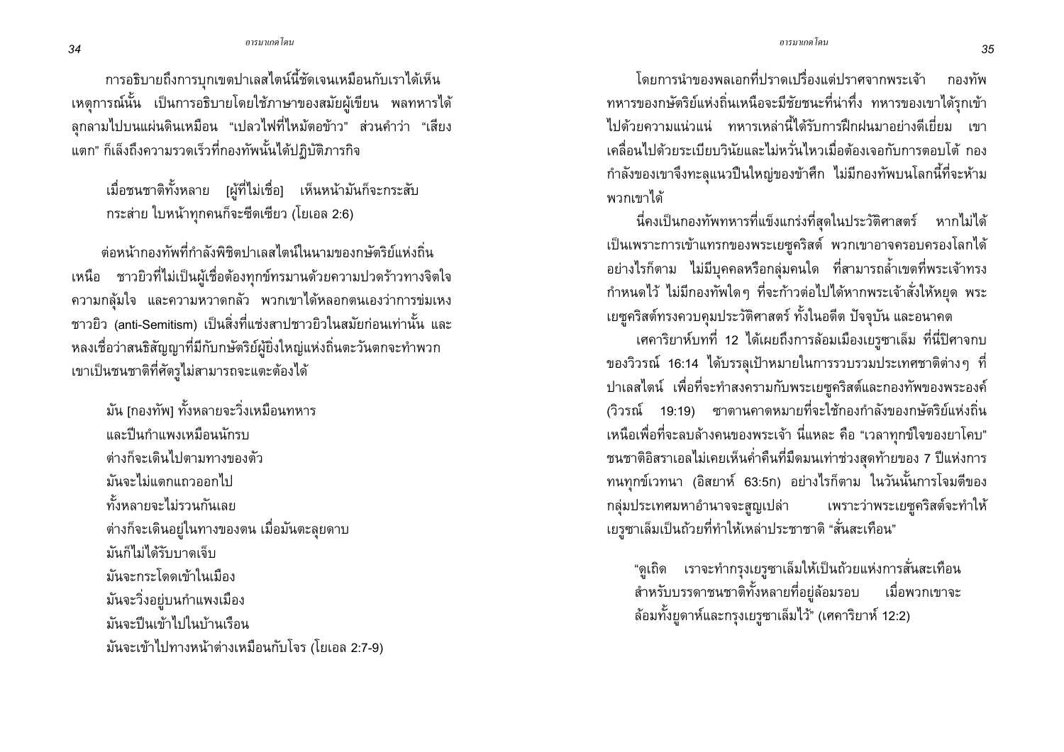การอธิบายถึงการบุกเขตปาเลสไตน์นี้ชัดเจนเหมือนกับเราได้เห็นเหตุการณ์นั้น เป็นการอธิบายโดยใช้ภาษาของสมัยผู้เขียน พลทหารได้ลุกลามไปบนแผ่นดินเหมือน "เปลวไฟที่ไหม้ตอข้าว" ส่วนคำว่า "เสียงแตก" ก็เล็งถึงความรวดเร็วที่กองทัพนั้นได้ปฏิบัติภารกิจ

> เมื่อชนชาติทั้งหลาย [ผู้ที่ไม่เชื่อ] เห็นหน้ามันก็จะกระสับกระส่าย ใบหน้าทุกคนก็จะซีดเซียว (โยเอล 2:6)

ต่อหน้ากองทัพที่กำลังพิชิตปาเลสไตน์ในนามของกษัตริย์แห่งถิ่นเหนือ ชาวยิวที่ไม่เป็นผู้เชื่อต้องทุกข์ทรมานด้วยความปวดร้าวทางจิตใจ ความกลุ้มใจ และความหวาดกลัว พวกเขาได้หลอกตนเองว่าการข่มเหงชาวยิว (anti-Semitism) เป็นสิ่งที่แช่งสาปชาวยิวในสมัยก่อนเท่านั้น และหลงเชื่อว่าสนธิสัญญาที่มีกับกษัตริย์ผู้ยิ่งใหญ่แห่งถิ่นตะวันตกจะทำพวกเขาเป็นชนชาติที่ศัตรูไม่สามารถจะแตะต้องได้

> มัน [กองทัพ] ทั้งหลายจะวิ่งเหมือนทหาร
> และปีนกำแพงเหมือนนักรบ
> ต่างก็จะเดินไปตามทางของตัว
> มันจะไม่แตกแถวออกไป
> ทั้งหลายจะไม่รวนกันเลย
> ต่างก็จะเดินอยู่ในทางของตน เมื่อมันตะลุยดาบ
> มันก็ไม่ได้รับบาดเจ็บ
> มันจะกระโดดเข้าในเมือง
> มันจะวิ่งอยู่บนกำแพงเมือง
> มันจะปีนเข้าไปในบ้านเรือน
> มันจะเข้าไปทางหน้าต่างเหมือนกับโจร (โยเอล 2:7-9)

โดยการนำของพลเอกที่ปราดเปรื่องแต่ปราศจากพระเจ้า กองทัพทหารของกษัตริย์แห่งถิ่นเหนือจะมีชัยชนะที่น่าทึ่ง ทหารของเขาได้รุกเข้าไปด้วยความแน่วแน่ ทหารเหล่านี้ได้รับการฝึกฝนมาอย่างดีเยี่ยม เขาเคลื่อนไปด้วยระเบียบวินัยและไม่หวั่นไหวเมื่อต้องเจอกับการตอบโต้ กองกำลังของเขาจึงทะลุแนวปืนใหญ่ของข้าศึก ไม่มีกองทัพบนโลกนี้ที่จะห้ามพวกเขาได้

นี่คงเป็นกองทัพทหารที่แข็งแกร่งที่สุดในประวัติศาสตร์ หากไม่ได้เป็นเพราะการเข้าแทรกของพระเยซูคริสต์ พวกเขาอาจครอบครองโลกได้ อย่างไรก็ตาม ไม่มีบุคคลหรือกลุ่มคนใด ที่สามารถล้ำเขตที่พระเจ้าทรงกำหนดไว้ ไม่มีกองทัพใดๆ ที่จะก้าวต่อไปได้หากพระเจ้าสั่งให้หยุด พระเยซูคริสต์ทรงควบคุมประวัติศาสตร์ ทั้งในอดีต ปัจจุบัน และอนาคต

เศคาริยาห์บทที่ 12 ได้เผยถึงการล้อมเมืองเยรูซาเล็ม ที่นี่ปีศาจกบของวิวรณ์ 16:14 ได้บรรลุเป้าหมายในการรวบรวมประเทศชาติต่างๆ ที่ปาเลสไตน์ เพื่อที่จะทำสงครามกับพระเยซูคริสต์และกองทัพของพระองค์ (วิวรณ์ 19:19) ซาตานคาดหมายที่จะใช้กองกำลังของกษัตริย์แห่งถิ่นเหนือเพื่อที่จะลบล้างคนของพระเจ้า นี่แหละ คือ "เวลาทุกข์ใจของยาโคบ" ชนชาติอิสราเอลไม่เคยเห็นค่ำคืนที่มืดมนเท่าช่วงสุดท้ายของ 7 ปีแห่งการทนทุกข์เวทนา (อิสยาห์ 63:5ก) อย่างไรก็ตาม ในวันนั้นการโจมตีของกลุ่มประเทศมหาอำนาจจะสูญเปล่า เพราะว่าพระเยซูคริสต์จะทำให้เยรูซาเล็มเป็นถ้วยที่ทำให้เหล่าประชาชาติ "สั่นสะเทือน"

> "ดูเถิด เราจะทำกรุงเยรูซาเล็มให้เป็นถ้วยแห่งการสั่นสะเทือนสำหรับบรรดาชนชาติทั้งหลายที่อยู่ล้อมรอบ เมื่อพวกเขาจะล้อมทั้งยูดาห์และกรุงเยรูซาเล็มไว้" (เศคาริยาห์ 12:2)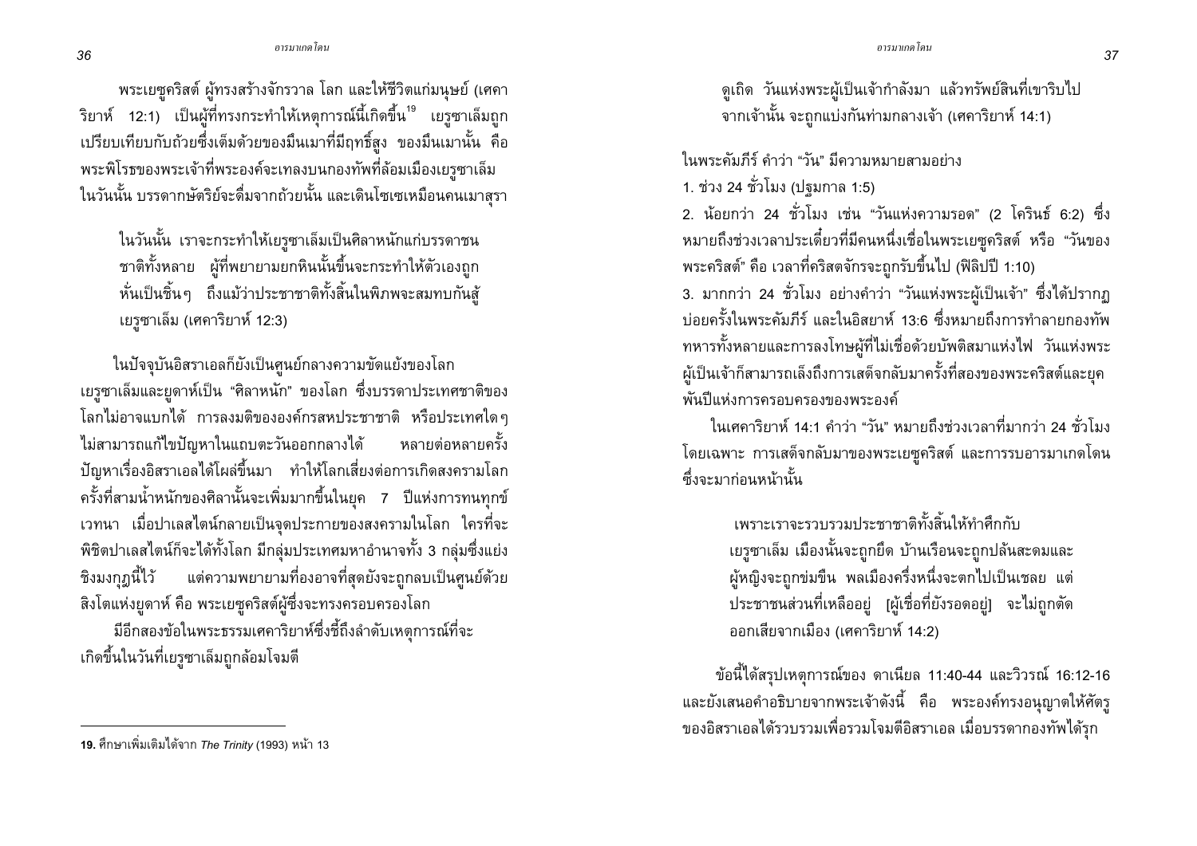พระเยซูคริสต์ ผู้ทรงสร้างจักรวาล โลก และให้ชีวิตแก่มนุษย์ (เศคาริยาห์ 12:1) เป็นผู้ที่ทรงกระทำให้เหตุการณ์นี้เกิดขึ้น[19] เยรูซาเล็มถูกเปรียบเทียบกับถ้วยซึ่งเต็มด้วยของมึนเมาที่มีฤทธิ์สูง ของมึนเมานั้น คือ พระพิโรธของพระเจ้าที่พระองค์จะเทลงบนกองทัพที่ล้อมเมืองเยรูซาเล็ม ในวันนั้น บรรดากษัตริย์จะดื่มจากถ้วยนั้น และเดินโซเซเหมือนคนเมาสุรา

> ในวันนั้น เราจะกระทำให้เยรูซาเล็มเป็นศิลาหนักแก่บรรดาชนชาติทั้งหลาย ผู้ที่พยายามยกหินนั้นขึ้นจะกระทำให้ตัวเองถูกหั่นเป็นชิ้นๆ ถึงแม้ว่าประชาชาติทั้งสิ้นในพิภพจะสมทบกันสู้เยรูซาเล็ม (เศคาริยาห์ 12:3)

ในปัจจุบันอิสราเอลก็ยังเป็นศูนย์กลางความขัดแย้งของโลก เยรูซาเล็มและยูดาห์เป็น "ศิลาหนัก" ของโลก ซึ่งบรรดาประเทศชาติของโลกไม่อาจแบกได้ การลงมติขององค์กรสหประชาชาติ หรือประเทศใดๆ ไม่สามารถแก้ไขปัญหาในแถบตะวันออกกลางได้ หลายต่อหลายครั้งปัญหาเรื่องอิสราเอลได้โผล่ขึ้นมา ทำให้โลกเสี่ยงต่อการเกิดสงครามโลกครั้งที่สามน้ำหนักของศิลานั้นจะเพิ่มมากขึ้นในยุค 7 ปีแห่งการทนทุกข์เวทนา เมื่อปาเลสไตน์กลายเป็นจุดประกายของสงครามในโลก ใครที่จะพิชิตปาเลสไตน์ก็จะได้ทั้งโลก มีกลุ่มประเทศมหาอำนาจทั้ง 3 กลุ่มซึ่งแย่งชิงมงกุฎนี้ไว้ แต่ความพยายามที่องอาจที่สุดยังจะถูกลบเป็นศูนย์ด้วยสิงโตแห่งยูดาห์ คือ พระเยซูคริสต์ผู้ซึ่งจะทรงครอบครองโลก

มีอีกสองข้อในพระธรรมเศคาริยาห์ซึ่งชี้ถึงลำดับเหตุการณ์ที่จะเกิดขึ้นในวันที่เยรูซาเล็มถูกล้อมโจมตี

> ดูเถิด วันแห่งพระผู้เป็นเจ้ากำลังมา แล้วทรัพย์สินที่เขาริบไปจากเจ้านั้น จะถูกแบ่งกันท่ามกลางเจ้า (เศคาริยาห์ 14:1)

ในพระคัมภีร์ คำว่า "วัน" มีความหมายสามอย่าง

1. ช่วง 24 ชั่วโมง (ปฐมกาล 1:5)
2. น้อยกว่า 24 ชั่วโมง เช่น "วันแห่งความรอด" (2 โครินธ์ 6:2) ซึ่งหมายถึงช่วงเวลาประเดี๋ยวที่มีคนหนึ่งเชื่อในพระเยซูคริสต์ หรือ "วันของพระคริสต์" คือ เวลาที่คริสตจักรจะถูกรับขึ้นไป (ฟีลิปปี 1:10)
3. มากกว่า 24 ชั่วโมง อย่างคำว่า "วันแห่งพระผู้เป็นเจ้า" ซึ่งได้ปรากฏบ่อยครั้งในพระคัมภีร์ และในอิสยาห์ 13:6 ซึ่งหมายถึงการทำลายกองทัพทหารทั้งหลายและการลงโทษผู้ที่ไม่เชื่อด้วยบัพติสมาแห่งไฟ วันแห่งพระผู้เป็นเจ้าก็สามารถเล็งถึงการเสด็จกลับมาครั้งที่สองของพระคริสต์และยุคพันปีแห่งการครอบครองของพระองค์

ในเศคาริยาห์ 14:1 คำว่า "วัน" หมายถึงช่วงเวลาที่มากกว่า 24 ชั่วโมง โดยเฉพาะ การเสด็จกลับมาของพระเยซูคริสต์ และการรบอารมาเกดโดนซึ่งจะมาก่อนหน้านั้น

> เพราะเราจะรวบรวมประชาชาติทั้งสิ้นให้ทำศึกกับเยรูซาเล็ม เมืองนั้นจะถูกยึด บ้านเรือนจะถูกปล้นสะดมและผู้หญิงจะถูกข่มขืน พลเมืองครึ่งหนึ่งจะตกไปเป็นเชลย แต่ประชาชนส่วนที่เหลืออยู่ [ผู้เชื่อที่ยังรอดอยู่] จะไม่ถูกตัดออกเสียจากเมือง (เศคาริยาห์ 14:2)

ข้อนี้ได้สรุปเหตุการณ์ของ ดาเนียล 11:40-44 และวิวรณ์ 16:12-16 และยังเสนอคำอธิบายจากพระเจ้าดังนี้ คือ พระองค์ทรงอนุญาตให้ศัตรูของอิสราเอลได้รวบรวมเพื่อรวมโจมตีอิสราเอล เมื่อบรรดากองทัพได้รุก

---

[19] ศึกษาเพิ่มเติมได้จาก *The Trinity* (1993) หน้า 13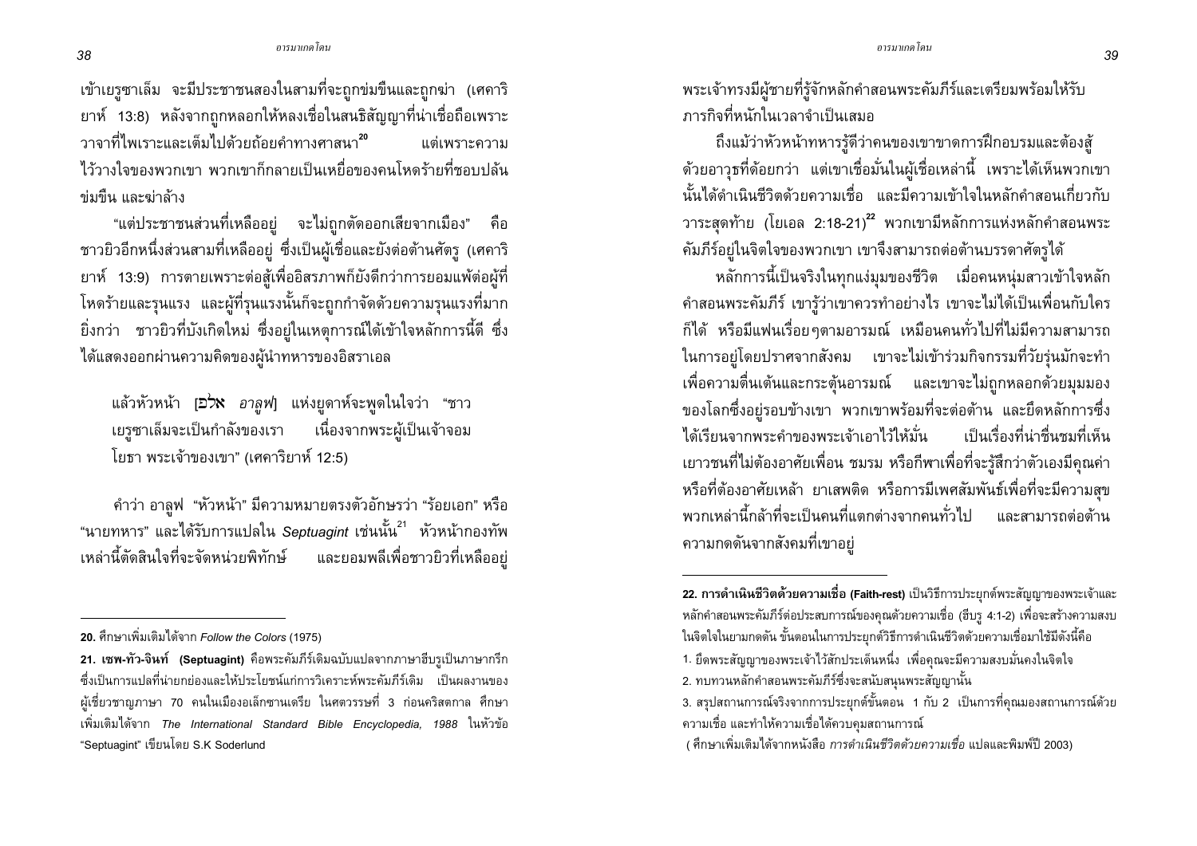เข้าเยรูซาเล็ม จะมีประชาชนสองในสามที่จะถูกข่มขืนและถูกฆ่า (เศคาริยาห์ 13:8) หลังจากถูกหลอกให้หลงเชื่อในสนธิสัญญาที่น่าเชื่อถือเพราะวาจาที่ไพเราะและเต็มไปด้วยถ้อยคำทางศาสนา[20] แต่เพราะความไว้วางใจของพวกเขา พวกเขาก็กลายเป็นเหยื่อของคนโหดร้ายที่ชอบปล้น ข่มขืน และฆ่าล้าง

"แต่ประชาชนส่วนที่เหลืออยู่ จะไม่ถูกตัดออกเสียจากเมือง" คือ ชาวยิวอีกหนึ่งส่วนสามที่เหลืออยู่ ซึ่งเป็นผู้เชื่อและยังต่อต้านศัตรู (เศคาริยาห์ 13:9) การตายเพราะต่อสู้เพื่ออิสรภาพก็ยังดีกว่าการยอมแพ้ต่อผู้ที่โหดร้ายและรุนแรง และผู้ที่รุนแรงนั้นก็จะถูกกำจัดด้วยความรุนแรงที่มากยิ่งกว่า ชาวยิวที่บังเกิดใหม่ ซึ่งอยู่ในเหตุการณ์ได้เข้าใจหลักการนี้ดี ซึ่งได้แสดงออกผ่านความคิดของผู้นำทหารของอิสราเอล

> แล้วหัวหน้า [אַלֻּף *อาลูฟ*] แห่งยูดาห์จะพูดในใจว่า "ชาวเยรูซาเล็มจะเป็นกำลังของเรา เนื่องจากพระผู้เป็นเจ้าจอมโยธา พระเจ้าของเขา" (เศคาริยาห์ 12:5)

คำว่า อาลูฟ "หัวหน้า" มีความหมายตรงตัวอักษรว่า "ร้อยเอก" หรือ "นายทหาร" และได้รับการแปลใน *Septuagint* เช่นนั้น[21] หัวหน้ากองทัพเหล่านี้ตัดสินใจที่จะจัดหน่วยพิทักษ์ และยอมพลีเพื่อชาวยิวที่เหลืออยู่ พระเจ้าทรงมีผู้ชายที่รู้จักหลักคำสอนพระคัมภีร์และเตรียมพร้อมให้รับภารกิจที่หนักในเวลาจำเป็นเสมอ

ถึงแม้ว่าหัวหน้าทหารรู้ดีว่าคนของเขาขาดการฝึกอบรมและต้องสู้ด้วยอาวุธที่ด้อยกว่า แต่เขาเชื่อมั่นในผู้เชื่อเหล่านี้ เพราะได้เห็นพวกเขานั้นได้ดำเนินชีวิตด้วยความเชื่อ และมีความเข้าใจในหลักคำสอนเกี่ยวกับวาระสุดท้าย (โยเอล 2:18-21)[22] พวกเขามีหลักการแห่งหลักคำสอนพระคัมภีร์อยู่ในจิตใจของพวกเขา เขาจึงสามารถต่อต้านบรรดาศัตรูได้

หลักการนี้เป็นจริงในทุกแง่มุมของชีวิต เมื่อคนหนุ่มสาวเข้าใจหลักคำสอนพระคัมภีร์ เขารู้ว่าเขาควรทำอย่างไร เขาจะไม่ได้เป็นเพื่อนกับใครก็ได้ หรือมีแฟนเรื่อยๆตามอารมณ์ เหมือนคนทั่วไปที่ไม่มีความสามารถในการอยู่โดยปราศจากสังคม เขาจะไม่เข้าร่วมกิจกรรมที่วัยรุ่นมักจะทำเพื่อความตื่นเต้นและกระตุ้นอารมณ์ และเขาจะไม่ถูกหลอกด้วยมุมมองของโลกซึ่งอยู่รอบข้างเขา พวกเขาพร้อมที่จะต่อต้าน และยึดหลักการซึ่งได้เรียนจากพระคำของพระเจ้าเอาไว้ให้มั่น เป็นเรื่องที่น่าชื่นชมที่เห็นเยาวชนที่ไม่ต้องอาศัยเพื่อน ชมรม หรือกีฬาเพื่อที่จะรู้สึกว่าตัวเองมีคุณค่า หรือที่ต้องอาศัยเหล้า ยาเสพติด หรือการมีเพศสัมพันธ์เพื่อที่จะมีความสุข พวกเหล่านี้กล้าที่จะเป็นคนที่แตกต่างจากคนทั่วไป และสามารถต่อต้านความกดดันจากสังคมที่เขาอยู่

---

**20.** ศึกษาเพิ่มเติมได้จาก *Follow the Colors* (1975)

**21. เซพ-ทัว-จินท์ (Septuagint)** คือพระคัมภีร์เดิมฉบับแปลจากภาษาฮีบรูเป็นภาษากรีก ซึ่งเป็นการแปลที่น่ายกย่องและให้ประโยชน์แก่การวิเคราะห์พระคัมภีร์เดิม เป็นผลงานของผู้เชี่ยวชาญภาษา 70 คนในเมืองอเล็กซานเดรีย ในศตวรรษที่ 3 ก่อนคริสตกาล ศึกษาเพิ่มเติมได้จาก *The International Standard Bible Encyclopedia, 1988* ในหัวข้อ "Septuagint" เขียนโดย S.K Soderlund

**22. การดำเนินชีวิตด้วยความเชื่อ (Faith-rest)** เป็นวิธีการประยุกต์พระสัญญาของพระเจ้าและหลักคำสอนพระคัมภีร์ต่อประสบการณ์ของคุณด้วยความเชื่อ (ฮีบรู 4:1-2) เพื่อจะสร้างความสงบในจิตใจในยามกดดัน ขั้นตอนในการประยุกต์วิธีการดำเนินชีวิตด้วยความเชื่อมาใช้มีดังนี้คือ

1. ยึดพระสัญญาของพระเจ้าไว้สักประเด็นหนึ่ง เพื่อคุณจะมีความสงบมั่นคงในจิตใจ
2. ทบทวนหลักคำสอนพระคัมภีร์ซึ่งจะสนับสนุนพระสัญญานั้น
3. สรุปสถานการณ์จริงจากการประยุกต์ขั้นตอน 1 กับ 2 เป็นการที่คุณมองสถานการณ์ด้วยความเชื่อ และทำให้ความเชื่อได้ควบคุมสถานการณ์

(ศึกษาเพิ่มเติมได้จากหนังสือ *การดำเนินชีวิตด้วยความเชื่อ* แปลและพิมพ์ปี 2003)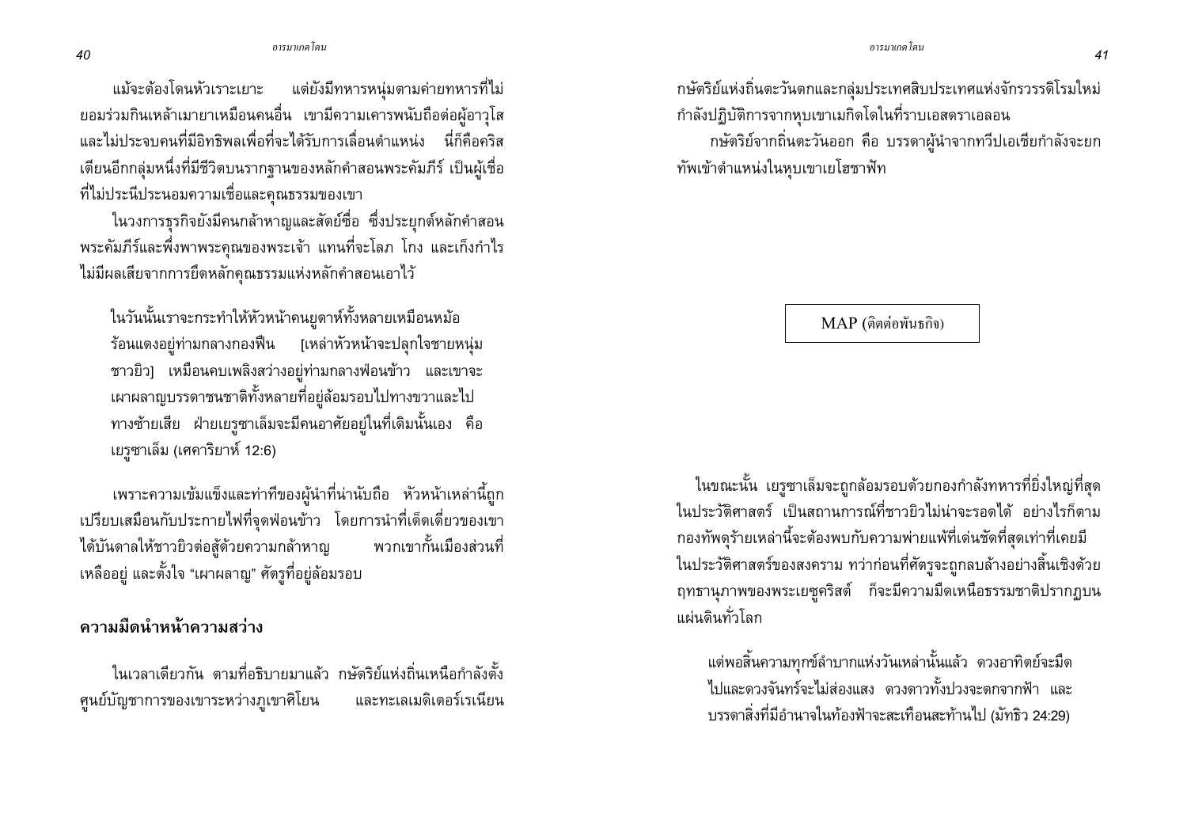แม้จะต้องโดนหัวเราะเยาะ แต่ยังมีทหารหนุ่มตามค่ายทหารที่ไม่ยอมร่วมกินเหล้าเมายาเหมือนคนอื่น เขามีความเคารพนับถือต่อผู้อาวุโส และไม่ประจบคนที่มีอิทธิพลเพื่อที่จะได้รับการเลื่อนตำแหน่ง นี่ก็คือคริสเตียนอีกกลุ่มหนึ่งที่มีชีวิตบนรากฐานของหลักคำสอนพระคัมภีร์ เป็นผู้เชื่อที่ไม่ประนีประนอมความเชื่อและคุณธรรมของเขา

ในวงการธุรกิจยังมีคนกล้าหาญและสัตย์ซื่อ ซึ่งประยุกต์หลักคำสอนพระคัมภีร์และพึ่งพาพระคุณของพระเจ้า แทนที่จะโลภ โกง และเก็งกำไร ไม่มีผลเสียจากการยึดหลักคุณธรรมแห่งหลักคำสอนเอาไว้

> ในวันนั้นเราจะกระทำให้หัวหน้าคนยูดาห์ทั้งหลายเหมือนหม้อร้อนแดงอยู่ท่ามกลางกองฟืน [เหล่าหัวหน้าจะปลุกใจชายหนุ่มชาวยิว] เหมือนคบเพลิงสว่างอยู่ท่ามกลางฟ่อนข้าว และเขาจะเผาผลาญบรรดาชนชาติทั้งหลายที่อยู่ล้อมรอบไปทางขวาและไปทางซ้ายเสีย ฝ่ายเยรูซาเล็มจะมีคนอาศัยอยู่ในที่เดิมนั้นเอง คือ เยรูซาเล็ม (เศคาริยาห์ 12:6)

เพราะความเข้มแข็งและท่าทีของผู้นำที่น่านับถือ หัวหน้าเหล่านี้ถูกเปรียบเสมือนกับประกายไฟที่จุดฟ่อนข้าว โดยการนำที่เด็ดเดี่ยวของเขาได้บันดาลให้ชาวยิวต่อสู้ด้วยความกล้าหาญ พวกเขากั้นเมืองส่วนที่เหลืออยู่ และตั้งใจ "เผาผลาญ" ศัตรูที่อยู่ล้อมรอบ

## ความมืดนำหน้าความสว่าง

ในเวลาเดียวกัน ตามที่อธิบายมาแล้ว กษัตริย์แห่งถิ่นเหนือกำลังตั้งศูนย์บัญชาการของเขาระหว่างภูเขาศิโยน และทะเลเมดิเตอร์เรเนียน กษัตริย์แห่งถิ่นตะวันตกและกลุ่มประเทศสิบประเทศแห่งจักรวรรดิโรมใหม่กำลังปฏิบัติการจากหุบเขาเมกิดโดในที่ราบเอสดราเอลอน

กษัตริย์จากถิ่นตะวันออก คือ บรรดาผู้นำจากทวีปเอเชียกำลังจะยกทัพเข้าตำแหน่งในหุบเขาเยโฮชาฟัท

MAP (ติดต่อพันธกิจ)

ในขณะนั้น เยรูซาเล็มจะถูกล้อมรอบด้วยกองกำลังทหารที่ยิ่งใหญ่ที่สุดในประวัติศาสตร์ เป็นสถานการณ์ที่ชาวยิวไม่น่าจะรอดได้ อย่างไรก็ตามกองทัพดุร้ายเหล่านี้จะต้องพบกับความพ่ายแพ้ที่เด่นชัดที่สุดเท่าที่เคยมีในประวัติศาสตร์ของสงคราม ทว่าก่อนที่ศัตรูจะถูกลบล้างอย่างสิ้นเชิงด้วยฤทธานุภาพของพระเยซูคริสต์ ก็จะมีความมืดเหนือธรรมชาติปรากฏบนแผ่นดินทั่วโลก

> แต่พอสิ้นความทุกข์ลำบากแห่งวันเหล่านั้นแล้ว ดวงอาทิตย์จะมืดไปและดวงจันทร์จะไม่ส่องแสง ดวงดาวทั้งปวงจะตกจากฟ้า และบรรดาสิ่งที่มีอำนาจในท้องฟ้าจะสะเทือนสะท้านไป (มัทธิว 24:29)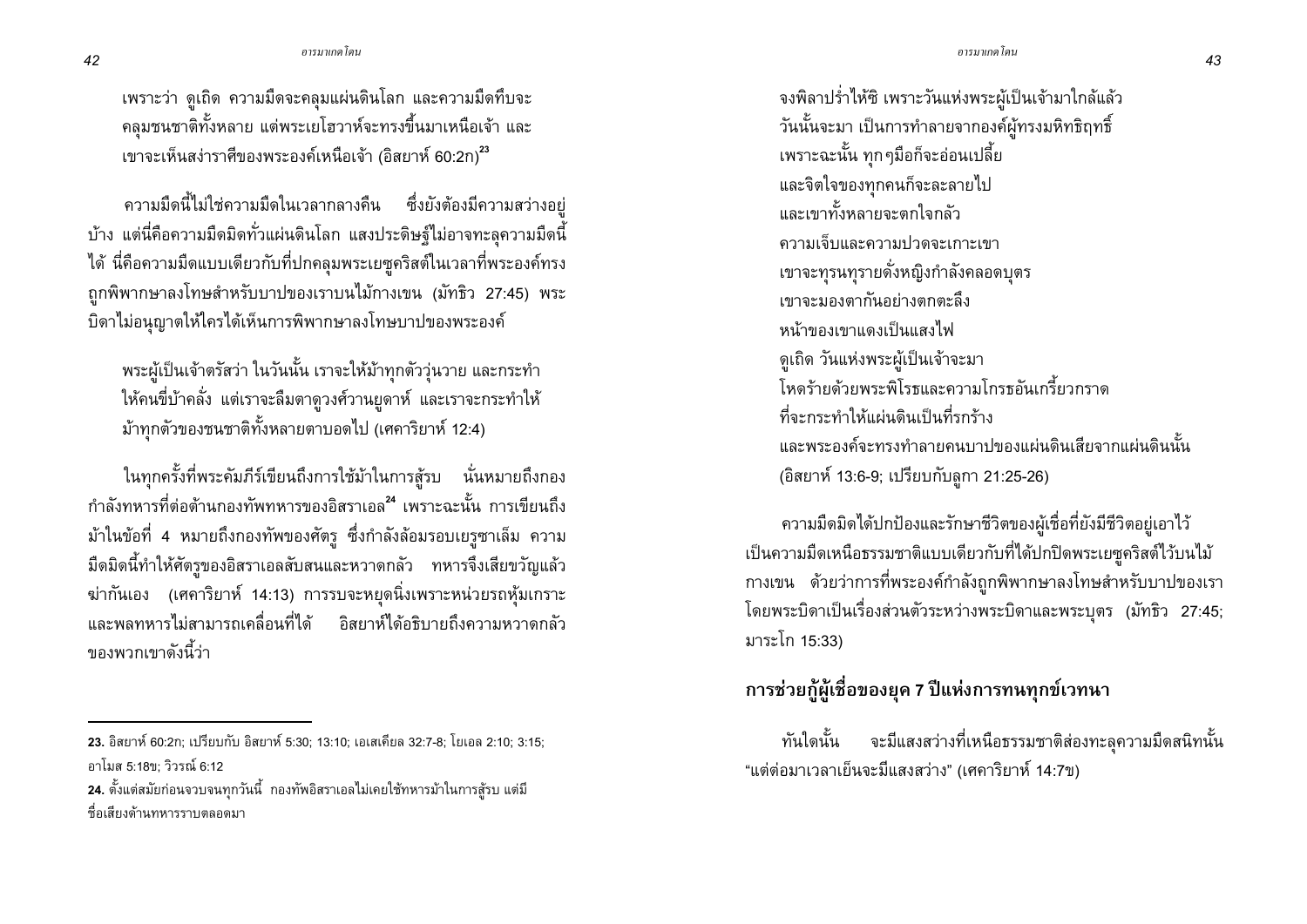เพราะว่า ดูเถิด ความมืดจะคลุมแผ่นดินโลก และความมืดทึบจะคลุมชนชาติทั้งหลาย แต่พระเยโฮวาห์จะทรงขึ้นมาเหนือเจ้า และเขาจะเห็นสง่าราศีของพระองค์เหนือเจ้า (อิสยาห์ 60:2ก)[23]

ความมืดนี้ไม่ใช่ความมืดในเวลากลางคืน ซึ่งยังต้องมีความสว่างอยู่บ้าง แต่นี่คือความมืดมิดทั่วแผ่นดินโลก แสงประดิษฐ์ไม่อาจทะลุความมืดนี้ได้ นี่คือความมืดแบบเดียวกับที่ปกคลุมพระเยซูคริสต์ในเวลาที่พระองค์ทรงถูกพิพากษาลงโทษสำหรับบาปของเราบนไม้กางเขน (มัทธิว 27:45) พระบิดาไม่อนุญาตให้ใครได้เห็นการพิพากษาลงโทษบาปของพระองค์

พระผู้เป็นเจ้าตรัสว่า ในวันนั้น เราจะให้ม้าทุกตัววุ่นวาย และกระทำให้คนขี่บ้าคลั่ง แต่เราจะลืมตาดูวงศ์วานยูดาห์ และเราจะกระทำให้ม้าทุกตัวของชนชาติทั้งหลายตาบอดไป (เศคาริยาห์ 12:4)

ในทุกครั้งที่พระคัมภีร์เขียนถึงการใช้ม้าในการสู้รบ นั่นหมายถึงกองกำลังทหารที่ต่อต้านกองทัพทหารของอิสราเอล[24] เพราะฉะนั้น การเขียนถึงม้าในข้อที่ 4 หมายถึงกองทัพของศัตรู ซึ่งกำลังล้อมรอบเยรูซาเล็ม ความมืดมิดนี้ทำให้ศัตรูของอิสราเอลสับสนและหวาดกลัว ทหารจึงเสียขวัญแล้วฆ่ากันเอง (เศคาริยาห์ 14:13) การรบจะหยุดนิ่งเพราะหน่วยรถหุ้มเกราะและพลทหารไม่สามารถเคลื่อนที่ได้ อิสยาห์ได้อธิบายถึงความหวาดกลัวของพวกเขาดังนี้ว่า

จงพิลาปร่ำไห้ซิ เพราะวันแห่งพระผู้เป็นเจ้ามาใกล้แล้ว
วันนั้นจะมา เป็นการทำลายจากองค์ผู้ทรงมหิทธิฤทธิ์
เพราะฉะนั้น ทุกๆมือก็จะอ่อนเปลี้ย
และจิตใจของทุกคนก็จะละลายไป
และเขาทั้งหลายจะตกใจกลัว
ความเจ็บและความปวดจะเกาะเขา
เขาจะทุรนทุรายดั่งหญิงกำลังคลอดบุตร
เขาจะมองตากันอย่างตกตะลึง
หน้าของเขาแดงเป็นแสงไฟ
ดูเถิด วันแห่งพระผู้เป็นเจ้าจะมา
โหดร้ายด้วยพระพิโรธและความโกรธอันเกรี้ยวกราด
ที่จะกระทำให้แผ่นดินเป็นที่รกร้าง
และพระองค์จะทรงทำลายคนบาปของแผ่นดินเสียจากแผ่นดินนั้น
(อิสยาห์ 13:6-9; เปรียบกับลูกา 21:25-26)

ความมืดมิดได้ปกป้องและรักษาชีวิตของผู้เชื่อที่ยังมีชีวิตอยู่เอาไว้ เป็นความมืดเหนือธรรมชาติแบบเดียวกับที่ได้ปกปิดพระเยซูคริสต์ไว้บนไม้กางเขน ด้วยว่าการที่พระองค์กำลังถูกพิพากษาลงโทษสำหรับบาปของเราโดยพระบิดาเป็นเรื่องส่วนตัวระหว่างพระบิดาและพระบุตร (มัทธิว 27:45; มาระโก 15:33)

## การช่วยกู้ผู้เชื่อของยุค 7 ปีแห่งการทนทุกข์เวทนา

ทันใดนั้น จะมีแสงสว่างที่เหนือธรรมชาติส่องทะลุความมืดสนิทนั้น "แต่ต่อมาเวลาเย็นจะมีแสงสว่าง" (เศคาริยาห์ 14:7ข)

---

23. อิสยาห์ 60:2ก; เปรียบกับ อิสยาห์ 5:30; 13:10; เอเสเคียล 32:7-8; โยเอล 2:10; 3:15; อาโมส 5:18ข; วิวรณ์ 6:12

24. ตั้งแต่สมัยก่อนจวบจนทุกวันนี้ กองทัพอิสราเอลไม่เคยใช้ทหารม้าในการสู้รบ แต่มีชื่อเสียงด้านทหารราบตลอดมา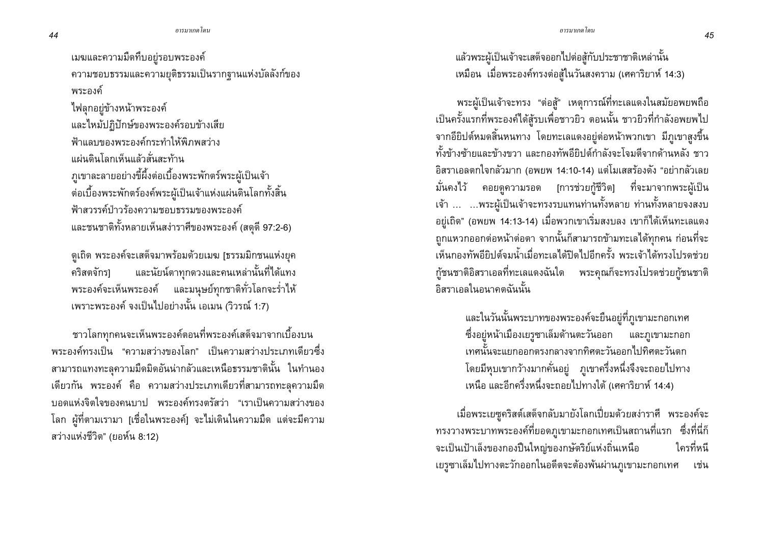เมฆและความมืดทึบอยู่รอบพระองค์
ความชอบธรรมและความยุติธรรมเป็นรากฐานแห่งบัลลังก์ของพระองค์
ไฟลุกอยู่ข้างหน้าพระองค์
และไหม้ปฏิปักษ์ของพระองค์รอบข้างเสีย
ฟ้าแลบของพระองค์กระทำให้พิภพสว่าง
แผ่นดินโลกเห็นแล้วสั่นสะท้าน
ภูเขาละลายอย่างขี้ผึ้งต่อเบื้องพระพักตร์พระผู้เป็นเจ้า
ต่อเบื้องพระพักตร์องค์พระผู้เป็นเจ้าแห่งแผ่นดินโลกทั้งสิ้น
ฟ้าสวรรค์ป่าวร้องความชอบธรรมของพระองค์
และชนชาติทั้งหลายเห็นสง่าราศีของพระองค์ (สดุดี 97:2-6)

ดูเถิด พระองค์จะเสด็จมาพร้อมด้วยเมฆ [ธรรมิกชนแห่งยุคคริสตจักร] และนัยน์ตาทุกดวงและคนเหล่านั้นที่ได้แทงพระองค์จะเห็นพระองค์ และมนุษย์ทุกชาติทั่วโลกจะร่ำไห้เพราะพระองค์ จงเป็นไปอย่างนั้น เอเมน (วิวรณ์ 1:7)

ชาวโลกทุกคนจะเห็นพระองค์ตอนที่พระองค์เสด็จมาจากเบื้องบน พระองค์ทรงเป็น "ความสว่างของโลก" เป็นความสว่างประเภทเดียวซึ่งสามารถแทงทะลุความมืดมิดอันน่ากลัวและเหนือธรรมชาตินั้น ในทำนองเดียวกัน พระองค์ คือ ความสว่างประเภทเดียวที่สามารถทะลุความมืดบอดแห่งจิตใจของคนบาป พระองค์ทรงตรัสว่า "เราเป็นความสว่างของโลก ผู้ที่ตามเรามา [เชื่อในพระองค์] จะไม่เดินในความมืด แต่จะมีความสว่างแห่งชีวิต" (ยอห์น 8:12)

แล้วพระผู้เป็นเจ้าจะเสด็จออกไปต่อสู้กับประชาชาติเหล่านั้น
เหมือน เมื่อพระองค์ทรงต่อสู้ในวันสงคราม (เศคาริยาห์ 14:3)

พระผู้เป็นเจ้าจะทรง "ต่อสู้" เหตุการณ์ที่ทะเลแดงในสมัยอพยพถือเป็นครั้งแรกที่พระองค์ได้สู้รบเพื่อชาวยิว ตอนนั้น ชาวยิวที่กำลังอพยพไปจากอียิปต์หมดสิ้นหนทาง โดยทะเลแดงอยู่ต่อหน้าพวกเขา มีภูเขาสูงขึ้นทั้งข้างซ้ายและข้างขวา และกองทัพอียิปต์กำลังจะโจมตีจากด้านหลัง ชาวอิสราเอลตกใจกลัวมาก (อพยพ 14:10-14) แต่โมเสสร้องดัง "อย่ากลัวเลย มั่นคงไว้ คอยดูความรอด [การช่วยกู้ชีวิต] ที่จะมาจากพระผู้เป็นเจ้า ... ...พระผู้เป็นเจ้าจะทรงรบแทนท่านทั้งหลาย ท่านทั้งหลายจงสงบอยู่เถิด" (อพยพ 14:13-14) เมื่อพวกเขาเริ่มสงบลง เขาก็ได้เห็นทะเลแดงถูกแหวกออกต่อหน้าต่อตา จากนั้นก็สามารถข้ามทะเลได้ทุกคน ก่อนที่จะเห็นกองทัพอียิปต์จมน้ำเมื่อทะเลได้ปิดไปอีกครั้ง พระเจ้าได้ทรงโปรดช่วยกู้ชนชาติอิสราเอลที่ทะเลแดงฉันใด พระคุณก็จะทรงโปรดช่วยกู้ชนชาติอิสราเอลในอนาคตฉันนั้น

และในวันนั้นพระบาทของพระองค์จะยืนอยู่ที่ภูเขามะกอกเทศ ซึ่งอยู่หน้าเมืองเยรูซาเล็มด้านตะวันออก และภูเขามะกอกเทศนั้นจะแยกออกตรงกลางจากทิศตะวันออกไปทิศตะวันตก โดยมีหุบเขากว้างมากคั่นอยู่ ภูเขาครึ่งหนึ่งจึงจะถอยไปทางเหนือ และอีกครึ่งหนึ่งจะถอยไปทางใต้ (เศคาริยาห์ 14:4)

เมื่อพระเยซูคริสต์เสด็จกลับมายังโลกเปี่ยมด้วยสง่าราศี พระองค์จะทรงวางพระบาทพระองค์ที่ยอดภูเขามะกอกเทศเป็นสถานที่แรก ซึ่งที่นี่ก็จะเป็นเป้าเล็งของกองปืนใหญ่ของกษัตริย์แห่งถิ่นเหนือ ใครที่หนีเยรูซาเล็มไปทางตะวักออกในอดีตจะต้องพ้นผ่านภูเขามะกอกเทศ เช่น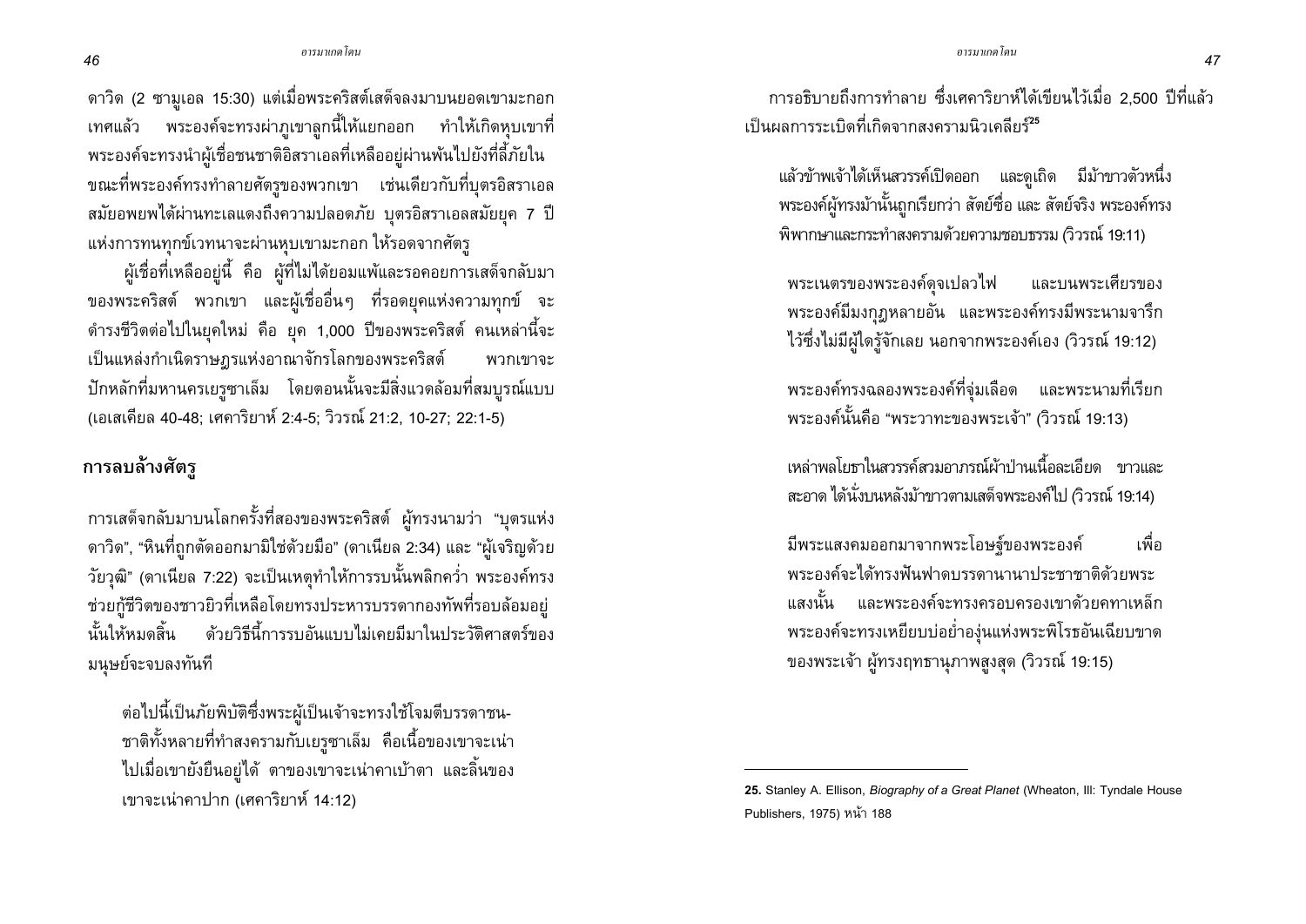ดาวิด (2 ซามูเอล 15:30) แต่เมื่อพระคริสต์เสด็จลงมาบนยอดเขามะกอกเทศแล้ว พระองค์จะทรงผ่าภูเขาลูกนี้ให้แยกออก ทำให้เกิดหุบเขาที่พระองค์จะทรงนำผู้เชื่อชนชาติอิสราเอลที่เหลืออยู่ผ่านพ้นไปยังที่ลี้ภัยในขณะที่พระองค์ทรงทำลายศัตรูของพวกเขา เช่นเดียวกับที่บุตรอิสราเอลสมัยอพยพได้ผ่านทะเลแดงถึงความปลอดภัย บุตรอิสราเอลสมัยยุค 7 ปีแห่งการทนทุกข์เวทนาจะผ่านหุบเขามะกอก ให้รอดจากศัตรู

ผู้เชื่อที่เหลืออยู่นี้ คือ ผู้ที่ไม่ได้ยอมแพ้และรอคอยการเสด็จกลับมาของพระคริสต์ พวกเขา และผู้เชื่ออื่นๆ ที่รอดยุคแห่งความทุกข์ จะดำรงชีวิตต่อไปในยุคใหม่ คือ ยุค 1,000 ปีของพระคริสต์ คนเหล่านี้จะเป็นแหล่งกำเนิดราษฎรแห่งอาณาจักรโลกของพระคริสต์ พวกเขาจะปักหลักที่มหานครเยรูซาเล็ม โดยตอนนั้นจะมีสิ่งแวดล้อมที่สมบูรณ์แบบ (เอเสเคียล 40-48; เศคาริยาห์ 2:4-5; วิวรณ์ 21:2, 10-27; 22:1-5)

## การลบล้างศัตรู

การเสด็จกลับมาบนโลกครั้งที่สองของพระคริสต์ ผู้ทรงนามว่า "บุตรแห่งดาวิด", "หินที่ถูกตัดออกมามิใช่ด้วยมือ" (ดาเนียล 2:34) และ "ผู้เจริญด้วยวัยวุฒิ" (ดาเนียล 7:22) จะเป็นเหตุทำให้การรบนั้นพลิกคว่ำ พระองค์ทรงช่วยกู้ชีวิตของชาวยิวที่เหลือโดยทรงประหารบรรดากองทัพที่รอบล้อมอยู่นั้นให้หมดสิ้น ด้วยวิธีนี้การรบอันแบบไม่เคยมีมาในประวัติศาสตร์ของมนุษย์จะจบลงทันที

> ต่อไปนี้เป็นภัยพิบัติซึ่งพระผู้เป็นเจ้าจะทรงใช้โจมตีบรรดาชนชาติทั้งหลายที่ทำสงครามกับเยรูซาเล็ม คือเนื้อของเขาจะเน่าไปเมื่อเขายังยืนอยู่ได้ ตาของเขาจะเน่าคาเบ้าตา และลิ้นของเขาจะเน่าคาปาก (เศคาริยาห์ 14:12)

การอธิบายถึงการทำลาย ซึ่งเศคาริยาห์ได้เขียนไว้เมื่อ 2,500 ปีที่แล้ว เป็นผลการระเบิดที่เกิดจากสงครามนิวเคลียร์[25]

> แล้วข้าพเจ้าได้เห็นสวรรค์เปิดออก และดูเถิด มีม้าขาวตัวหนึ่ง พระองค์ผู้ทรงม้านั้นถูกเรียกว่า สัตย์ซื่อ และ สัตย์จริง พระองค์ทรงพิพากษาและกระทำสงครามด้วยความชอบธรรม (วิวรณ์ 19:11)
>
> พระเนตรของพระองค์ดุจเปลวไฟ และบนพระเศียรของพระองค์มีมงกุฎหลายอัน และพระองค์ทรงมีพระนามจารึกไว้ซึ่งไม่มีผู้ใดรู้จักเลย นอกจากพระองค์เอง (วิวรณ์ 19:12)
>
> พระองค์ทรงฉลองพระองค์ที่จุ่มเลือด และพระนามที่เรียกพระองค์นั้นคือ "พระวาทะของพระเจ้า" (วิวรณ์ 19:13)
>
> เหล่าพลโยธาในสวรรค์สวมอาภรณ์ผ้าป่านเนื้อละเอียด ขาวและสะอาด ได้นั่งบนหลังม้าขาวตามเสด็จพระองค์ไป (วิวรณ์ 19:14)
>
> มีพระแสงคมออกมาจากพระโอษฐ์ของพระองค์ เพื่อพระองค์จะได้ทรงฟันฟาดบรรดานานาประชาชาติด้วยพระแสงนั้น และพระองค์จะทรงครอบครองเขาด้วยคทาเหล็ก พระองค์จะทรงเหยียบบ่อย่ำองุ่นแห่งพระพิโรธอันเฉียบขาดของพระเจ้า ผู้ทรงฤทธานุภาพสูงสุด (วิวรณ์ 19:15)

---

**25.** Stanley A. Ellison, *Biography of a Great Planet* (Wheaton, Ill: Tyndale House Publishers, 1975) หน้า 188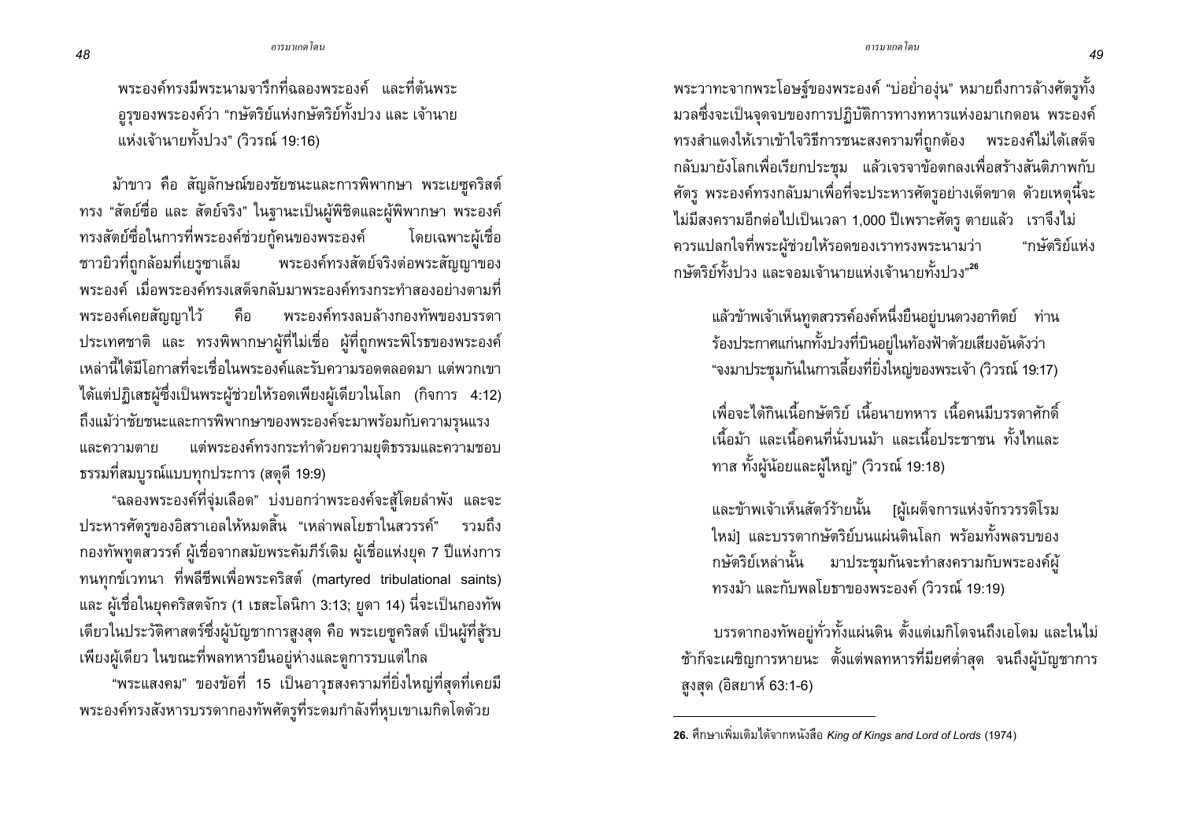พระองค์ทรงมีพระนามจารึกที่ฉลองพระองค์ และที่ต้นพระอูรุของพระองค์ว่า "กษัตริย์แห่งกษัตริย์ทั้งปวง และ เจ้านายแห่งเจ้านายทั้งปวง" (วิวรณ์ 19:16)

ม้าขาว คือ สัญลักษณ์ของชัยชนะและการพิพากษา พระเยซูคริสต์ทรง "สัตย์ซื่อ และ สัตย์จริง" ในฐานะเป็นผู้พิชิตและผู้พิพากษา พระองค์ทรงสัตย์ซื่อในการที่พระองค์ช่วยกู้คนของพระองค์ โดยเฉพาะผู้เชื่อชาวยิวที่ถูกล้อมที่เยรูซาเล็ม พระองค์ทรงสัตย์จริงต่อพระสัญญาของพระองค์ เมื่อพระองค์ทรงเสด็จกลับมาพระองค์ทรงกระทำสองอย่างตามที่พระองค์เคยสัญญาไว้ คือ พระองค์ทรงลบล้างกองทัพของบรรดาประเทศชาติ และ ทรงพิพากษาผู้ที่ไม่เชื่อ ผู้ที่ถูกพระพิโรธของพระองค์เหล่านี้ได้มีโอกาสที่จะเชื่อในพระองค์และรับความรอดตลอดมา แต่พวกเขาได้แต่ปฏิเสธผู้ซึ่งเป็นพระผู้ช่วยให้รอดเพียงผู้เดียวในโลก (กิจการ 4:12) ถึงแม้ว่าชัยชนะและการพิพากษาของพระองค์จะมาพร้อมกับความรุนแรงและความตาย แต่พระองค์ทรงกระทำด้วยความยุติธรรมและความชอบธรรมที่สมบูรณ์แบบทุกประการ (สดุดี 19:9)

"ฉลองพระองค์ที่จุ่มเลือด" บ่งบอกว่าพระองค์จะสู้โดยลำพัง และจะประหารศัตรูของอิสราเอลให้หมดสิ้น "เหล่าพลโยธาในสวรรค์" รวมถึงกองทัพทูตสวรรค์ ผู้เชื่อจากสมัยพระคัมภีร์เดิม ผู้เชื่อแห่งยุค 7 ปีแห่งการทนทุกข์เวทนา ที่พลีชีพเพื่อพระคริสต์ (martyred tribulational saints) และ ผู้เชื่อในยุคคริสตจักร (1 เธสะโลนิกา 3:13; ยูดา 14) นี่จะเป็นกองทัพเดียวในประวัติศาสตร์ซึ่งผู้บัญชาการสูงสุด คือ พระเยซูคริสต์ เป็นผู้ที่สู้รบเพียงผู้เดียว ในขณะที่พลทหารยืนอยู่ห่างและดูการรบแต่ไกล

"พระแสงคม" ของข้อที่ 15 เป็นอาวุธสงครามที่ยิ่งใหญ่ที่สุดที่เคยมี พระองค์ทรงสังหารบรรดากองทัพศัตรูที่ระดมกำลังที่หุบเขาเมกิดโดด้วยพระวาทะจากพระโอษฐ์ของพระองค์ "บ่อย่ำองุ่น" หมายถึงการล้างศัตรูทั้งมวลซึ่งจะเป็นจุดจบของการปฏิบัติการทางทหารแห่งอมาเกดอน พระองค์ทรงสำแดงให้เราเข้าใจวิธีการชนะสงครามที่ถูกต้อง พระองค์ไม่ได้เสด็จกลับมายังโลกเพื่อเรียกประชุม แล้วเจรจาข้อตกลงเพื่อสร้างสันติภาพกับศัตรู พระองค์ทรงกลับมาเพื่อที่จะประหารศัตรูอย่างเด็ดขาด ด้วยเหตุนี้จะไม่มีสงครามอีกต่อไปเป็นเวลา 1,000 ปีเพราะศัตรู ตายแล้ว เราจึงไม่ควรแปลกใจที่พระผู้ช่วยให้รอดของเราทรงพระนามว่า "กษัตริย์แห่งกษัตริย์ทั้งปวง และจอมเจ้านายแห่งเจ้านายทั้งปวง"[26]

> แล้วข้าพเจ้าเห็นทูตสวรรค์องค์หนึ่งยืนอยู่บนดวงอาทิตย์ ท่านร้องประกาศแก่นกทั้งปวงที่บินอยู่ในท้องฟ้าด้วยเสียงอันดังว่า "จงมาประชุมกันในการเลี้ยงที่ยิ่งใหญ่ของพระเจ้า (วิวรณ์ 19:17)
>
> เพื่อจะได้กินเนื้อกษัตริย์ เนื้อนายทหาร เนื้อคนมีบรรดาศักดิ์ เนื้อม้า และเนื้อคนที่นั่งบนม้า และเนื้อประชาชน ทั้งไทและทาส ทั้งผู้น้อยและผู้ใหญ่" (วิวรณ์ 19:18)
>
> และข้าพเจ้าเห็นสัตว์ร้ายนั้น [ผู้เผด็จการแห่งจักรวรรดิโรมใหม่] และบรรดากษัตริย์บนแผ่นดินโลก พร้อมทั้งพลรบของกษัตริย์เหล่านั้น มาประชุมกันจะทำสงครามกับพระองค์ผู้ทรงม้า และกับพลโยธาของพระองค์ (วิวรณ์ 19:19)

บรรดากองทัพอยู่ทั่วทั้งแผ่นดิน ตั้งแต่เมกิโดจนถึงเอโดม และในไม่ช้าก็จะเผชิญการหายนะ ตั้งแต่พลทหารที่มียศต่ำสุด จนถึงผู้บัญชาการสูงสุด (อิสยาห์ 63:1-6)

---

**26.** ศึกษาเพิ่มเติมได้จากหนังสือ *King of Kings and Lord of Lords* (1974)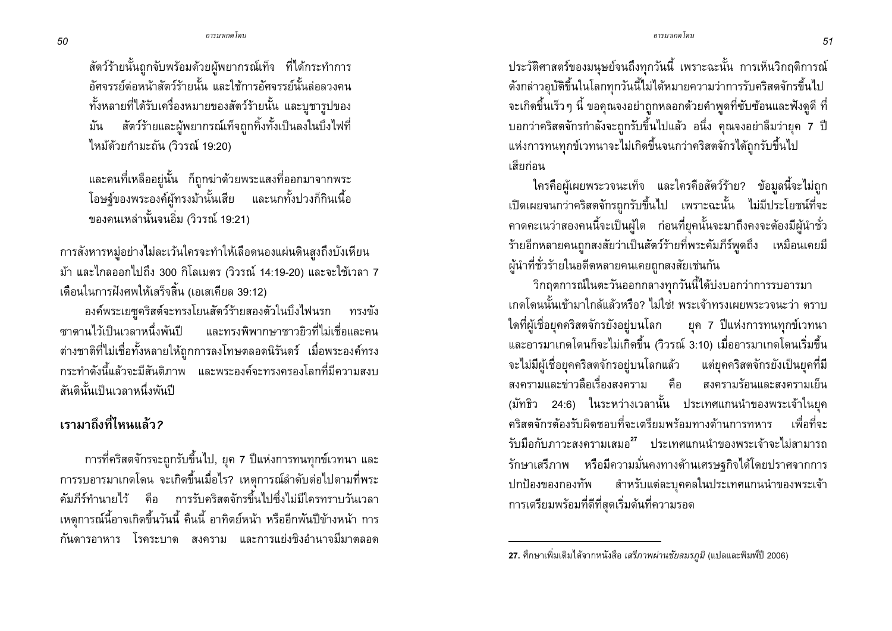สัตว์ร้ายนั้นถูกจับพร้อมด้วยผู้พยากรณ์เท็จ ที่ได้กระทำการอัศจรรย์ต่อหน้าสัตว์ร้ายนั้น และใช้การอัศจรรย์นั้นล่อลวงคนทั้งหลายที่ได้รับเครื่องหมายของสัตว์ร้ายนั้น และบูชารูปของมัน สัตว์ร้ายและผู้พยากรณ์เท็จถูกทิ้งทั้งเป็นลงในบึงไฟที่ไหม้ด้วยกำมะถัน (วิวรณ์ 19:20)

และคนที่เหลืออยู่นั้น ก็ถูกฆ่าด้วยพระแสงที่ออกมาจากพระโอษฐ์ของพระองค์ผู้ทรงม้านั้นเสีย และนกทั้งปวงก็กินเนื้อของคนเหล่านั้นจนอิ่ม (วิวรณ์ 19:21)

การสังหารหมู่อย่างไม่ละเว้นใครจะทำให้เลือดนองแผ่นดินสูงถึงบังเหียนม้า และไกลออกไปถึง 300 กิโลเมตร (วิวรณ์ 14:19-20) และจะใช้เวลา 7 เดือนในการฝังศพให้เสร็จสิ้น (เอเสเคียล 39:12)

องค์พระเยซูคริสต์จะทรงโยนสัตว์ร้ายสองตัวในบึงไฟนรก ทรงขังซาตานไว้เป็นเวลาหนึ่งพันปี และทรงพิพากษาชาวยิวที่ไม่เชื่อและคนต่างชาติที่ไม่เชื่อทั้งหลายให้ถูกการลงโทษตลอดนิรันดร์ เมื่อพระองค์ทรงกระทำดังนี้แล้วจะมีสันติภาพ และพระองค์จะทรงครองโลกที่มีความสงบสันตินั้นเป็นเวลาหนึ่งพันปี

## เรามาถึงที่ไหนแล้ว?

การที่คริสตจักรจะถูกรับขึ้นไป, ยุค 7 ปีแห่งการทนทุกข์เวทนา และการรบอารมาเกดโดน จะเกิดขึ้นเมื่อไร? เหตุการณ์ลำดับต่อไปตามที่พระคัมภีร์ทำนายไว้ คือ การรับคริสตจักรขึ้นไปซึ่งไม่มีใครทราบวันเวลา เหตุการณ์นี้อาจเกิดขึ้นวันนี้ คืนนี้ อาทิตย์หน้า หรืออีกพันปีข้างหน้า การกันดารอาหาร โรคระบาด สงคราม และการแย่งชิงอำนาจมีมาตลอดประวัติศาสตร์ของมนุษย์จนถึงทุกวันนี้ เพราะฉะนั้น การเห็นวิกฤติการณ์ดังกล่าวอุบัติขึ้นในโลกทุกวันนี้ไม่ได้หมายความว่าการรับคริสตจักรขึ้นไปจะเกิดขึ้นเร็วๆ นี้ ขอคุณจงอย่าถูกหลอกด้วยคำพูดที่ซับซ้อนและฟังดูดี ที่บอกว่าคริสตจักรกำลังจะถูกรับขึ้นไปแล้ว อนึ่ง คุณจงอย่าลืมว่ายุค 7 ปีแห่งการทนทุกข์เวทนาจะไม่เกิดขึ้นจนกว่าคริสตจักรได้ถูกรับขึ้นไปเสียก่อน

ใครคือผู้เผยพระวจนะเท็จ และใครคือสัตว์ร้าย? ข้อมูลนี้จะไม่ถูกเปิดเผยจนกว่าคริสตจักรถูกรับขึ้นไป เพราะฉะนั้น ไม่มีประโยชน์ที่จะคาดคะเนว่าสองคนนี้จะเป็นผู้ใด ก่อนที่ยุคนั้นจะมาถึงคงจะต้องมีผู้นำชั่วร้ายอีกหลายคนถูกสงสัยว่าเป็นสัตว์ร้ายที่พระคัมภีร์พูดถึง เหมือนเคยมีผู้นำที่ชั่วร้ายในอดีตหลายคนเคยถูกสงสัยเช่นกัน

วิกฤตการณ์ในตะวันออกกลางทุกวันนี้ได้บ่งบอกว่าการรบอารมาเกดโดนนั้นเข้ามาใกล้แล้วหรือ? ไม่ใช่! พระเจ้าทรงเผยพระวจนะว่า ตราบใดที่ผู้เชื่อยุคคริสตจักรยังอยู่บนโลก ยุค 7 ปีแห่งการทนทุกข์เวทนาและอารมาเกดโดนก็จะไม่เกิดขึ้น (วิวรณ์ 3:10) เมื่ออารมาเกดโดนเริ่มขึ้นจะไม่มีผู้เชื่อยุคคริสตจักรอยู่บนโลกแล้ว แต่ยุคคริสตจักรยังเป็นยุคที่มีสงครามและข่าวลือเรื่องสงคราม คือ สงครามร้อนและสงครามเย็น (มัทธิว 24:6) ในระหว่างเวลานั้น ประเทศแกนนำของพระเจ้าในยุคคริสตจักรต้องรับผิดชอบที่จะเตรียมพร้อมทางด้านการทหาร เพื่อที่จะรับมือกับภาวะสงครามเสมอ[27] ประเทศแกนนำของพระเจ้าจะไม่สามารถรักษาเสรีภาพ หรือมีความมั่นคงทางด้านเศรษฐกิจได้โดยปราศจากการปกป้องของกองทัพ สำหรับแต่ละบุคคลในประเทศแกนนำของพระเจ้าการเตรียมพร้อมที่ดีที่สุดเริ่มต้นที่ความรอด

---

**27.** ศึกษาเพิ่มเติมได้จากหนังสือ *เสรีภาพผ่านชัยสมรภูมิ* (แปลและพิมพ์ปี 2006)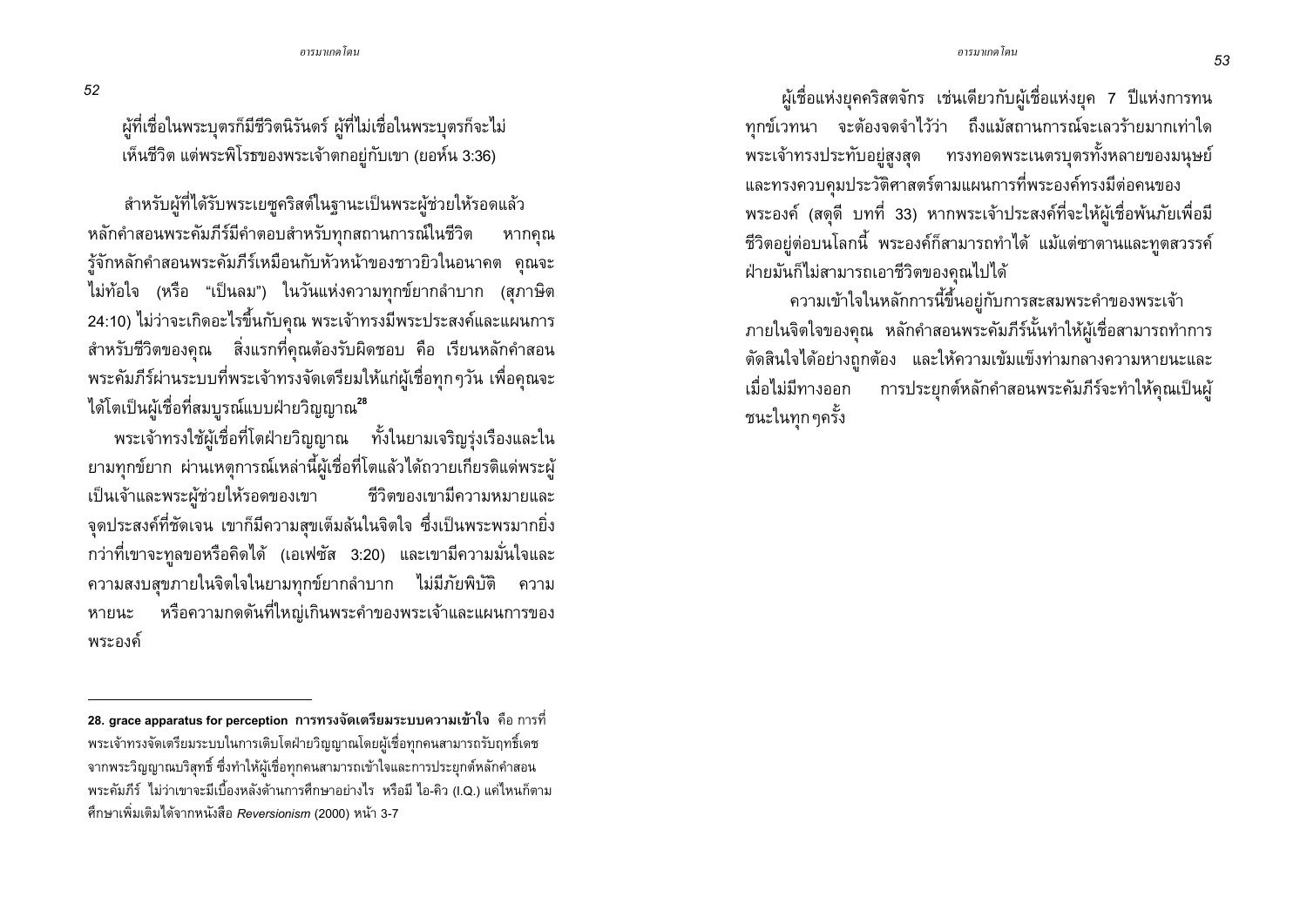ผู้ที่เชื่อในพระบุตรก็มีชีวิตนิรันดร์ ผู้ที่ไม่เชื่อในพระบุตรก็จะไม่เห็นชีวิต แต่พระพิโรธของพระเจ้าตกอยู่กับเขา (ยอห์น 3:36)

สำหรับผู้ที่ได้รับพระเยซูคริสต์ในฐานะเป็นพระผู้ช่วยให้รอดแล้ว หลักคำสอนพระคัมภีร์มีคำตอบสำหรับทุกสถานการณ์ในชีวิต หากคุณรู้จักหลักคำสอนพระคัมภีร์เหมือนกับหัวหน้าของชาวยิวในอนาคต คุณจะไม่ท้อใจ (หรือ "เป็นลม") ในวันแห่งความทุกข์ยากลำบาก (สุภาษิต 24:10) ไม่ว่าจะเกิดอะไรขึ้นกับคุณ พระเจ้าทรงมีพระประสงค์และแผนการสำหรับชีวิตของคุณ สิ่งแรกที่คุณต้องรับผิดชอบ คือ เรียนหลักคำสอนพระคัมภีร์ผ่านระบบที่พระเจ้าทรงจัดเตรียมให้แก่ผู้เชื่อทุกๆวัน เพื่อคุณจะได้โตเป็นผู้เชื่อที่สมบูรณ์แบบฝ่ายวิญญาณ[28]

พระเจ้าทรงใช้ผู้เชื่อที่โตฝ่ายวิญญาณ ทั้งในยามเจริญรุ่งเรืองและในยามทุกข์ยาก ผ่านเหตุการณ์เหล่านี้ผู้เชื่อที่โตแล้วได้ถวายเกียรติแด่พระผู้เป็นเจ้าและพระผู้ช่วยให้รอดของเขา ชีวิตของเขามีความหมายและจุดประสงค์ที่ชัดเจน เขาก็มีความสุขเต็มล้นในจิตใจ ซึ่งเป็นพระพรมากยิ่งกว่าที่เขาจะทูลขอหรือคิดได้ (เอเฟซัส 3:20) และเขามีความมั่นใจและความสงบสุขภายในจิตใจในยามทุกข์ยากลำบาก ไม่มีภัยพิบัติ ความหายนะ หรือความกดดันที่ใหญ่เกินพระคำของพระเจ้าและแผนการของพระองค์

ผู้เชื่อแห่งยุคคริสตจักร เช่นเดียวกับผู้เชื่อแห่งยุค 7 ปีแห่งการทนทุกข์เวทนา จะต้องจดจำไว้ว่า ถึงแม้สถานการณ์จะเลวร้ายมากเท่าใด พระเจ้าทรงประทับอยู่สูงสุด ทรงทอดพระเนตรบุตรทั้งหลายของมนุษย์ และทรงควบคุมประวัติศาสตร์ตามแผนการที่พระองค์ทรงมีต่อคนของพระองค์ (สดุดี บทที่ 33) หากพระเจ้าประสงค์ที่จะให้ผู้เชื่อพ้นภัยเพื่อมีชีวิตอยู่ต่อบนโลกนี้ พระองค์ก็สามารถทำได้ แม้แต่ซาตานและทูตสวรรค์ฝ่ายมันก็ไม่สามารถเอาชีวิตของคุณไปได้

ความเข้าใจในหลักการนี้ขึ้นอยู่กับการสะสมพระคำของพระเจ้าภายในจิตใจของคุณ หลักคำสอนพระคัมภีร์นั้นทำให้ผู้เชื่อสามารถทำการตัดสินใจได้อย่างถูกต้อง และให้ความเข้มแข็งท่ามกลางความหายนะและเมื่อไม่มีทางออก การประยุกต์หลักคำสอนพระคัมภีร์จะทำให้คุณเป็นผู้ชนะในทุกๆครั้ง

---

**28. grace apparatus for perception การทรงจัดเตรียมระบบความเข้าใจ** คือ การที่พระเจ้าทรงจัดเตรียมระบบในการเติบโตฝ่ายวิญญาณโดยผู้เชื่อทุกคนสามารถรับฤทธิ์เดชจากพระวิญญาณบริสุทธิ์ ซึ่งทำให้ผู้เชื่อทุกคนสามารถเข้าใจและการประยุกต์หลักคำสอนพระคัมภีร์ ไม่ว่าเขาจะมีเบื้องหลังด้านการศึกษาอย่างไร หรือมี ไอ-คิว (I.Q.) แค่ไหนก็ตาม ศึกษาเพิ่มเติมได้จากหนังสือ *Reversionism* (2000) หน้า 3-7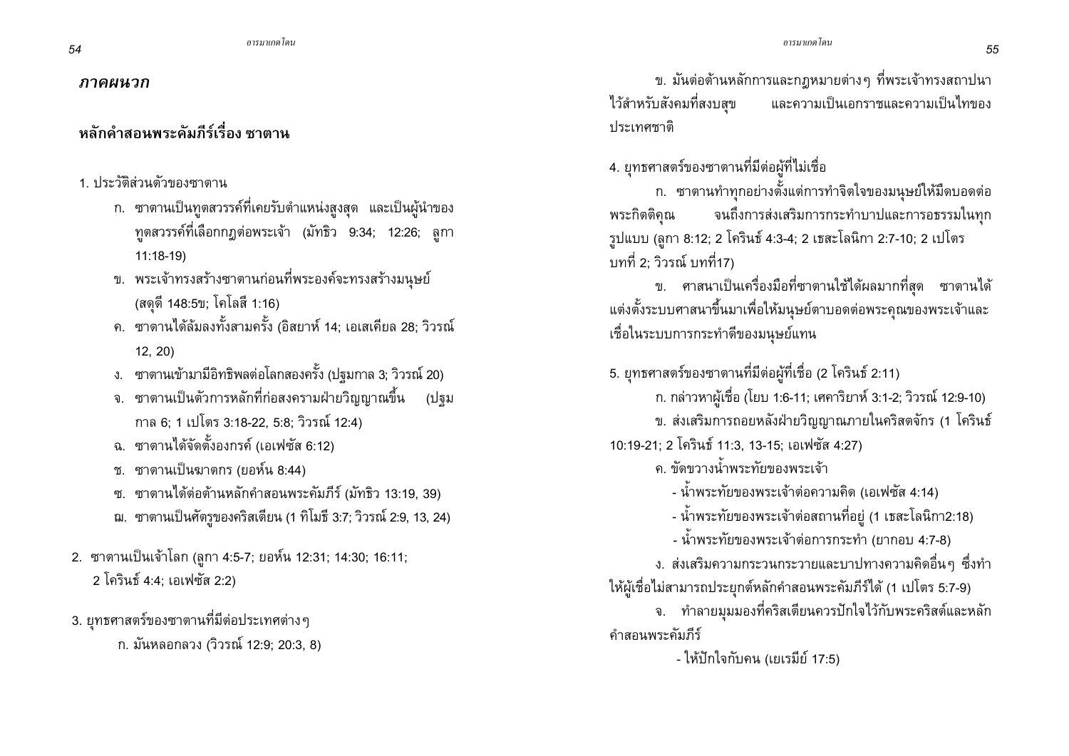## *ภาคผนวก*

### หลักคำสอนพระคัมภีร์เรื่อง ซาตาน

1. ประวัติส่วนตัวของซาตาน
   - ก. ซาตานเป็นทูตสวรรค์ที่เคยรับตำแหน่งสูงสุด และเป็นผู้นำของทูตสวรรค์ที่เลือกกฎต่อพระเจ้า (มัทธิว 9:34; 12:26; ลูกา 11:18-19)
   - ข. พระเจ้าทรงสร้างซาตานก่อนที่พระองค์จะทรงสร้างมนุษย์ (สดุดี 148:5ข; โคโลสี 1:16)
   - ค. ซาตานได้ล้มลงทั้งสามครั้ง (อิสยาห์ 14; เอเสเคียล 28; วิวรณ์ 12, 20)
   - ง. ซาตานเข้ามามีอิทธิพลต่อโลกสองครั้ง (ปฐมกาล 3; วิวรณ์ 20)
   - จ. ซาตานเป็นตัวการหลักที่ก่อสงครามฝ่ายวิญญาณขึ้น (ปฐมกาล 6; 1 เปโตร 3:18-22, 5:8; วิวรณ์ 12:4)
   - ฉ. ซาตานได้จัดตั้งองกรค์ (เอเฟซัส 6:12)
   - ช. ซาตานเป็นฆาตกร (ยอห์น 8:44)
   - ซ. ซาตานได้ต่อต้านหลักคำสอนพระคัมภีร์ (มัทธิว 13:19, 39)
   - ฌ. ซาตานเป็นศัตรูของคริสเตียน (1 ทิโมธี 3:7; วิวรณ์ 2:9, 13, 24)

2. ซาตานเป็นเจ้าโลก (ลูกา 4:5-7; ยอห์น 12:31; 14:30; 16:11; 2 โครินธ์ 4:4; เอเฟซัส 2:2)

3. ยุทธศาสตร์ของซาตานที่มีต่อประเทศต่างๆ
   - ก. มันหลอกลวง (วิวรณ์ 12:9; 20:3, 8)
   - ข. มันต่อต้านหลักการและกฎหมายต่างๆ ที่พระเจ้าทรงสถาปนาไว้สำหรับสังคมที่สงบสุข และความเป็นเอกราชและความเป็นไทของประเทศชาติ

4. ยุทธศาสตร์ของซาตานที่มีต่อผู้ที่ไม่เชื่อ
   - ก. ซาตานทำทุกอย่างตั้งแต่การทำจิตใจของมนุษย์ให้มืดบอดต่อพระกิตติคุณ จนถึงการส่งเสริมการกระทำบาปและการอธรรมในทุกรูปแบบ (ลูกา 8:12; 2 โครินธ์ 4:3-4; 2 เธสะโลนิกา 2:7-10; 2 เปโตร บทที่ 2; วิวรณ์ บทที่17)
   - ข. ศาสนาเป็นเครื่องมือที่ซาตานใช้ได้ผลมากที่สุด ซาตานได้แต่งตั้งระบบศาสนาขึ้นมาเพื่อให้มนุษย์ตาบอดต่อพระคุณของพระเจ้าและเชื่อในระบบการกระทำดีของมนุษย์แทน

5. ยุทธศาสตร์ของซาตานที่มีต่อผู้ที่เชื่อ (2 โครินธ์ 2:11)
   - ก. กล่าวหาผู้เชื่อ (โยบ 1:6-11; เศคาริยาห์ 3:1-2; วิวรณ์ 12:9-10)
   - ข. ส่งเสริมการถอยหลังฝ่ายวิญญาณภายในคริสตจักร (1 โครินธ์ 10:19-21; 2 โครินธ์ 11:3, 13-15; เอเฟซัส 4:27)
   - ค. ขัดขวางน้ำพระทัยของพระเจ้า
     - น้ำพระทัยของพระเจ้าต่อความคิด (เอเฟซัส 4:14)
     - น้ำพระทัยของพระเจ้าต่อสถานที่อยู่ (1 เธสะโลนิกา2:18)
     - น้ำพระทัยของพระเจ้าต่อการกระทำ (ยากอบ 4:7-8)
   - ง. ส่งเสริมความกระวนกระวายและบาปทางความคิดอื่นๆ ซึ่งทำให้ผู้เชื่อไม่สามารถประยุกต์หลักคำสอนพระคัมภีร์ได้ (1 เปโตร 5:7-9)
   - จ. ทำลายมุมมองที่คริสเตียนควรปักใจไว้กับพระคริสต์และหลักคำสอนพระคัมภีร์
     - ให้ปักใจกับคน (เยเรมีย์ 17:5)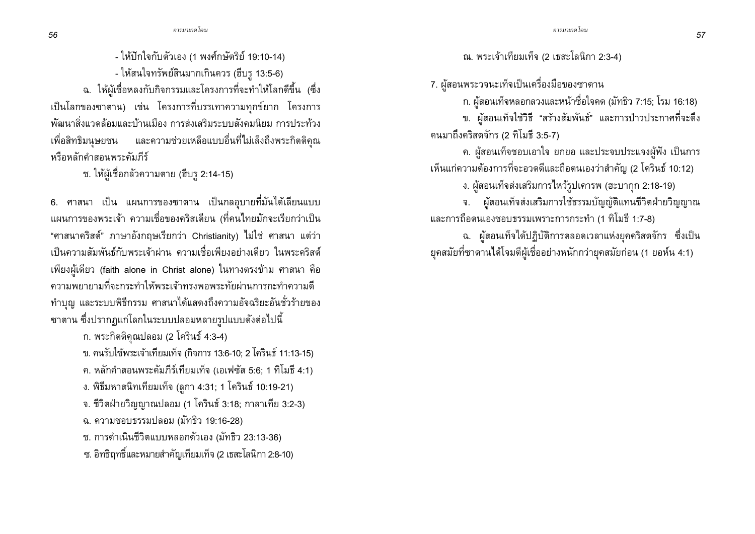- ให้ปักใจกับตัวเอง (1 พงศ์กษัตริย์ 19:10-14)

- ให้สนใจทรัพย์สินมากเกินควร (ฮีบรู 13:5-6)

ฉ. ให้ผู้เชื่อหลงกับกิจกรรมและโครงการที่จะทำให้โลกดีขึ้น (ซึ่งเป็นโลกของซาตาน) เช่น โครงการที่บรรเทาความทุกข์ยาก โครงการพัฒนาสิ่งแวดล้อมและบ้านเมือง การส่งเสริมระบบสังคมนิยม การประท้วงเพื่อสิทธิมนุษยชน และความช่วยเหลือแบบอื่นที่ไม่เล็งถึงพระกิตติคุณหรือหลักคำสอนพระคัมภีร์

ช. ให้ผู้เชื่อกลัวความตาย (ฮีบรู 2:14-15)

6. ศาสนา เป็น แผนการของซาตาน เป็นกลอุบายที่มันได้เลียนแบบแผนการของพระเจ้า ความเชื่อของคริสเตียน (ที่คนไทยมักจะเรียกว่าเป็น "ศาสนาคริสต์" ภาษาอังกฤษเรียกว่า Christianity) ไม่ใช่ ศาสนา แต่ว่าเป็นความสัมพันธ์กับพระเจ้าผ่าน ความเชื่อเพียงอย่างเดียว ในพระคริสต์เพียงผู้เดียว (faith alone in Christ alone) ในทางตรงข้าม ศาสนา คือความพยายามที่จะกระทำให้พระเจ้าทรงพอพระทัยผ่านการกระทำความดี ทำบุญ และระบบพิธีกรรม ศาสนาได้แสดงถึงความอัจฉริยะอันชั่วร้ายของซาตาน ซึ่งปรากฏแก่โลกในระบบปลอมหลายรูปแบบดังต่อไปนี้

ก. พระกิตติคุณปลอม (2 โครินธ์ 4:3-4)

ข. คนรับใช้พระเจ้าเทียมเท็จ (กิจการ 13:6-10; 2 โครินธ์ 11:13-15)

ค. หลักคำสอนพระคัมภีร์เทียมเท็จ (เอเฟซัส 5:6; 1 ทิโมธี 4:1)

ง. พิธีมหาสนิทเทียมเท็จ (ลูกา 4:31; 1 โครินธ์ 10:19-21)

จ. ชีวิตฝ่ายวิญญาณปลอม (1 โครินธ์ 3:18; กาลาเทีย 3:2-3)

ฉ. ความชอบธรรมปลอม (มัทธิว 19:16-28)

ช. การดำเนินชีวิตแบบหลอกตัวเอง (มัทธิว 23:13-36)

ซ. อิทธิฤทธิ์และหมายสำคัญเทียมเท็จ (2 เธสะโลนิกา 2:8-10)

ณ. พระเจ้าเทียมเท็จ (2 เธสะโลนิกา 2:3-4)

7. ผู้สอนพระวจนะเท็จเป็นเครื่องมือของซาตาน

ก. ผู้สอนเท็จหลอกลวงและหน้าซื่อใจคด (มัทธิว 7:15; โรม 16:18)

ข. ผู้สอนเท็จใช้วิธี "สร้างสัมพันธ์" และการป่าวประกาศที่จะดึงคนมาถึงคริสตจักร (2 ทิโมธี 3:5-7)

ค. ผู้สอนเท็จชอบเอาใจ ยกยอ และประจบประแจงผู้ฟัง เป็นการเห็นแก่ความต้องการที่จะอวดดีและถือตนเองว่าสำคัญ (2 โครินธ์ 10:12)

ง. ผู้สอนเท็จส่งเสริมการไหว้รูปเคารพ (ฮะบากุก 2:18-19)

จ. ผู้สอนเท็จส่งเสริมการใช้ธรรมบัญญัติแทนชีวิตฝ่ายวิญญาณและการถือตนเองชอบธรรมเพราะการกระทำ (1 ทิโมธี 1:7-8)

ฉ. ผู้สอนเท็จได้ปฏิบัติการตลอดเวลาแห่งยุคคริสตจักร ซึ่งเป็นยุคสมัยที่ซาตานได้โจมตีผู้เชื่ออย่างหนักกว่ายุคสมัยก่อน (1 ยอห์น 4:1)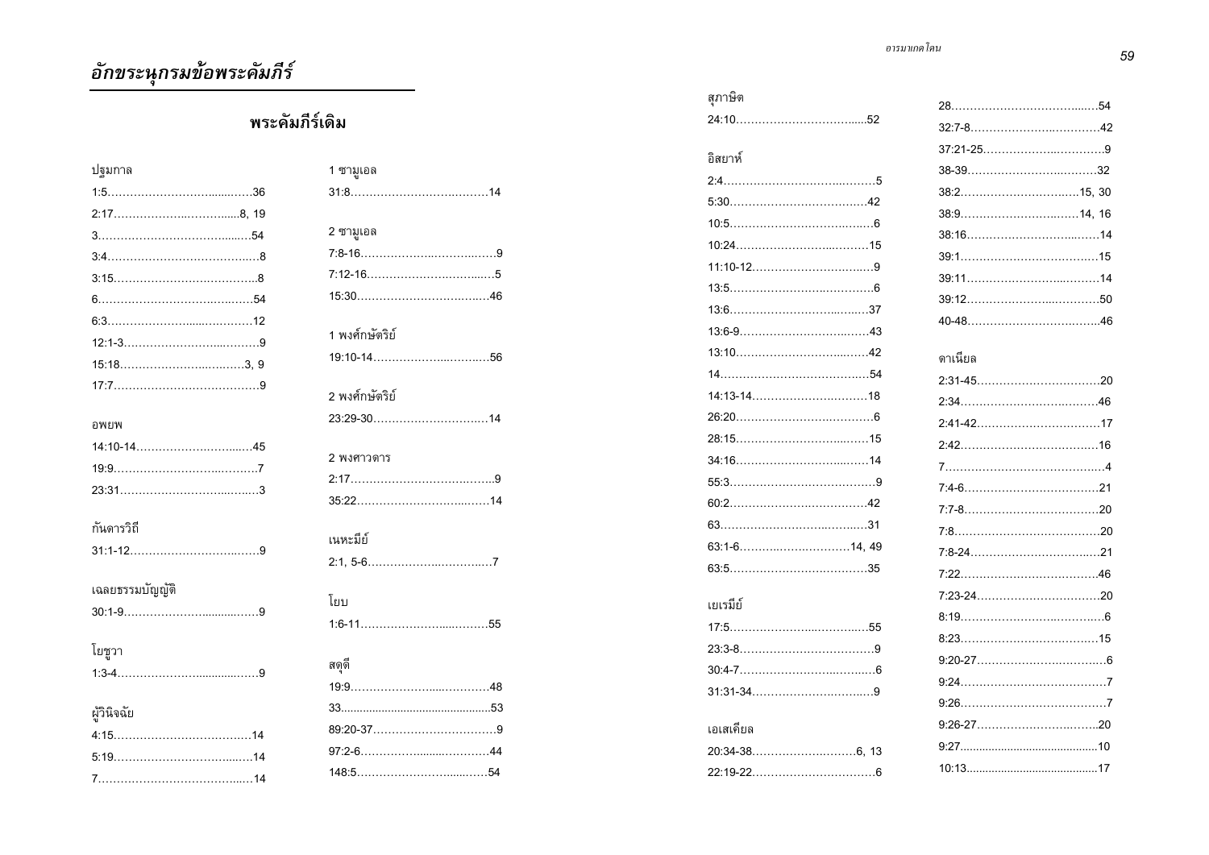## อักขระนุกรมข้อพระคัมภีร์

### พระคัมภีร์เดิม

ปฐมกาล
1:5……………………………36
2:17………………………8, 19
3………………………………54
3:4………………………………8
3:15……………………………8
6………………………………54
6:3……………………………12
12:1-3…………………………9
15:18……………………………3, 9
17:7………………………………9

อพยพ
14:10-14………………………45
19:9……………………………7
23:31……………………………3

กันดารวิถี
31:1-12…………………………9

เฉลยธรรมบัญญัติ
30:1-9…………………………9

โยชูวา
1:3-4……………………………9

ผู้วินิจฉัย
4:15……………………………14
5:19……………………………14
7………………………………14

1 ซามูเอล
31:8……………………………14

2 ซามูเอล
7:8-16……………………………9
7:12-16…………………………5
15:30……………………………46

1 พงศ์กษัตริย์
19:10-14………………………56

2 พงศ์กษัตริย์
23:29-30………………………14

2 พงศาวดาร
2:17………………………………9
35:22……………………………14

เนหะมีย์
2:1, 5-6…………………………7

โยบ
1:6-11…………………………55

สดุดี
19:9……………………………48
33………………………………53
89:20-37…………………………9
97:2-6…………………………44
148:5……………………………54

สุภาษิต
24:10……………………………52

อิสยาห์
2:4………………………………5
5:30……………………………42
10:5………………………………6
10:24……………………………15
11:10-12…………………………9
13:5………………………………6
13:6……………………………37
13:6-9…………………………43
13:10……………………………42
14………………………………54
14:13-14………………………18
26:20……………………………6
28:15……………………………15
34:16……………………………14
55:3………………………………9
60:2……………………………42
63………………………………31
63:1-6……………………14, 49
63:5……………………………35

เยเรมีย์
17:5……………………………55
23:3-8……………………………9
30:4-7……………………………6
31:31-34…………………………9

เอเสเคียล
20:34-38…………………6, 13
22:19-22…………………………6
28………………………………54
32:7-8…………………………42
37:21-25…………………………9
38-39……………………………32
38:2…………………………15, 30
38:9…………………………14, 16
38:16……………………………14
39:1……………………………15
39:11……………………………14
39:12……………………………50
40-48……………………………46

ดาเนียล
2:31-45…………………………20
2:34……………………………46
2:41-42…………………………17
2:42……………………………16
7…………………………………4
7:4-6……………………………21
7:7-8……………………………20
7:8………………………………20
7:8-24…………………………21
7:22……………………………46
7:23-24…………………………20
8:19………………………………6
8:23……………………………15
9:20-27…………………………6
9:24………………………………7
9:26………………………………7
9:26-27…………………………20
9:27……………………………10
10:13……………………………17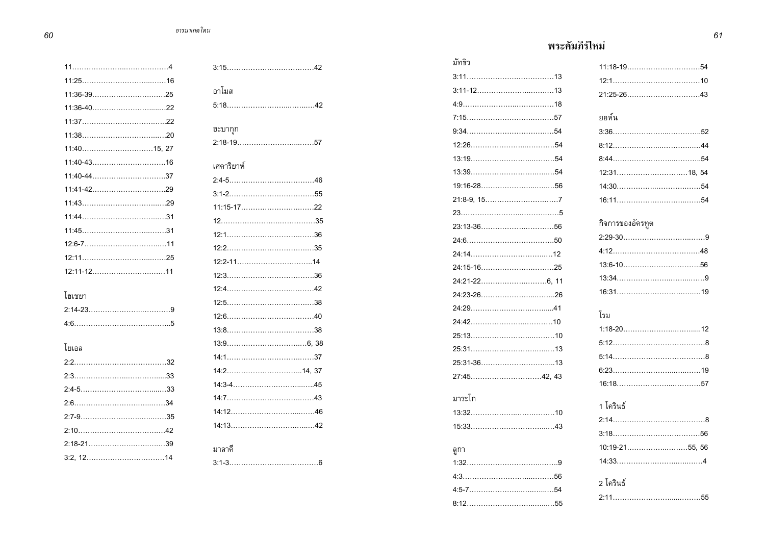11……………………………………4
11:25……………………………16
11:36-39…………………………25
11:36-40…………………………22
11:37……………………………22
11:38……………………………20
11:40…………………………15, 27
11:40-43…………………………16
11:40-44…………………………37
11:41-42…………………………29
11:43……………………………29
11:44……………………………31
11:45……………………………31
12:6-7……………………………11
12:11……………………………25
12:11-12…………………………11

โฮเชยา

2:14-23……………………………9
4:6…………………………………5

โยเอล

2:2………………………………32
2:3………………………………33
2:4-5……………………………33
2:6………………………………34
2:7-9……………………………35
2:10……………………………42
2:18-21…………………………39
3:2, 12…………………………14

3:15……………………………42

อาโมส

5:18……………………………42

ฮะบากุก

2:18-19…………………………57

เศคาริยาห์

2:4-5……………………………46
3:1-2……………………………55
11:15-17…………………………22
12………………………………35
12:1……………………………36
12:2……………………………35
12:2-11…………………………14
12:3……………………………36
12:4……………………………42
12:5……………………………38
12:6……………………………40
13:8……………………………38
13:9…………………………6, 38
14:1……………………………37
14:2…………………………14, 37
14:3-4…………………………45
14:7……………………………43
14:12……………………………46
14:13……………………………42

มาลาคี

3:1-3……………………………6

# พระคัมภีร์ใหม่

มัทธิว

3:11……………………………13
3:11-12…………………………13
4:9………………………………18
7:15……………………………57
9:34……………………………54
12:26……………………………54
13:19……………………………54
13:39……………………………54
19:16-28…………………………56
21:8-9, 15…………………………7
23…………………………………5
23:13-36…………………………56
24:6……………………………50
24:14……………………………12
24:15-16…………………………25
24:21-22……………………6, 11
24:23-26…………………………26
24:29……………………………41
24:42……………………………10
25:13……………………………10
25:31……………………………13
25:31-36…………………………13
27:45………………………42, 43

มาระโก

13:32……………………………10
15:33……………………………43

ลูกา

1:32………………………………9
4:3………………………………56
4:5-7……………………………54
8:12……………………………55

11:18-19…………………………54
12:1……………………………10
21:25-26…………………………43

ยอห์น

3:36……………………………52
8:12……………………………44
8:44……………………………54
12:31…………………………18, 54
14:30……………………………54
16:11……………………………54

กิจการของอัครทูต

2:29-30……………………………9
4:12……………………………48
13:6-10…………………………56
13:34………………………………9
16:31……………………………19

โรม

1:18-20…………………………12
5:12………………………………8
5:14………………………………8
6:23……………………………19
16:18……………………………57

1 โครินธ์

2:14………………………………8
3:18……………………………56
10:19-21……………………55, 56
14:33………………………………4

2 โครินธ์

2:11……………………………55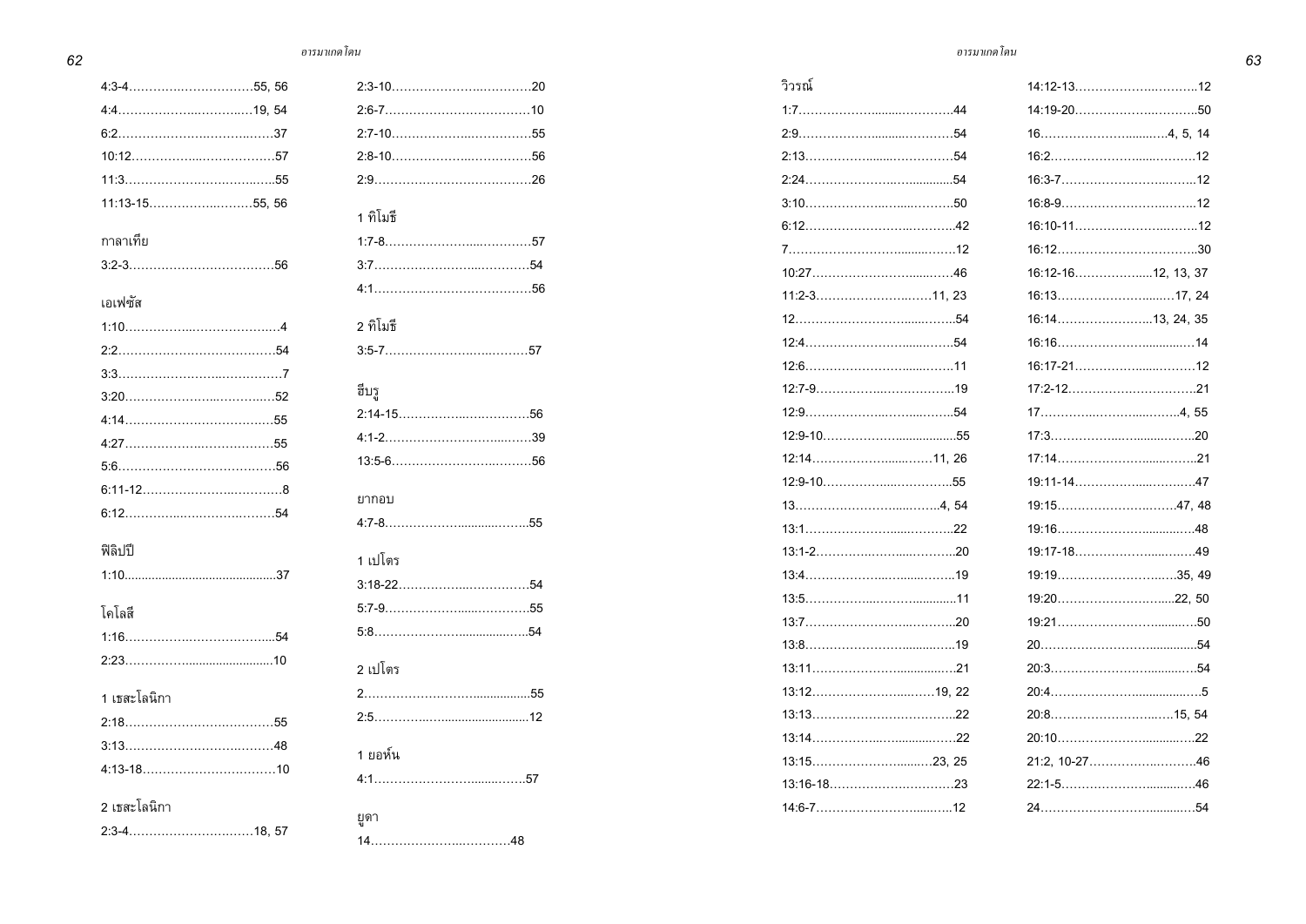4:3-4……………………………55, 56

4:4……………………………19, 54

6:2……………………………37

10:12……………………………57

11:3……………………………55

11:13-15……………………………55, 56

กาลาเทีย

3:2-3……………………………56

เอเฟซัส

1:10……………………………4

2:2……………………………54

3:3……………………………7

3:20……………………………52

4:14……………………………55

4:27……………………………55

5:6……………………………56

6:11-12……………………………8

6:12……………………………54

ฟิลิปปี

1:10……………………………37

โคโลสี

1:16……………………………54

2:23……………………………10

1 เธสะโลนิกา

2:18……………………………55

3:13……………………………48

4:13-18……………………………10

2 เธสะโลนิกา

2:3-4……………………………18, 57

2:3-10……………………………20

2:6-7……………………………10

2:7-10……………………………55

2:8-10……………………………56

2:9……………………………26

1 ทิโมธี

1:7-8……………………………57

3:7……………………………54

4:1……………………………56

2 ทิโมธี

3:5-7……………………………57

ฮีบรู

2:14-15……………………………56

4:1-2……………………………39

13:5-6……………………………56

ยากอบ

4:7-8……………………………55

1 เปโตร

3:18-22……………………………54

5:7-9……………………………55

5:8……………………………54

2 เปโตร

2……………………………55

2:5……………………………12

1 ยอห์น

4:1……………………………57

ยูดา

14……………………………48

วิวรณ์

1:7……………………………44

2:9……………………………54

2:13……………………………54

2:24……………………………54

3:10……………………………50

6:12……………………………42

7……………………………12

10:27……………………………46

11:2-3……………………………11, 23

12……………………………54

12:4……………………………54

12:6……………………………11

12:7-9……………………………19

12:9……………………………54

12:9-10……………………………55

12:14……………………………11, 26

12:9-10……………………………55

13……………………………4, 54

13:1……………………………22

13:1-2……………………………20

13:4……………………………19

13:5……………………………11

13:7……………………………20

13:8……………………………19

13:11……………………………21

13:12……………………………19, 22

13:13……………………………22

13:14……………………………22

13:15……………………………23, 25

13:16-18……………………………23

14:6-7……………………………12

14:12-13……………………………12

14:19-20……………………………50

16……………………………4, 5, 14

16:2……………………………12

16:3-7……………………………12

16:8-9……………………………12

16:10-11……………………………12

16:12……………………………30

16:12-16……………………………12, 13, 37

16:13……………………………17, 24

16:14……………………………13, 24, 35

16:16……………………………14

16:17-21……………………………12

17:2-12……………………………21

17……………………………4, 55

17:3……………………………20

17:14……………………………21

19:11-14……………………………47

19:15……………………………47, 48

19:16……………………………48

19:17-18……………………………49

19:19……………………………35, 49

19:20……………………………22, 50

19:21……………………………50

20……………………………54

20:3……………………………54

20:4……………………………5

20:8……………………………15, 54

20:10……………………………22

21:2, 10-27……………………………46

22:1-5……………………………46

24……………………………54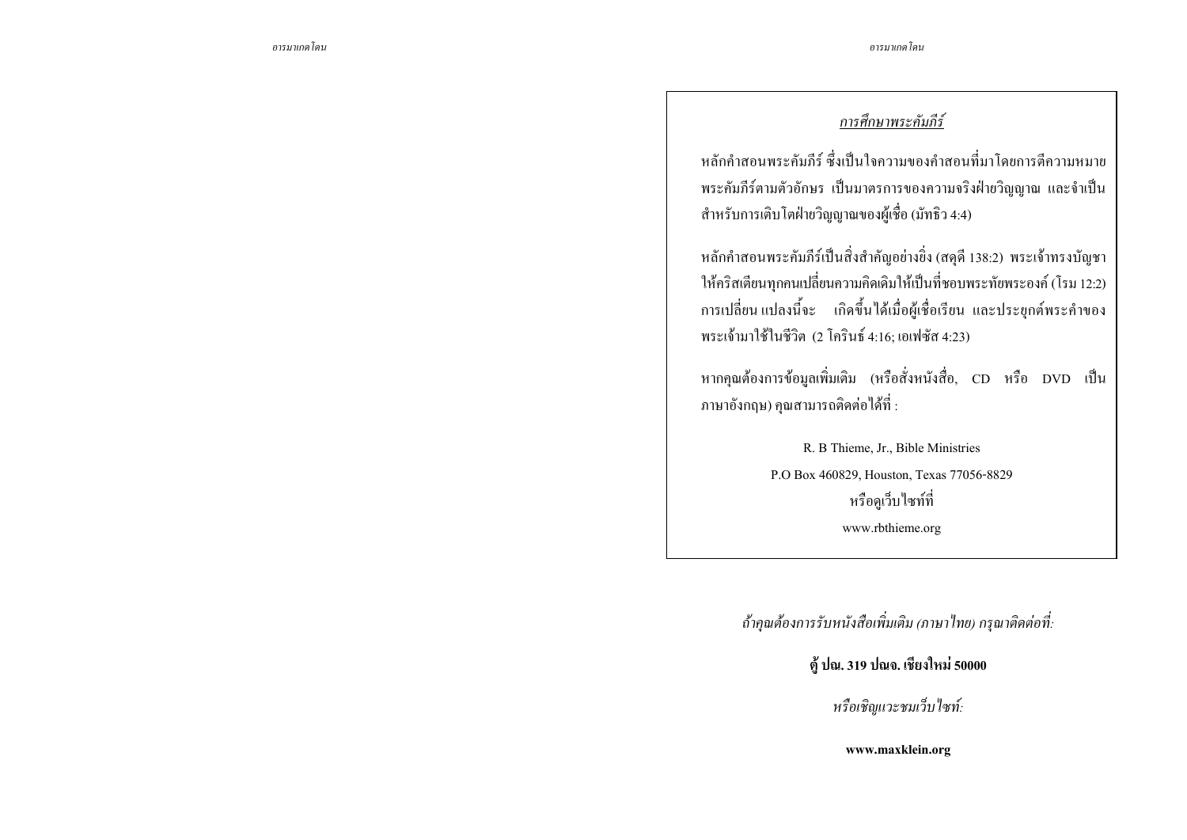*การศึกษาพระคัมภีร์*

หลักคำสอนพระคัมภีร์ ซึ่งเป็นใจความของคำสอนที่มาโดยการตีความหมายพระคัมภีร์ตามตัวอักษร เป็นมาตรการของความจริงฝ่ายวิญญาณ และจำเป็นสำหรับการเติบโตฝ่ายวิญญาณของผู้เชื่อ (มัทธิว 4:4)

หลักคำสอนพระคัมภีร์เป็นสิ่งสำคัญอย่างยิ่ง (สดุดี 138:2) พระเจ้าทรงบัญชาให้คริสเตียนทุกคนเปลี่ยนความคิดเดิมให้เป็นที่ชอบพระทัยพระองค์ (โรม 12:2) การเปลี่ยน แปลงนี้จะ เกิดขึ้นได้เมื่อผู้เชื่อเรียน และประยุกต์พระคำของพระเจ้ามาใช้ในชีวิต (2 โครินธ์ 4:16; เอเฟซัส 4:23)

หากคุณต้องการข้อมูลเพิ่มเติม (หรือสั่งหนังสือ, CD หรือ DVD เป็นภาษาอังกฤษ) คุณสามารถติดต่อได้ที่ :

R. B Thieme, Jr., Bible Ministries

P.O Box 460829, Houston, Texas 77056-8829

หรือดูเว็บไซท์ที่

www.rbthieme.org

*ถ้าคุณต้องการรับหนังสือเพิ่มเติม (ภาษาไทย) กรุณาติดต่อที่:*

**ตู้ ปณ. 319 ปณจ. เชียงใหม่ 50000**

*หรือเชิญแวะชมเว็บไซท์:*

**www.maxklein.org**